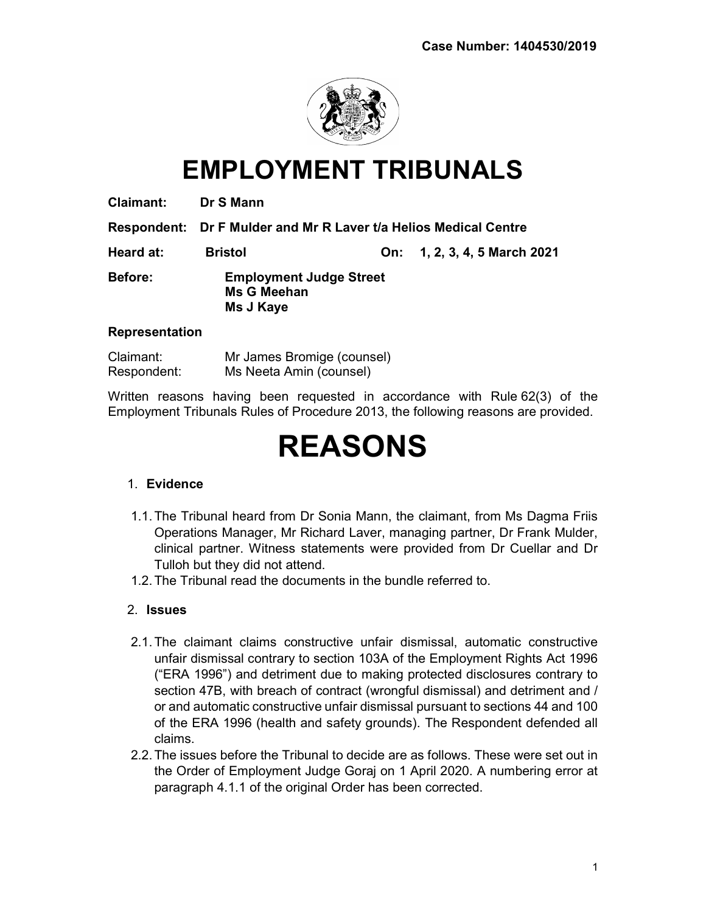**Case Number: 1404530/2019**

# EMPLOYMENT TRIBUNALS

**Claimant:** Dr S Mann

**Respondent:** Dr F Mulder and Mr R Laver t/a Helios Medical Centre

**Heard at:** Bristol **On:** 1, 2, 3, 4, 5 March 2021

**Before:** Employment Judge Street
Ms G Meehan
Ms J Kaye

**Representation**

Claimant: Mr James Bromige (counsel)
Respondent: Ms Neeta Amin (counsel)

Written reasons having been requested in accordance with Rule 62(3) of the Employment Tribunals Rules of Procedure 2013, the following reasons are provided.

# REASONS

1. **Evidence**

1.1. The Tribunal heard from Dr Sonia Mann, the claimant, from Ms Dagma Friis Operations Manager, Mr Richard Laver, managing partner, Dr Frank Mulder, clinical partner. Witness statements were provided from Dr Cuellar and Dr Tulloh but they did not attend.

1.2. The Tribunal read the documents in the bundle referred to.

2. **Issues**

2.1. The claimant claims constructive unfair dismissal, automatic constructive unfair dismissal contrary to section 103A of the Employment Rights Act 1996 ("ERA 1996") and detriment due to making protected disclosures contrary to section 47B, with breach of contract (wrongful dismissal) and detriment and / or and automatic constructive unfair dismissal pursuant to sections 44 and 100 of the ERA 1996 (health and safety grounds). The Respondent defended all claims.

2.2. The issues before the Tribunal to decide are as follows. These were set out in the Order of Employment Judge Goraj on 1 April 2020. A numbering error at paragraph 4.1.1 of the original Order has been corrected.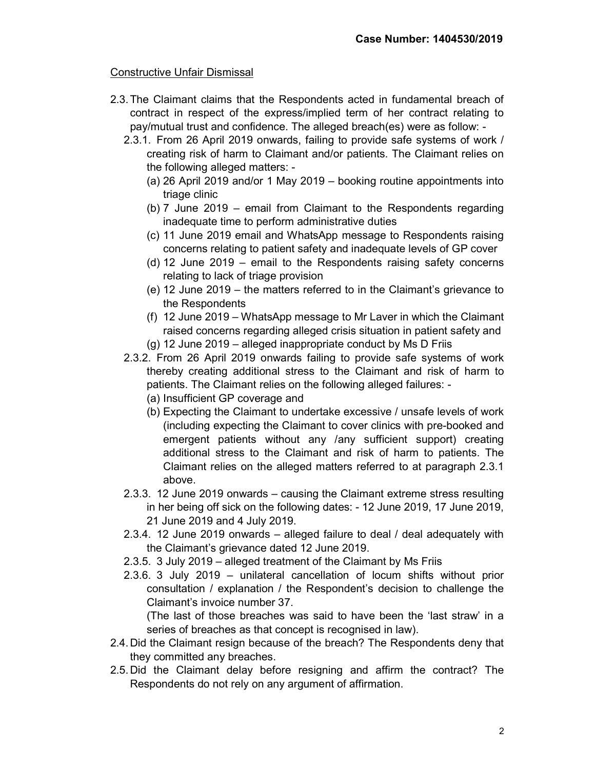Case Number: 1404530/2019

Constructive Unfair Dismissal

2.3. The Claimant claims that the Respondents acted in fundamental breach of contract in respect of the express/implied term of her contract relating to pay/mutual trust and confidence. The alleged breach(es) were as follow: -

   2.3.1. From 26 April 2019 onwards, failing to provide safe systems of work / creating risk of harm to Claimant and/or patients. The Claimant relies on the following alleged matters: -

      (a) 26 April 2019 and/or 1 May 2019 – booking routine appointments into triage clinic

      (b) 7 June 2019 – email from Claimant to the Respondents regarding inadequate time to perform administrative duties

      (c) 11 June 2019 email and WhatsApp message to Respondents raising concerns relating to patient safety and inadequate levels of GP cover

      (d) 12 June 2019 – email to the Respondents raising safety concerns relating to lack of triage provision

      (e) 12 June 2019 – the matters referred to in the Claimant's grievance to the Respondents

      (f) 12 June 2019 – WhatsApp message to Mr Laver in which the Claimant raised concerns regarding alleged crisis situation in patient safety and

      (g) 12 June 2019 – alleged inappropriate conduct by Ms D Friis

   2.3.2. From 26 April 2019 onwards failing to provide safe systems of work thereby creating additional stress to the Claimant and risk of harm to patients. The Claimant relies on the following alleged failures: -

      (a) Insufficient GP coverage and

      (b) Expecting the Claimant to undertake excessive / unsafe levels of work (including expecting the Claimant to cover clinics with pre-booked and emergent patients without any /any sufficient support) creating additional stress to the Claimant and risk of harm to patients. The Claimant relies on the alleged matters referred to at paragraph 2.3.1 above.

   2.3.3. 12 June 2019 onwards – causing the Claimant extreme stress resulting in her being off sick on the following dates: - 12 June 2019, 17 June 2019, 21 June 2019 and 4 July 2019.

   2.3.4. 12 June 2019 onwards – alleged failure to deal / deal adequately with the Claimant's grievance dated 12 June 2019.

   2.3.5. 3 July 2019 – alleged treatment of the Claimant by Ms Friis

   2.3.6. 3 July 2019 – unilateral cancellation of locum shifts without prior consultation / explanation / the Respondent's decision to challenge the Claimant's invoice number 37.

   (The last of those breaches was said to have been the 'last straw' in a series of breaches as that concept is recognised in law).

2.4. Did the Claimant resign because of the breach? The Respondents deny that they committed any breaches.

2.5. Did the Claimant delay before resigning and affirm the contract? The Respondents do not rely on any argument of affirmation.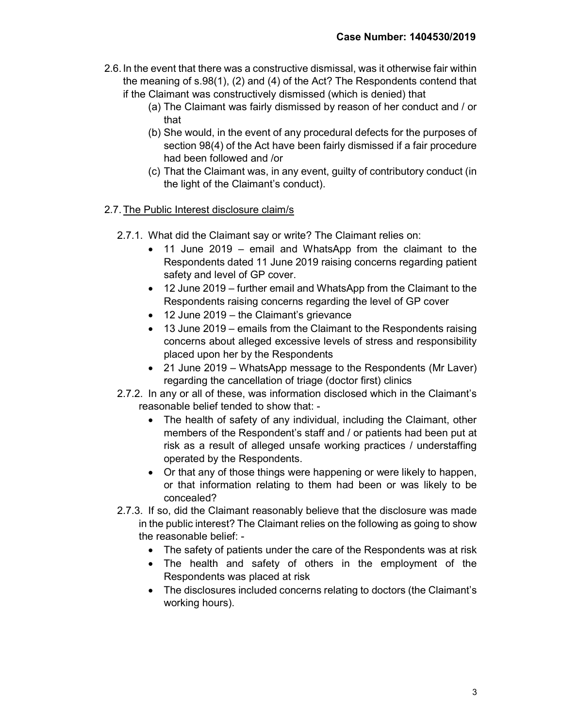2.6. In the event that there was a constructive dismissal, was it otherwise fair within the meaning of s.98(1), (2) and (4) of the Act? The Respondents contend that if the Claimant was constructively dismissed (which is denied) that

(a) The Claimant was fairly dismissed by reason of her conduct and / or that

(b) She would, in the event of any procedural defects for the purposes of section 98(4) of the Act have been fairly dismissed if a fair procedure had been followed and /or

(c) That the Claimant was, in any event, guilty of contributory conduct (in the light of the Claimant's conduct).

2.7. <u>The Public Interest disclosure claim/s</u>

2.7.1. What did the Claimant say or write? The Claimant relies on:

- 11 June 2019 – email and WhatsApp from the claimant to the Respondents dated 11 June 2019 raising concerns regarding patient safety and level of GP cover.
- 12 June 2019 – further email and WhatsApp from the Claimant to the Respondents raising concerns regarding the level of GP cover
- 12 June 2019 – the Claimant's grievance
- 13 June 2019 – emails from the Claimant to the Respondents raising concerns about alleged excessive levels of stress and responsibility placed upon her by the Respondents
- 21 June 2019 – WhatsApp message to the Respondents (Mr Laver) regarding the cancellation of triage (doctor first) clinics

2.7.2. In any or all of these, was information disclosed which in the Claimant's reasonable belief tended to show that: -

- The health of safety of any individual, including the Claimant, other members of the Respondent's staff and / or patients had been put at risk as a result of alleged unsafe working practices / understaffing operated by the Respondents.
- Or that any of those things were happening or were likely to happen, or that information relating to them had been or was likely to be concealed?

2.7.3. If so, did the Claimant reasonably believe that the disclosure was made in the public interest? The Claimant relies on the following as going to show the reasonable belief: -

- The safety of patients under the care of the Respondents was at risk
- The health and safety of others in the employment of the Respondents was placed at risk
- The disclosures included concerns relating to doctors (the Claimant's working hours).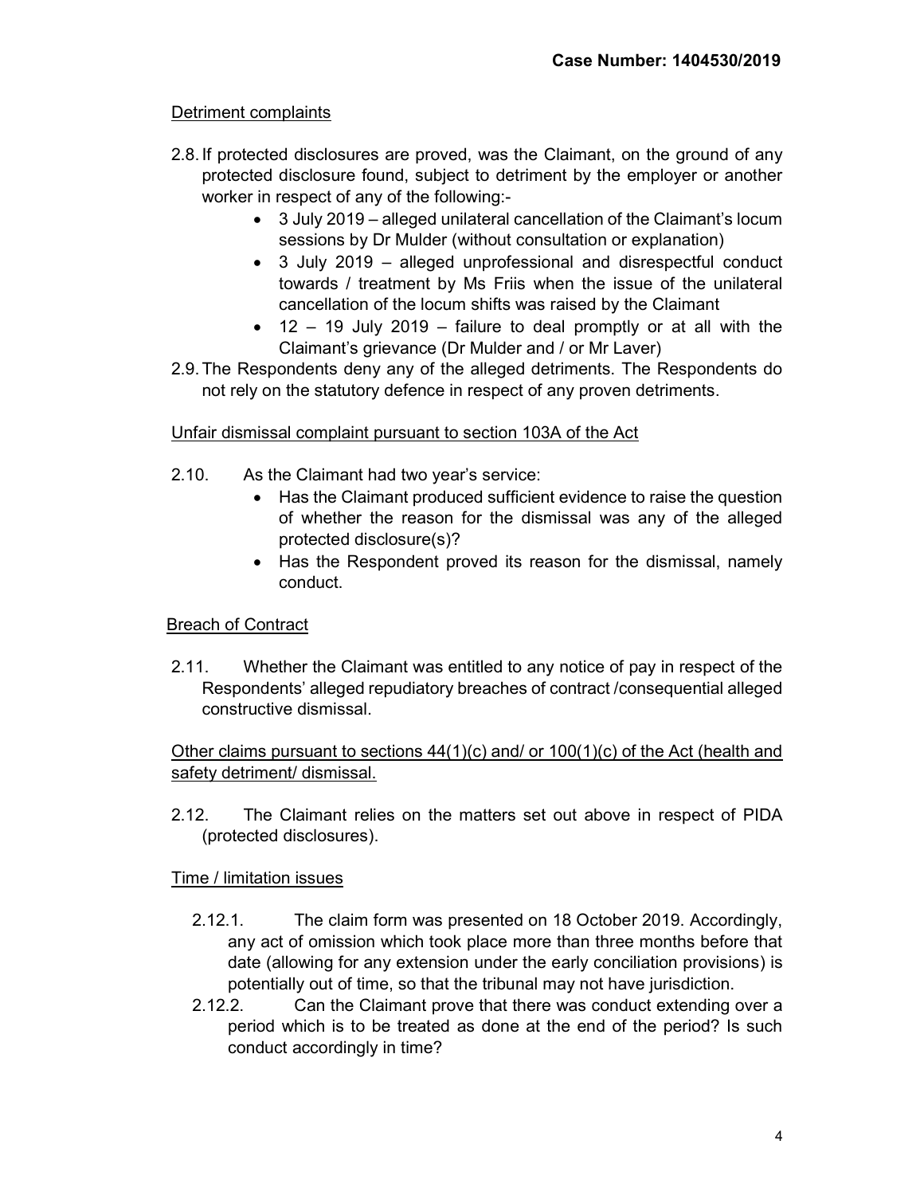Detriment complaints

2.8. If protected disclosures are proved, was the Claimant, on the ground of any protected disclosure found, subject to detriment by the employer or another worker in respect of any of the following:-
- 3 July 2019 – alleged unilateral cancellation of the Claimant's locum sessions by Dr Mulder (without consultation or explanation)
- 3 July 2019 – alleged unprofessional and disrespectful conduct towards / treatment by Ms Friis when the issue of the unilateral cancellation of the locum shifts was raised by the Claimant
- 12 – 19 July 2019 – failure to deal promptly or at all with the Claimant's grievance (Dr Mulder and / or Mr Laver)

2.9. The Respondents deny any of the alleged detriments. The Respondents do not rely on the statutory defence in respect of any proven detriments.

Unfair dismissal complaint pursuant to section 103A of the Act

2.10. As the Claimant had two year's service:
- Has the Claimant produced sufficient evidence to raise the question of whether the reason for the dismissal was any of the alleged protected disclosure(s)?
- Has the Respondent proved its reason for the dismissal, namely conduct.

Breach of Contract

2.11. Whether the Claimant was entitled to any notice of pay in respect of the Respondents' alleged repudiatory breaches of contract /consequential alleged constructive dismissal.

Other claims pursuant to sections 44(1)(c) and/ or 100(1)(c) of the Act (health and safety detriment/ dismissal.

2.12. The Claimant relies on the matters set out above in respect of PIDA (protected disclosures).

Time / limitation issues

2.12.1. The claim form was presented on 18 October 2019. Accordingly, any act of omission which took place more than three months before that date (allowing for any extension under the early conciliation provisions) is potentially out of time, so that the tribunal may not have jurisdiction.

2.12.2. Can the Claimant prove that there was conduct extending over a period which is to be treated as done at the end of the period? Is such conduct accordingly in time?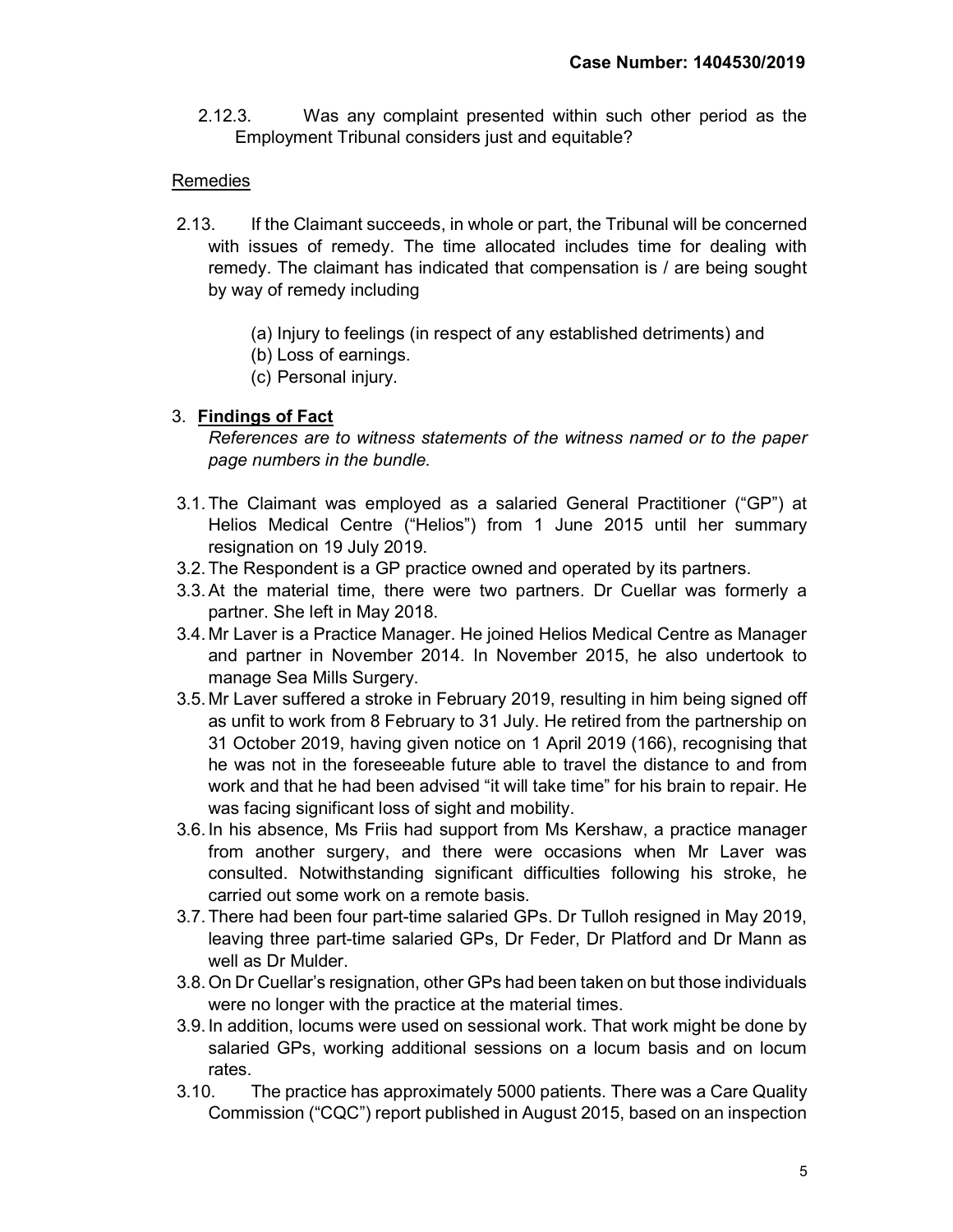2.12.3. Was any complaint presented within such other period as the Employment Tribunal considers just and equitable?

Remedies

2.13. If the Claimant succeeds, in whole or part, the Tribunal will be concerned with issues of remedy. The time allocated includes time for dealing with remedy. The claimant has indicated that compensation is / are being sought by way of remedy including

(a) Injury to feelings (in respect of any established detriments) and
(b) Loss of earnings.
(c) Personal injury.

3. **Findings of Fact**
*References are to witness statements of the witness named or to the paper page numbers in the bundle.*

3.1. The Claimant was employed as a salaried General Practitioner ("GP") at Helios Medical Centre ("Helios") from 1 June 2015 until her summary resignation on 19 July 2019.

3.2. The Respondent is a GP practice owned and operated by its partners.

3.3. At the material time, there were two partners. Dr Cuellar was formerly a partner. She left in May 2018.

3.4. Mr Laver is a Practice Manager. He joined Helios Medical Centre as Manager and partner in November 2014. In November 2015, he also undertook to manage Sea Mills Surgery.

3.5. Mr Laver suffered a stroke in February 2019, resulting in him being signed off as unfit to work from 8 February to 31 July. He retired from the partnership on 31 October 2019, having given notice on 1 April 2019 (166), recognising that he was not in the foreseeable future able to travel the distance to and from work and that he had been advised "it will take time" for his brain to repair. He was facing significant loss of sight and mobility.

3.6. In his absence, Ms Friis had support from Ms Kershaw, a practice manager from another surgery, and there were occasions when Mr Laver was consulted. Notwithstanding significant difficulties following his stroke, he carried out some work on a remote basis.

3.7. There had been four part-time salaried GPs. Dr Tulloh resigned in May 2019, leaving three part-time salaried GPs, Dr Feder, Dr Platford and Dr Mann as well as Dr Mulder.

3.8. On Dr Cuellar's resignation, other GPs had been taken on but those individuals were no longer with the practice at the material times.

3.9. In addition, locums were used on sessional work. That work might be done by salaried GPs, working additional sessions on a locum basis and on locum rates.

3.10. The practice has approximately 5000 patients. There was a Care Quality Commission ("CQC") report published in August 2015, based on an inspection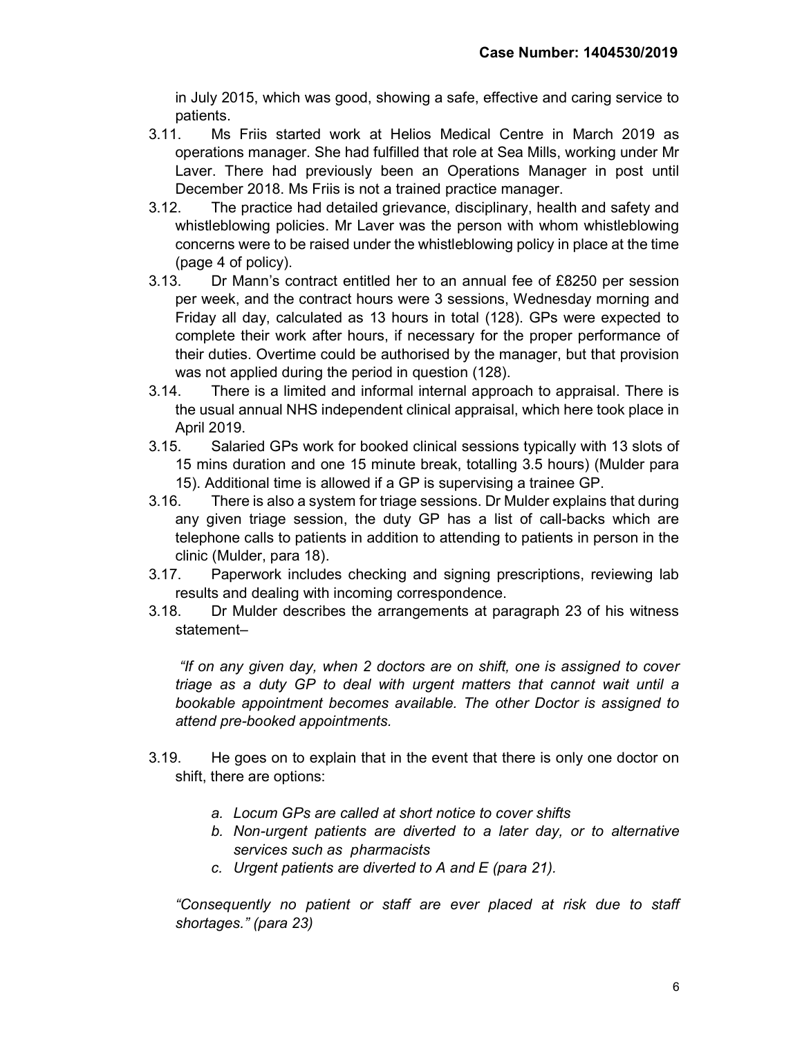in July 2015, which was good, showing a safe, effective and caring service to patients.

3.11. Ms Friis started work at Helios Medical Centre in March 2019 as operations manager. She had fulfilled that role at Sea Mills, working under Mr Laver. There had previously been an Operations Manager in post until December 2018. Ms Friis is not a trained practice manager.

3.12. The practice had detailed grievance, disciplinary, health and safety and whistleblowing policies. Mr Laver was the person with whom whistleblowing concerns were to be raised under the whistleblowing policy in place at the time (page 4 of policy).

3.13. Dr Mann's contract entitled her to an annual fee of £8250 per session per week, and the contract hours were 3 sessions, Wednesday morning and Friday all day, calculated as 13 hours in total (128). GPs were expected to complete their work after hours, if necessary for the proper performance of their duties. Overtime could be authorised by the manager, but that provision was not applied during the period in question (128).

3.14. There is a limited and informal internal approach to appraisal. There is the usual annual NHS independent clinical appraisal, which here took place in April 2019.

3.15. Salaried GPs work for booked clinical sessions typically with 13 slots of 15 mins duration and one 15 minute break, totalling 3.5 hours) (Mulder para 15). Additional time is allowed if a GP is supervising a trainee GP.

3.16. There is also a system for triage sessions. Dr Mulder explains that during any given triage session, the duty GP has a list of call-backs which are telephone calls to patients in addition to attending to patients in person in the clinic (Mulder, para 18).

3.17. Paperwork includes checking and signing prescriptions, reviewing lab results and dealing with incoming correspondence.

3.18. Dr Mulder describes the arrangements at paragraph 23 of his witness statement–

*"If on any given day, when 2 doctors are on shift, one is assigned to cover triage as a duty GP to deal with urgent matters that cannot wait until a bookable appointment becomes available. The other Doctor is assigned to attend pre-booked appointments.*

3.19. He goes on to explain that in the event that there is only one doctor on shift, there are options:

*a. Locum GPs are called at short notice to cover shifts*

*b. Non-urgent patients are diverted to a later day, or to alternative services such as pharmacists*

*c. Urgent patients are diverted to A and E (para 21).*

*"Consequently no patient or staff are ever placed at risk due to staff shortages." (para 23)*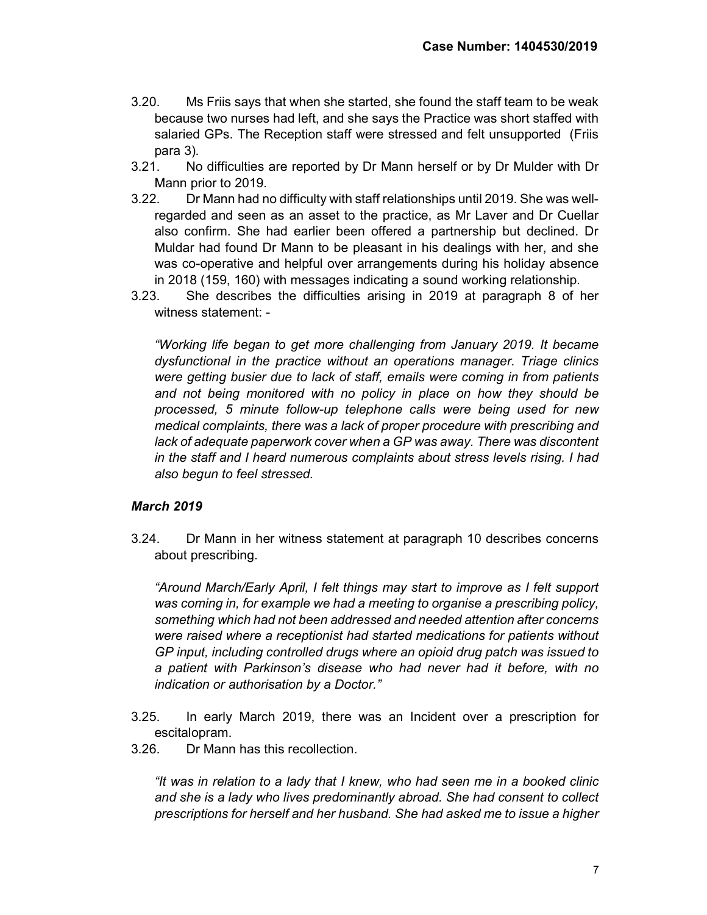3.20. Ms Friis says that when she started, she found the staff team to be weak because two nurses had left, and she says the Practice was short staffed with salaried GPs. The Reception staff were stressed and felt unsupported (Friis para 3).

3.21. No difficulties are reported by Dr Mann herself or by Dr Mulder with Dr Mann prior to 2019.

3.22. Dr Mann had no difficulty with staff relationships until 2019. She was well-regarded and seen as an asset to the practice, as Mr Laver and Dr Cuellar also confirm. She had earlier been offered a partnership but declined. Dr Muldar had found Dr Mann to be pleasant in his dealings with her, and she was co-operative and helpful over arrangements during his holiday absence in 2018 (159, 160) with messages indicating a sound working relationship.

3.23. She describes the difficulties arising in 2019 at paragraph 8 of her witness statement: -

*"Working life began to get more challenging from January 2019. It became dysfunctional in the practice without an operations manager. Triage clinics were getting busier due to lack of staff, emails were coming in from patients and not being monitored with no policy in place on how they should be processed, 5 minute follow-up telephone calls were being used for new medical complaints, there was a lack of proper procedure with prescribing and lack of adequate paperwork cover when a GP was away. There was discontent in the staff and I heard numerous complaints about stress levels rising. I had also begun to feel stressed.*

### *March 2019*

3.24. Dr Mann in her witness statement at paragraph 10 describes concerns about prescribing.

*"Around March/Early April, I felt things may start to improve as I felt support was coming in, for example we had a meeting to organise a prescribing policy, something which had not been addressed and needed attention after concerns were raised where a receptionist had started medications for patients without GP input, including controlled drugs where an opioid drug patch was issued to a patient with Parkinson's disease who had never had it before, with no indication or authorisation by a Doctor."*

3.25. In early March 2019, there was an Incident over a prescription for escitalopram.

3.26. Dr Mann has this recollection.

*"It was in relation to a lady that I knew, who had seen me in a booked clinic and she is a lady who lives predominantly abroad. She had consent to collect prescriptions for herself and her husband. She had asked me to issue a higher*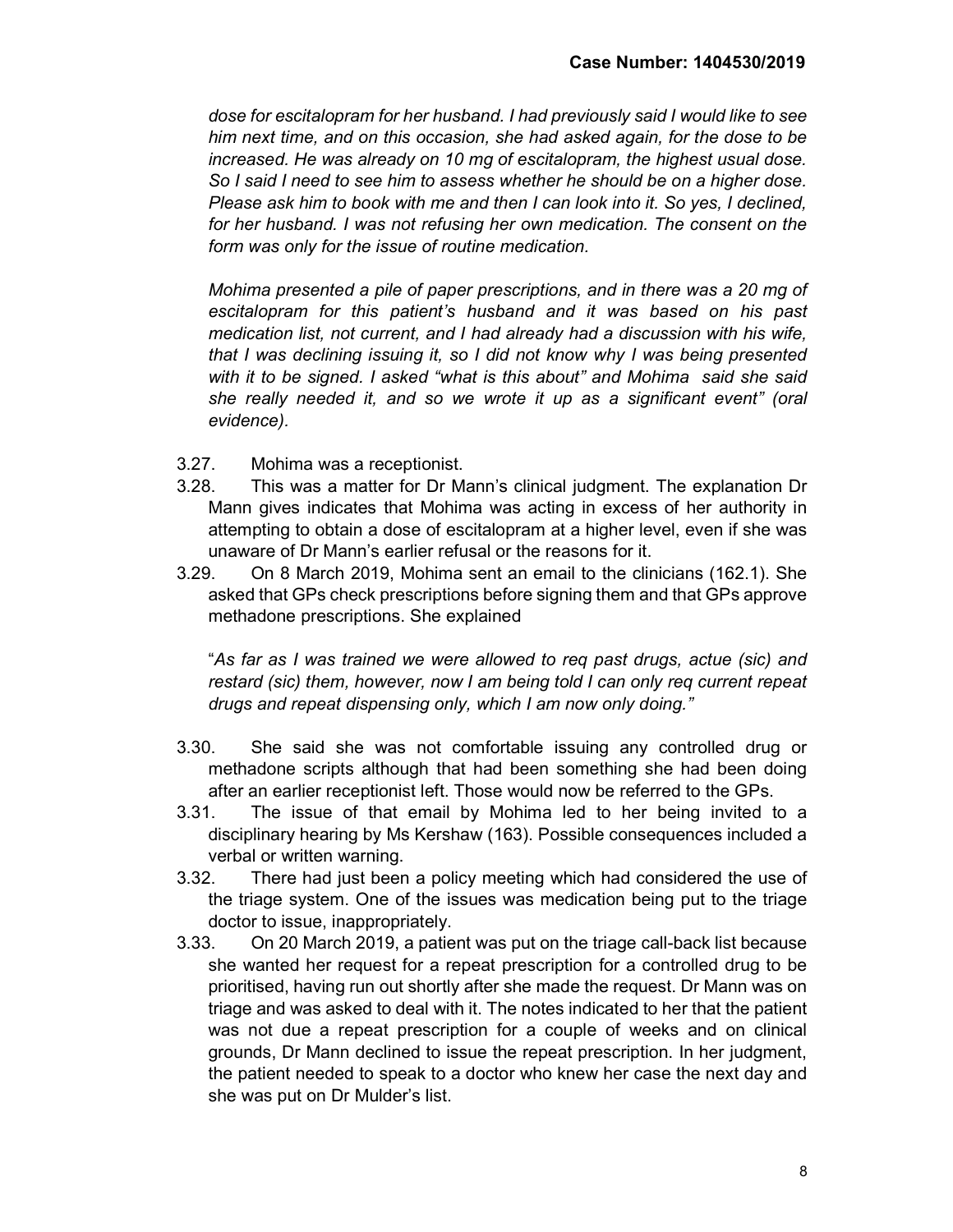*dose for escitalopram for her husband. I had previously said I would like to see him next time, and on this occasion, she had asked again, for the dose to be increased. He was already on 10 mg of escitalopram, the highest usual dose. So I said I need to see him to assess whether he should be on a higher dose. Please ask him to book with me and then I can look into it. So yes, I declined, for her husband. I was not refusing her own medication. The consent on the form was only for the issue of routine medication.*

*Mohima presented a pile of paper prescriptions, and in there was a 20 mg of escitalopram for this patient's husband and it was based on his past medication list, not current, and I had already had a discussion with his wife, that I was declining issuing it, so I did not know why I was being presented with it to be signed. I asked "what is this about" and Mohima said she said she really needed it, and so we wrote it up as a significant event" (oral evidence).*

3.27. Mohima was a receptionist.

3.28. This was a matter for Dr Mann's clinical judgment. The explanation Dr Mann gives indicates that Mohima was acting in excess of her authority in attempting to obtain a dose of escitalopram at a higher level, even if she was unaware of Dr Mann's earlier refusal or the reasons for it.

3.29. On 8 March 2019, Mohima sent an email to the clinicians (162.1). She asked that GPs check prescriptions before signing them and that GPs approve methadone prescriptions. She explained

"*As far as I was trained we were allowed to req past drugs, actue (sic) and restard (sic) them, however, now I am being told I can only req current repeat drugs and repeat dispensing only, which I am now only doing.*"

3.30. She said she was not comfortable issuing any controlled drug or methadone scripts although that had been something she had been doing after an earlier receptionist left. Those would now be referred to the GPs.

3.31. The issue of that email by Mohima led to her being invited to a disciplinary hearing by Ms Kershaw (163). Possible consequences included a verbal or written warning.

3.32. There had just been a policy meeting which had considered the use of the triage system. One of the issues was medication being put to the triage doctor to issue, inappropriately.

3.33. On 20 March 2019, a patient was put on the triage call-back list because she wanted her request for a repeat prescription for a controlled drug to be prioritised, having run out shortly after she made the request. Dr Mann was on triage and was asked to deal with it. The notes indicated to her that the patient was not due a repeat prescription for a couple of weeks and on clinical grounds, Dr Mann declined to issue the repeat prescription. In her judgment, the patient needed to speak to a doctor who knew her case the next day and she was put on Dr Mulder's list.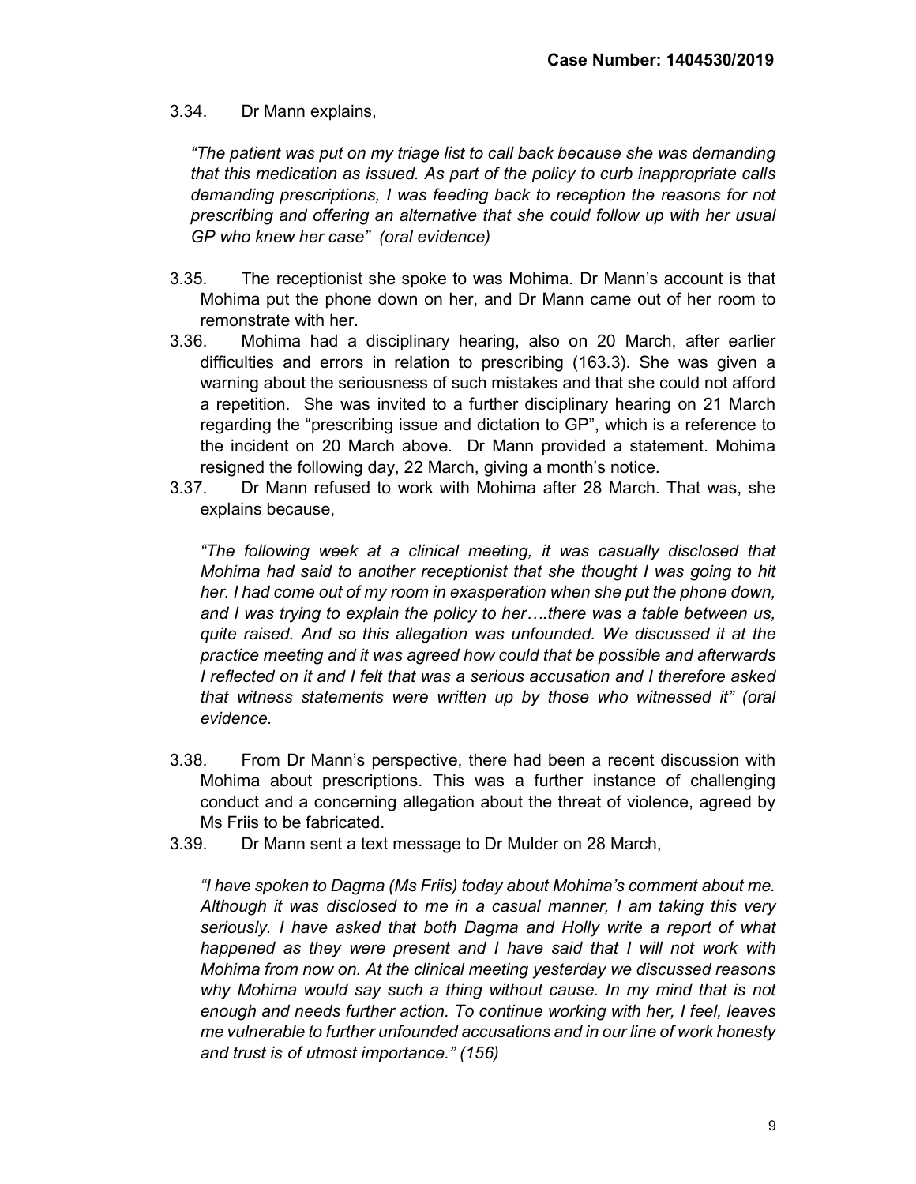3.34. Dr Mann explains,

*"The patient was put on my triage list to call back because she was demanding that this medication as issued. As part of the policy to curb inappropriate calls demanding prescriptions, I was feeding back to reception the reasons for not prescribing and offering an alternative that she could follow up with her usual GP who knew her case" (oral evidence)*

3.35. The receptionist she spoke to was Mohima. Dr Mann's account is that Mohima put the phone down on her, and Dr Mann came out of her room to remonstrate with her.

3.36. Mohima had a disciplinary hearing, also on 20 March, after earlier difficulties and errors in relation to prescribing (163.3). She was given a warning about the seriousness of such mistakes and that she could not afford a repetition. She was invited to a further disciplinary hearing on 21 March regarding the "prescribing issue and dictation to GP", which is a reference to the incident on 20 March above. Dr Mann provided a statement. Mohima resigned the following day, 22 March, giving a month's notice.

3.37. Dr Mann refused to work with Mohima after 28 March. That was, she explains because,

*"The following week at a clinical meeting, it was casually disclosed that Mohima had said to another receptionist that she thought I was going to hit her. I had come out of my room in exasperation when she put the phone down, and I was trying to explain the policy to her….there was a table between us, quite raised. And so this allegation was unfounded. We discussed it at the practice meeting and it was agreed how could that be possible and afterwards I reflected on it and I felt that was a serious accusation and I therefore asked that witness statements were written up by those who witnessed it" (oral evidence.*

3.38. From Dr Mann's perspective, there had been a recent discussion with Mohima about prescriptions. This was a further instance of challenging conduct and a concerning allegation about the threat of violence, agreed by Ms Friis to be fabricated.

3.39. Dr Mann sent a text message to Dr Mulder on 28 March,

*"I have spoken to Dagma (Ms Friis) today about Mohima's comment about me. Although it was disclosed to me in a casual manner, I am taking this very seriously. I have asked that both Dagma and Holly write a report of what happened as they were present and I have said that I will not work with Mohima from now on. At the clinical meeting yesterday we discussed reasons why Mohima would say such a thing without cause. In my mind that is not enough and needs further action. To continue working with her, I feel, leaves me vulnerable to further unfounded accusations and in our line of work honesty and trust is of utmost importance." (156)*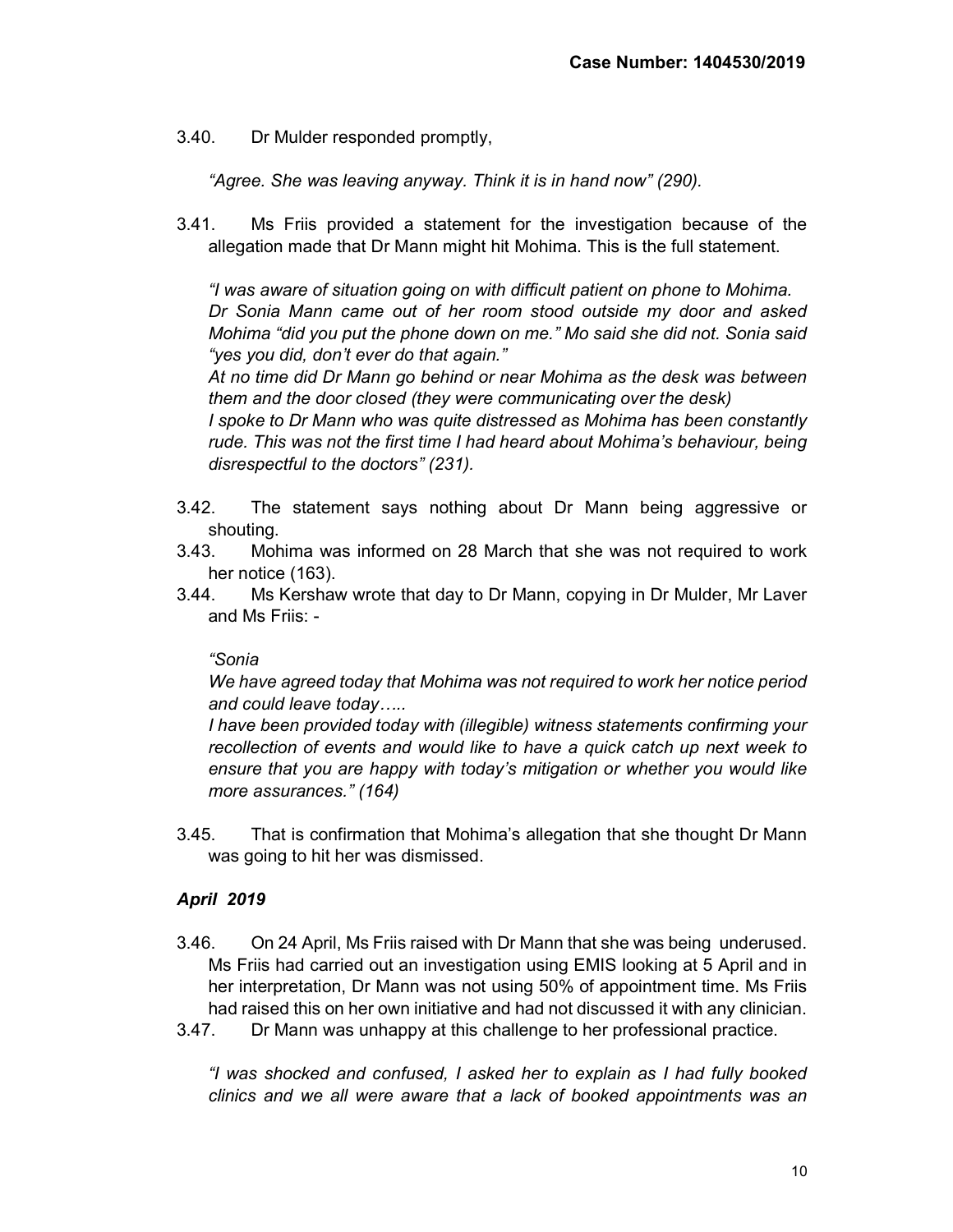3.40. Dr Mulder responded promptly,

*"Agree. She was leaving anyway. Think it is in hand now" (290).*

3.41. Ms Friis provided a statement for the investigation because of the allegation made that Dr Mann might hit Mohima. This is the full statement.

*"I was aware of situation going on with difficult patient on phone to Mohima. Dr Sonia Mann came out of her room stood outside my door and asked Mohima "did you put the phone down on me." Mo said she did not. Sonia said "yes you did, don't ever do that again."*
*At no time did Dr Mann go behind or near Mohima as the desk was between them and the door closed (they were communicating over the desk)*
*I spoke to Dr Mann who was quite distressed as Mohima has been constantly rude. This was not the first time I had heard about Mohima's behaviour, being disrespectful to the doctors" (231).*

3.42. The statement says nothing about Dr Mann being aggressive or shouting.

3.43. Mohima was informed on 28 March that she was not required to work her notice (163).

3.44. Ms Kershaw wrote that day to Dr Mann, copying in Dr Mulder, Mr Laver and Ms Friis: -

*"Sonia*
*We have agreed today that Mohima was not required to work her notice period and could leave today…..*
*I have been provided today with (illegible) witness statements confirming your recollection of events and would like to have a quick catch up next week to ensure that you are happy with today's mitigation or whether you would like more assurances." (164)*

3.45. That is confirmation that Mohima's allegation that she thought Dr Mann was going to hit her was dismissed.

### *April 2019*

3.46. On 24 April, Ms Friis raised with Dr Mann that she was being underused. Ms Friis had carried out an investigation using EMIS looking at 5 April and in her interpretation, Dr Mann was not using 50% of appointment time. Ms Friis had raised this on her own initiative and had not discussed it with any clinician.

3.47. Dr Mann was unhappy at this challenge to her professional practice.

*"I was shocked and confused, I asked her to explain as I had fully booked clinics and we all were aware that a lack of booked appointments was an*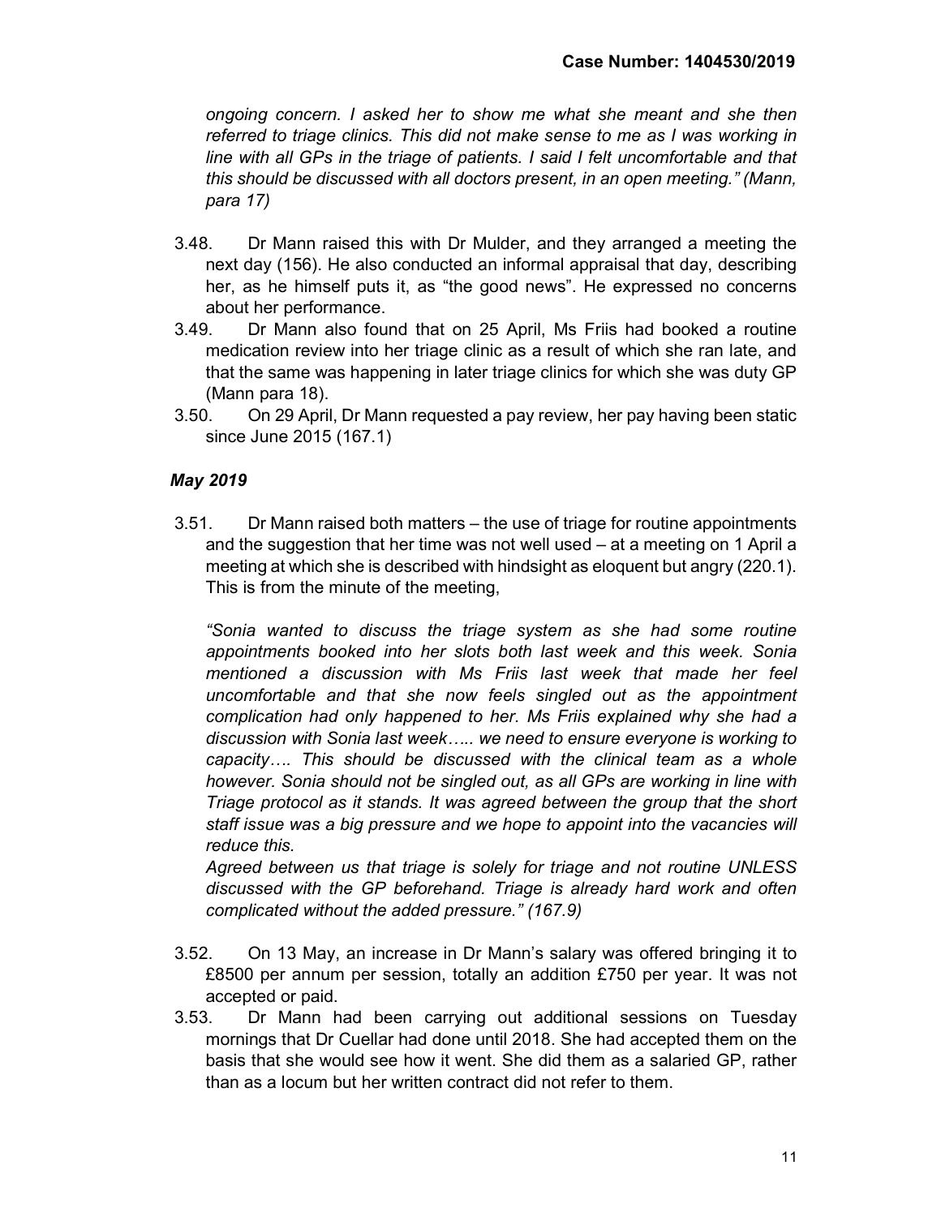*ongoing concern. I asked her to show me what she meant and she then referred to triage clinics. This did not make sense to me as I was working in line with all GPs in the triage of patients. I said I felt uncomfortable and that this should be discussed with all doctors present, in an open meeting." (Mann, para 17)*

3.48. Dr Mann raised this with Dr Mulder, and they arranged a meeting the next day (156). He also conducted an informal appraisal that day, describing her, as he himself puts it, as "the good news". He expressed no concerns about her performance.

3.49. Dr Mann also found that on 25 April, Ms Friis had booked a routine medication review into her triage clinic as a result of which she ran late, and that the same was happening in later triage clinics for which she was duty GP (Mann para 18).

3.50. On 29 April, Dr Mann requested a pay review, her pay having been static since June 2015 (167.1)

***May 2019***

3.51. Dr Mann raised both matters – the use of triage for routine appointments and the suggestion that her time was not well used – at a meeting on 1 April a meeting at which she is described with hindsight as eloquent but angry (220.1). This is from the minute of the meeting,

*"Sonia wanted to discuss the triage system as she had some routine appointments booked into her slots both last week and this week. Sonia mentioned a discussion with Ms Friis last week that made her feel uncomfortable and that she now feels singled out as the appointment complication had only happened to her. Ms Friis explained why she had a discussion with Sonia last week….. we need to ensure everyone is working to capacity…. This should be discussed with the clinical team as a whole however. Sonia should not be singled out, as all GPs are working in line with Triage protocol as it stands. It was agreed between the group that the short staff issue was a big pressure and we hope to appoint into the vacancies will reduce this.*

*Agreed between us that triage is solely for triage and not routine UNLESS discussed with the GP beforehand. Triage is already hard work and often complicated without the added pressure." (167.9)*

3.52. On 13 May, an increase in Dr Mann's salary was offered bringing it to £8500 per annum per session, totally an addition £750 per year. It was not accepted or paid.

3.53. Dr Mann had been carrying out additional sessions on Tuesday mornings that Dr Cuellar had done until 2018. She had accepted them on the basis that she would see how it went. She did them as a salaried GP, rather than as a locum but her written contract did not refer to them.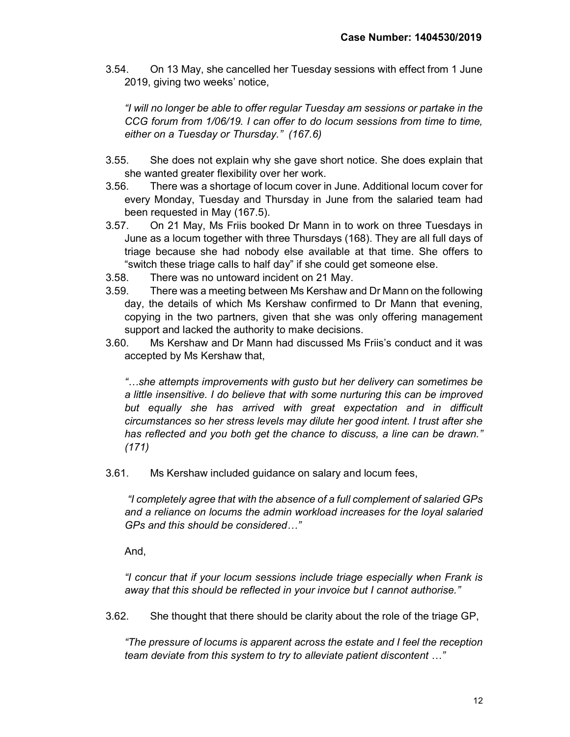3.54. On 13 May, she cancelled her Tuesday sessions with effect from 1 June 2019, giving two weeks' notice,

*"I will no longer be able to offer regular Tuesday am sessions or partake in the CCG forum from 1/06/19. I can offer to do locum sessions from time to time, either on a Tuesday or Thursday." (167.6)*

3.55. She does not explain why she gave short notice. She does explain that she wanted greater flexibility over her work.

3.56. There was a shortage of locum cover in June. Additional locum cover for every Monday, Tuesday and Thursday in June from the salaried team had been requested in May (167.5).

3.57. On 21 May, Ms Friis booked Dr Mann in to work on three Tuesdays in June as a locum together with three Thursdays (168). They are all full days of triage because she had nobody else available at that time. She offers to "switch these triage calls to half day" if she could get someone else.

3.58. There was no untoward incident on 21 May.

3.59. There was a meeting between Ms Kershaw and Dr Mann on the following day, the details of which Ms Kershaw confirmed to Dr Mann that evening, copying in the two partners, given that she was only offering management support and lacked the authority to make decisions.

3.60. Ms Kershaw and Dr Mann had discussed Ms Friis's conduct and it was accepted by Ms Kershaw that,

*"…she attempts improvements with gusto but her delivery can sometimes be a little insensitive. I do believe that with some nurturing this can be improved but equally she has arrived with great expectation and in difficult circumstances so her stress levels may dilute her good intent. I trust after she has reflected and you both get the chance to discuss, a line can be drawn." (171)*

3.61. Ms Kershaw included guidance on salary and locum fees,

*"I completely agree that with the absence of a full complement of salaried GPs and a reliance on locums the admin workload increases for the loyal salaried GPs and this should be considered…"*

And,

*"I concur that if your locum sessions include triage especially when Frank is away that this should be reflected in your invoice but I cannot authorise."*

3.62. She thought that there should be clarity about the role of the triage GP,

*"The pressure of locums is apparent across the estate and I feel the reception team deviate from this system to try to alleviate patient discontent …"*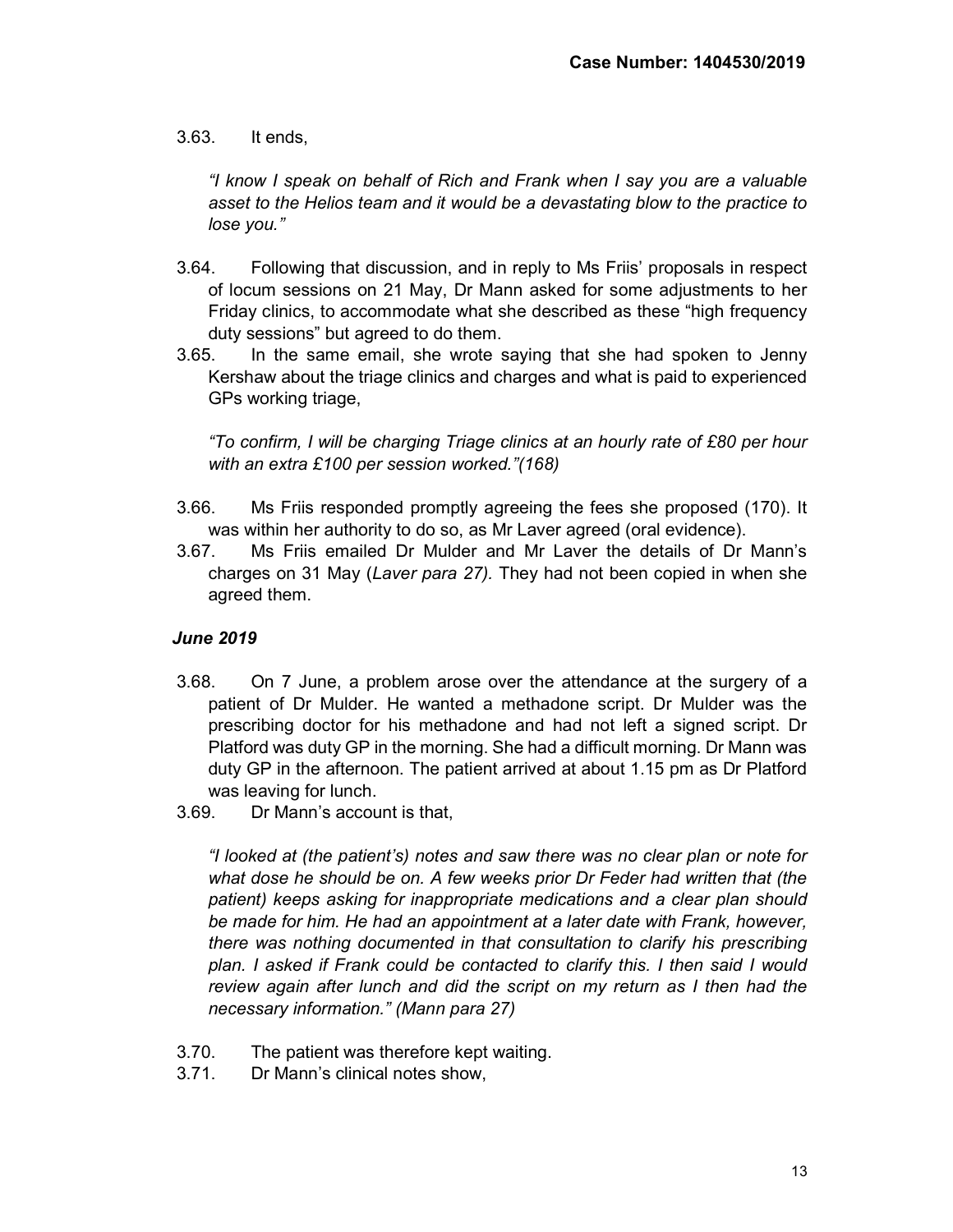3.63. It ends,

*"I know I speak on behalf of Rich and Frank when I say you are a valuable asset to the Helios team and it would be a devastating blow to the practice to lose you."*

3.64. Following that discussion, and in reply to Ms Friis' proposals in respect of locum sessions on 21 May, Dr Mann asked for some adjustments to her Friday clinics, to accommodate what she described as these "high frequency duty sessions" but agreed to do them.

3.65. In the same email, she wrote saying that she had spoken to Jenny Kershaw about the triage clinics and charges and what is paid to experienced GPs working triage,

*"To confirm, I will be charging Triage clinics at an hourly rate of £80 per hour with an extra £100 per session worked."(168)*

3.66. Ms Friis responded promptly agreeing the fees she proposed (170). It was within her authority to do so, as Mr Laver agreed (oral evidence).

3.67. Ms Friis emailed Dr Mulder and Mr Laver the details of Dr Mann's charges on 31 May (*Laver para 27).* They had not been copied in when she agreed them.

### *June 2019*

3.68. On 7 June, a problem arose over the attendance at the surgery of a patient of Dr Mulder. He wanted a methadone script. Dr Mulder was the prescribing doctor for his methadone and had not left a signed script. Dr Platford was duty GP in the morning. She had a difficult morning. Dr Mann was duty GP in the afternoon. The patient arrived at about 1.15 pm as Dr Platford was leaving for lunch.

3.69. Dr Mann's account is that,

*"I looked at (the patient's) notes and saw there was no clear plan or note for what dose he should be on. A few weeks prior Dr Feder had written that (the patient) keeps asking for inappropriate medications and a clear plan should be made for him. He had an appointment at a later date with Frank, however, there was nothing documented in that consultation to clarify his prescribing plan. I asked if Frank could be contacted to clarify this. I then said I would review again after lunch and did the script on my return as I then had the necessary information." (Mann para 27)*

3.70. The patient was therefore kept waiting.

3.71. Dr Mann's clinical notes show,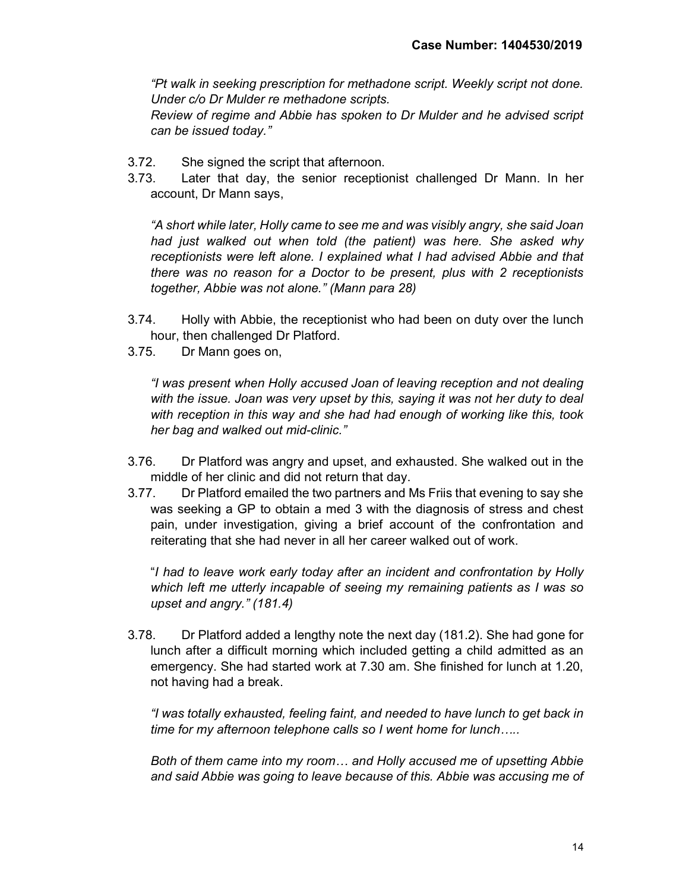*"Pt walk in seeking prescription for methadone script. Weekly script not done. Under c/o Dr Mulder re methadone scripts.*
*Review of regime and Abbie has spoken to Dr Mulder and he advised script can be issued today."*

3.72. She signed the script that afternoon.

3.73. Later that day, the senior receptionist challenged Dr Mann. In her account, Dr Mann says,

*"A short while later, Holly came to see me and was visibly angry, she said Joan had just walked out when told (the patient) was here. She asked why receptionists were left alone. I explained what I had advised Abbie and that there was no reason for a Doctor to be present, plus with 2 receptionists together, Abbie was not alone." (Mann para 28)*

3.74. Holly with Abbie, the receptionist who had been on duty over the lunch hour, then challenged Dr Platford.

3.75. Dr Mann goes on,

*"I was present when Holly accused Joan of leaving reception and not dealing with the issue. Joan was very upset by this, saying it was not her duty to deal with reception in this way and she had had enough of working like this, took her bag and walked out mid-clinic."*

3.76. Dr Platford was angry and upset, and exhausted. She walked out in the middle of her clinic and did not return that day.

3.77. Dr Platford emailed the two partners and Ms Friis that evening to say she was seeking a GP to obtain a med 3 with the diagnosis of stress and chest pain, under investigation, giving a brief account of the confrontation and reiterating that she had never in all her career walked out of work.

"*I had to leave work early today after an incident and confrontation by Holly which left me utterly incapable of seeing my remaining patients as I was so upset and angry." (181.4)*

3.78. Dr Platford added a lengthy note the next day (181.2). She had gone for lunch after a difficult morning which included getting a child admitted as an emergency. She had started work at 7.30 am. She finished for lunch at 1.20, not having had a break.

*"I was totally exhausted, feeling faint, and needed to have lunch to get back in time for my afternoon telephone calls so I went home for lunch…..*

*Both of them came into my room… and Holly accused me of upsetting Abbie and said Abbie was going to leave because of this. Abbie was accusing me of*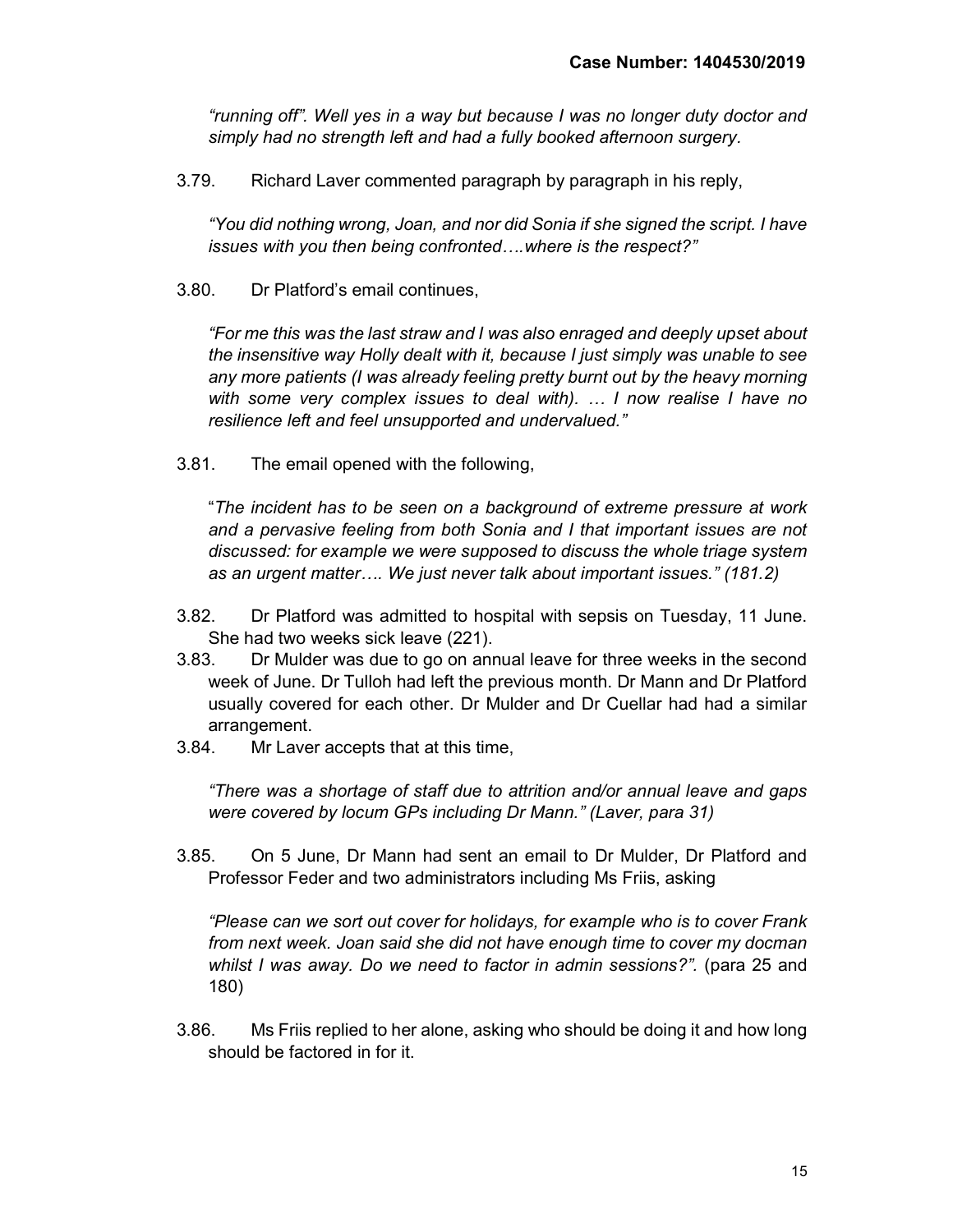*"running off". Well yes in a way but because I was no longer duty doctor and simply had no strength left and had a fully booked afternoon surgery.*

3.79. Richard Laver commented paragraph by paragraph in his reply,

*"You did nothing wrong, Joan, and nor did Sonia if she signed the script. I have issues with you then being confronted….where is the respect?"*

3.80. Dr Platford's email continues,

*"For me this was the last straw and I was also enraged and deeply upset about the insensitive way Holly dealt with it, because I just simply was unable to see any more patients (I was already feeling pretty burnt out by the heavy morning with some very complex issues to deal with). … I now realise I have no resilience left and feel unsupported and undervalued."*

3.81. The email opened with the following,

"*The incident has to be seen on a background of extreme pressure at work and a pervasive feeling from both Sonia and I that important issues are not discussed: for example we were supposed to discuss the whole triage system as an urgent matter…. We just never talk about important issues." (181.2)*

3.82. Dr Platford was admitted to hospital with sepsis on Tuesday, 11 June. She had two weeks sick leave (221).

3.83. Dr Mulder was due to go on annual leave for three weeks in the second week of June. Dr Tulloh had left the previous month. Dr Mann and Dr Platford usually covered for each other. Dr Mulder and Dr Cuellar had had a similar arrangement.

3.84. Mr Laver accepts that at this time,

*"There was a shortage of staff due to attrition and/or annual leave and gaps were covered by locum GPs including Dr Mann." (Laver, para 31)*

3.85. On 5 June, Dr Mann had sent an email to Dr Mulder, Dr Platford and Professor Feder and two administrators including Ms Friis, asking

*"Please can we sort out cover for holidays, for example who is to cover Frank from next week. Joan said she did not have enough time to cover my docman whilst I was away. Do we need to factor in admin sessions?".* (para 25 and 180)

3.86. Ms Friis replied to her alone, asking who should be doing it and how long should be factored in for it.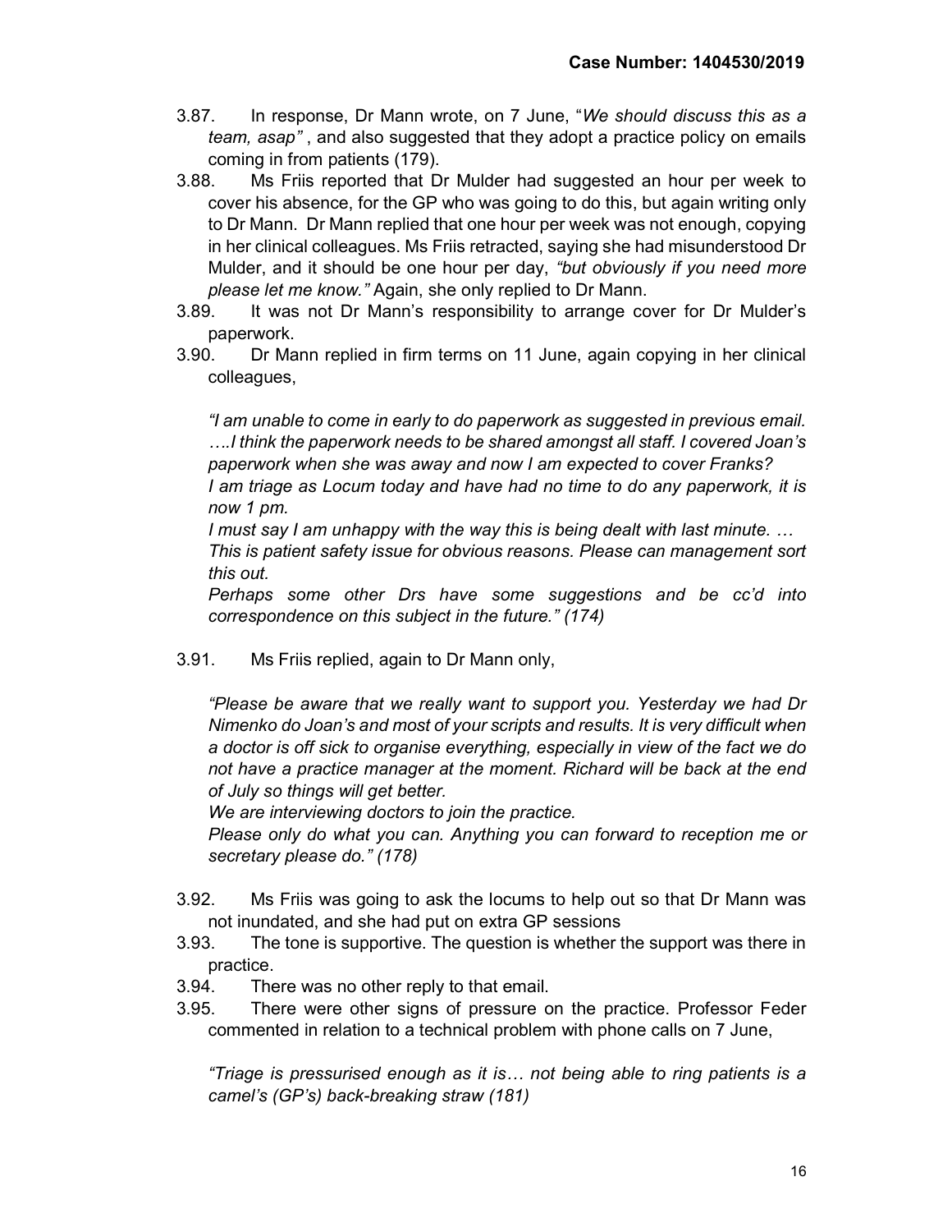3.87. In response, Dr Mann wrote, on 7 June, "*We should discuss this as a team, asap*" , and also suggested that they adopt a practice policy on emails coming in from patients (179).

3.88. Ms Friis reported that Dr Mulder had suggested an hour per week to cover his absence, for the GP who was going to do this, but again writing only to Dr Mann. Dr Mann replied that one hour per week was not enough, copying in her clinical colleagues. Ms Friis retracted, saying she had misunderstood Dr Mulder, and it should be one hour per day, *"but obviously if you need more please let me know."* Again, she only replied to Dr Mann.

3.89. It was not Dr Mann's responsibility to arrange cover for Dr Mulder's paperwork.

3.90. Dr Mann replied in firm terms on 11 June, again copying in her clinical colleagues,

*"I am unable to come in early to do paperwork as suggested in previous email. ….I think the paperwork needs to be shared amongst all staff. I covered Joan's paperwork when she was away and now I am expected to cover Franks?*
*I am triage as Locum today and have had no time to do any paperwork, it is now 1 pm.*
*I must say I am unhappy with the way this is being dealt with last minute. …*
*This is patient safety issue for obvious reasons. Please can management sort this out.*
*Perhaps some other Drs have some suggestions and be cc'd into correspondence on this subject in the future." (174)*

3.91. Ms Friis replied, again to Dr Mann only,

*"Please be aware that we really want to support you. Yesterday we had Dr Nimenko do Joan's and most of your scripts and results. It is very difficult when a doctor is off sick to organise everything, especially in view of the fact we do not have a practice manager at the moment. Richard will be back at the end of July so things will get better.*
*We are interviewing doctors to join the practice.*
*Please only do what you can. Anything you can forward to reception me or secretary please do." (178)*

3.92. Ms Friis was going to ask the locums to help out so that Dr Mann was not inundated, and she had put on extra GP sessions

3.93. The tone is supportive. The question is whether the support was there in practice.

3.94. There was no other reply to that email.

3.95. There were other signs of pressure on the practice. Professor Feder commented in relation to a technical problem with phone calls on 7 June,

*"Triage is pressurised enough as it is… not being able to ring patients is a camel's (GP's) back-breaking straw (181)*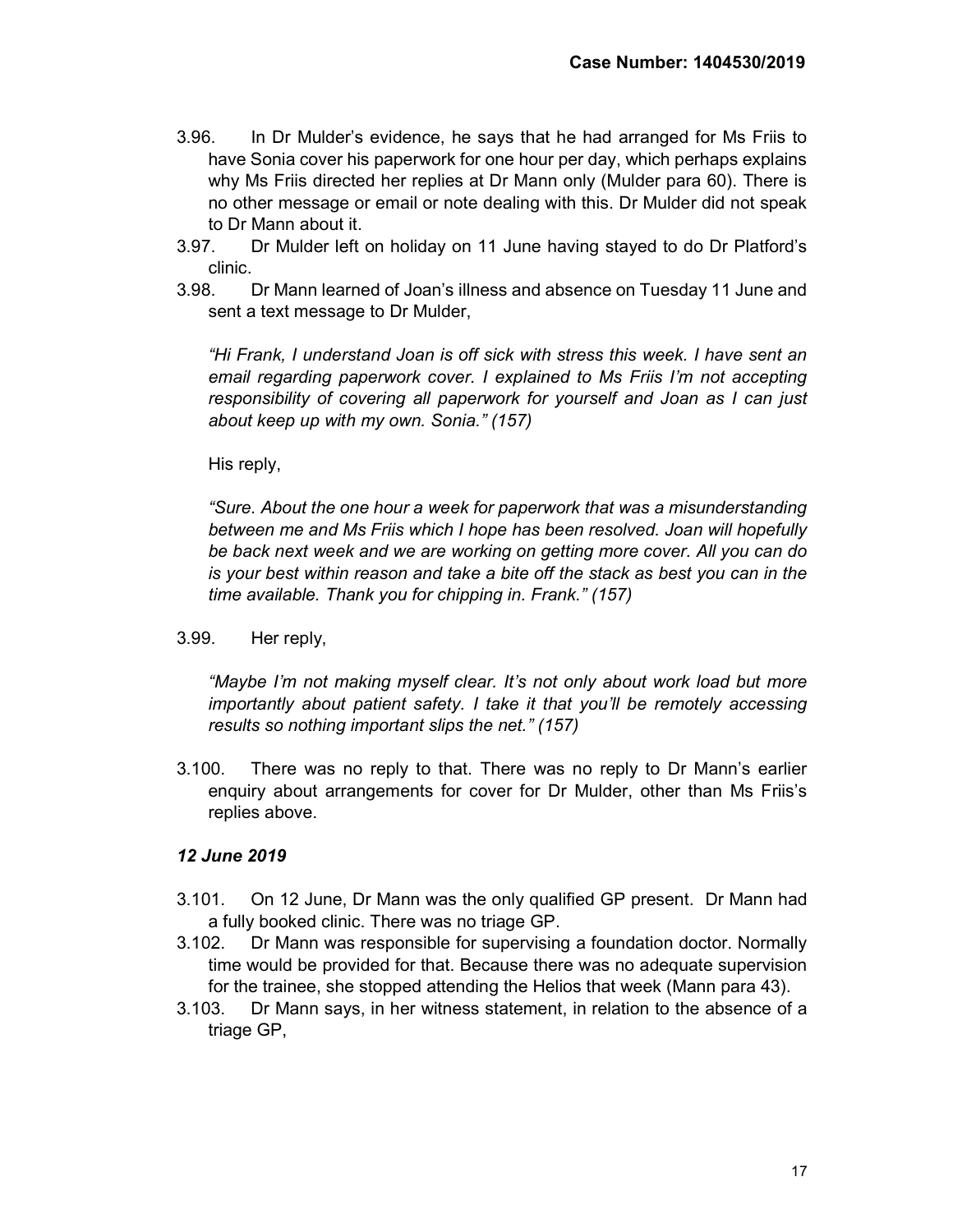3.96. In Dr Mulder's evidence, he says that he had arranged for Ms Friis to have Sonia cover his paperwork for one hour per day, which perhaps explains why Ms Friis directed her replies at Dr Mann only (Mulder para 60). There is no other message or email or note dealing with this. Dr Mulder did not speak to Dr Mann about it.

3.97. Dr Mulder left on holiday on 11 June having stayed to do Dr Platford's clinic.

3.98. Dr Mann learned of Joan's illness and absence on Tuesday 11 June and sent a text message to Dr Mulder,

*"Hi Frank, I understand Joan is off sick with stress this week. I have sent an email regarding paperwork cover. I explained to Ms Friis I'm not accepting responsibility of covering all paperwork for yourself and Joan as I can just about keep up with my own. Sonia." (157)*

His reply,

*"Sure. About the one hour a week for paperwork that was a misunderstanding between me and Ms Friis which I hope has been resolved. Joan will hopefully be back next week and we are working on getting more cover. All you can do is your best within reason and take a bite off the stack as best you can in the time available. Thank you for chipping in. Frank." (157)*

3.99. Her reply,

*"Maybe I'm not making myself clear. It's not only about work load but more importantly about patient safety. I take it that you'll be remotely accessing results so nothing important slips the net." (157)*

3.100. There was no reply to that. There was no reply to Dr Mann's earlier enquiry about arrangements for cover for Dr Mulder, other than Ms Friis's replies above.

### *12 June 2019*

3.101. On 12 June, Dr Mann was the only qualified GP present. Dr Mann had a fully booked clinic. There was no triage GP.

3.102. Dr Mann was responsible for supervising a foundation doctor. Normally time would be provided for that. Because there was no adequate supervision for the trainee, she stopped attending the Helios that week (Mann para 43).

3.103. Dr Mann says, in her witness statement, in relation to the absence of a triage GP,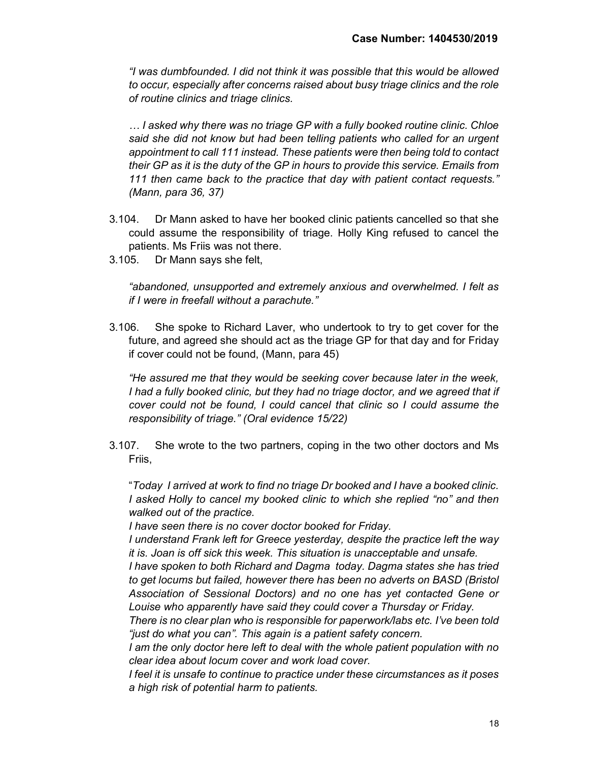*"I was dumbfounded. I did not think it was possible that this would be allowed to occur, especially after concerns raised about busy triage clinics and the role of routine clinics and triage clinics.*

*… I asked why there was no triage GP with a fully booked routine clinic. Chloe said she did not know but had been telling patients who called for an urgent appointment to call 111 instead. These patients were then being told to contact their GP as it is the duty of the GP in hours to provide this service. Emails from 111 then came back to the practice that day with patient contact requests." (Mann, para 36, 37)*

3.104. Dr Mann asked to have her booked clinic patients cancelled so that she could assume the responsibility of triage. Holly King refused to cancel the patients. Ms Friis was not there.

3.105. Dr Mann says she felt,

*"abandoned, unsupported and extremely anxious and overwhelmed. I felt as if I were in freefall without a parachute."*

3.106. She spoke to Richard Laver, who undertook to try to get cover for the future, and agreed she should act as the triage GP for that day and for Friday if cover could not be found, (Mann, para 45)

*"He assured me that they would be seeking cover because later in the week, I had a fully booked clinic, but they had no triage doctor, and we agreed that if cover could not be found, I could cancel that clinic so I could assume the responsibility of triage." (Oral evidence 15/22)*

3.107. She wrote to the two partners, coping in the two other doctors and Ms Friis,

"*Today I arrived at work to find no triage Dr booked and I have a booked clinic. I asked Holly to cancel my booked clinic to which she replied "no" and then walked out of the practice.*
*I have seen there is no cover doctor booked for Friday.*
*I understand Frank left for Greece yesterday, despite the practice left the way it is. Joan is off sick this week. This situation is unacceptable and unsafe.*
*I have spoken to both Richard and Dagma today. Dagma states she has tried to get locums but failed, however there has been no adverts on BASD (Bristol Association of Sessional Doctors) and no one has yet contacted Gene or Louise who apparently have said they could cover a Thursday or Friday.*
*There is no clear plan who is responsible for paperwork/labs etc. I've been told "just do what you can". This again is a patient safety concern.*
*I am the only doctor here left to deal with the whole patient population with no clear idea about locum cover and work load cover.*
*I feel it is unsafe to continue to practice under these circumstances as it poses a high risk of potential harm to patients.*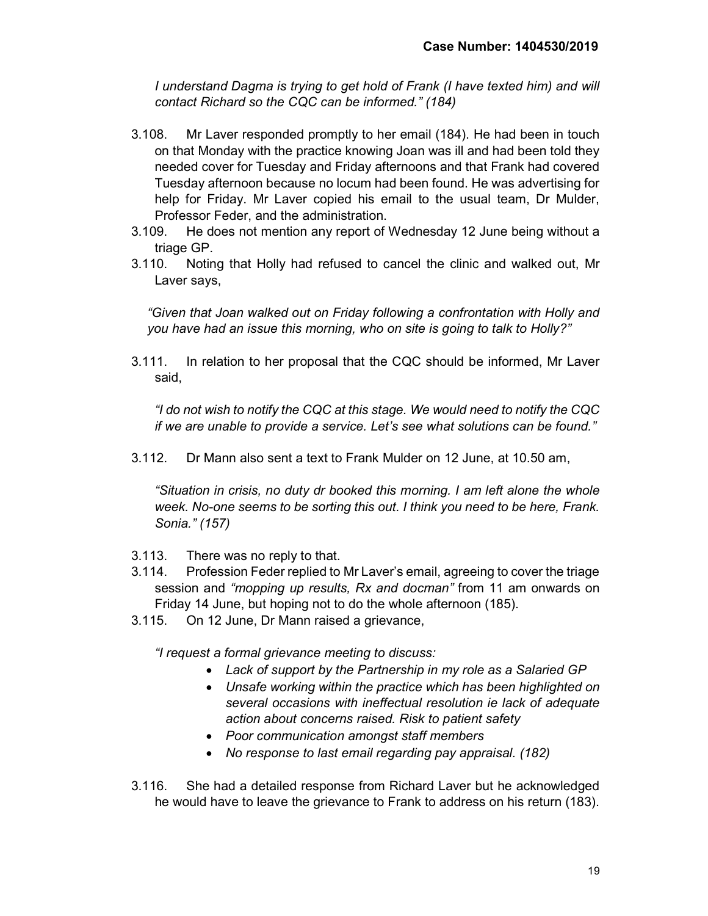*I understand Dagma is trying to get hold of Frank (I have texted him) and will contact Richard so the CQC can be informed." (184)*

3.108. Mr Laver responded promptly to her email (184). He had been in touch on that Monday with the practice knowing Joan was ill and had been told they needed cover for Tuesday and Friday afternoons and that Frank had covered Tuesday afternoon because no locum had been found. He was advertising for help for Friday. Mr Laver copied his email to the usual team, Dr Mulder, Professor Feder, and the administration.

3.109. He does not mention any report of Wednesday 12 June being without a triage GP.

3.110. Noting that Holly had refused to cancel the clinic and walked out, Mr Laver says,

*"Given that Joan walked out on Friday following a confrontation with Holly and you have had an issue this morning, who on site is going to talk to Holly?"*

3.111. In relation to her proposal that the CQC should be informed, Mr Laver said,

*"I do not wish to notify the CQC at this stage. We would need to notify the CQC if we are unable to provide a service. Let's see what solutions can be found."*

3.112. Dr Mann also sent a text to Frank Mulder on 12 June, at 10.50 am,

*"Situation in crisis, no duty dr booked this morning. I am left alone the whole week. No-one seems to be sorting this out. I think you need to be here, Frank. Sonia." (157)*

3.113. There was no reply to that.

3.114. Profession Feder replied to Mr Laver's email, agreeing to cover the triage session and *"mopping up results, Rx and docman"* from 11 am onwards on Friday 14 June, but hoping not to do the whole afternoon (185).

3.115. On 12 June, Dr Mann raised a grievance,

*"I request a formal grievance meeting to discuss:*

- *Lack of support by the Partnership in my role as a Salaried GP*
- *Unsafe working within the practice which has been highlighted on several occasions with ineffectual resolution ie lack of adequate action about concerns raised. Risk to patient safety*
- *Poor communication amongst staff members*
- *No response to last email regarding pay appraisal. (182)*

3.116. She had a detailed response from Richard Laver but he acknowledged he would have to leave the grievance to Frank to address on his return (183).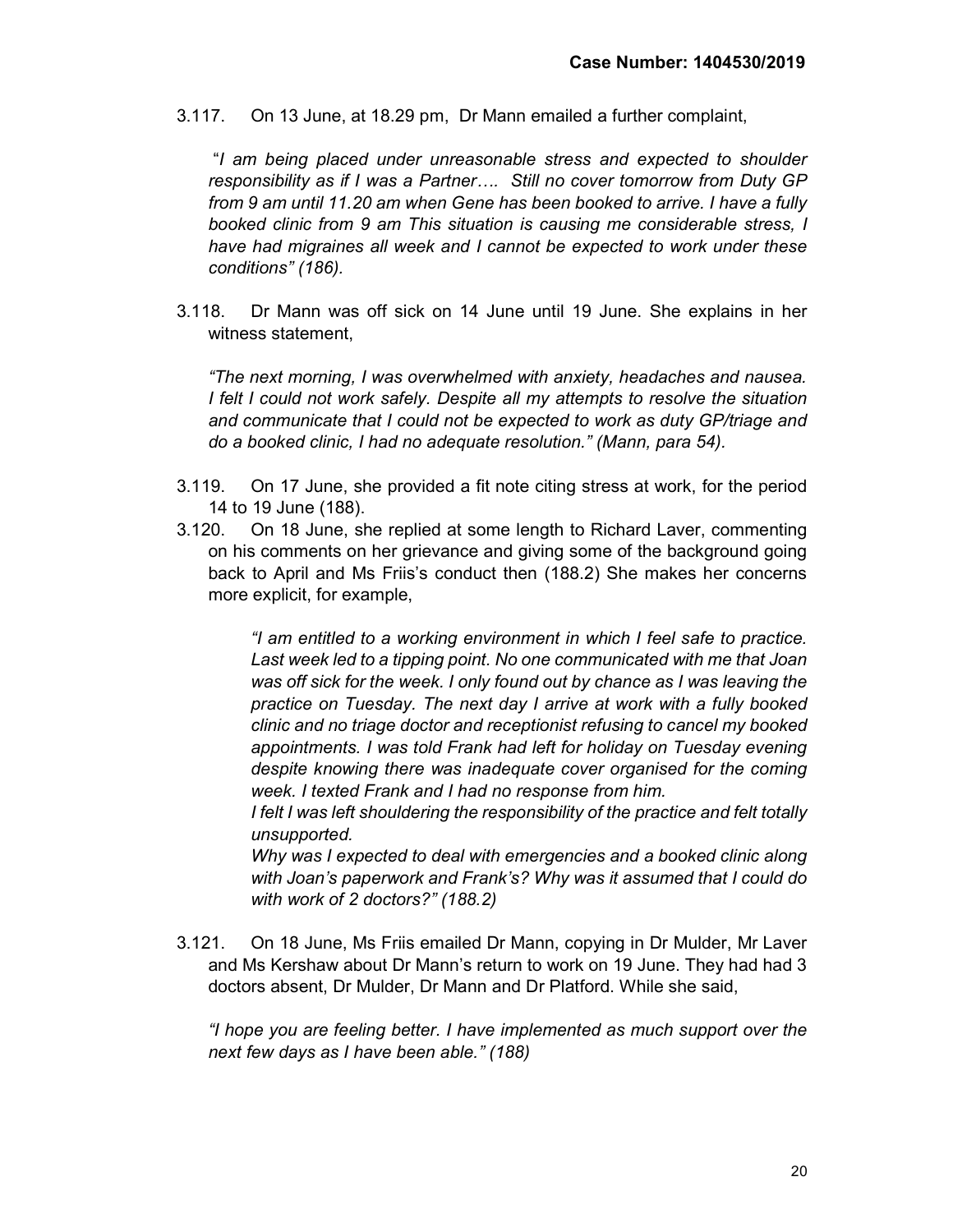3.117. On 13 June, at 18.29 pm, Dr Mann emailed a further complaint,

> "*I am being placed under unreasonable stress and expected to shoulder responsibility as if I was a Partner…. Still no cover tomorrow from Duty GP from 9 am until 11.20 am when Gene has been booked to arrive. I have a fully booked clinic from 9 am This situation is causing me considerable stress, I have had migraines all week and I cannot be expected to work under these conditions" (186).*

3.118. Dr Mann was off sick on 14 June until 19 June. She explains in her witness statement,

> *"The next morning, I was overwhelmed with anxiety, headaches and nausea. I felt I could not work safely. Despite all my attempts to resolve the situation and communicate that I could not be expected to work as duty GP/triage and do a booked clinic, I had no adequate resolution." (Mann, para 54).*

3.119. On 17 June, she provided a fit note citing stress at work, for the period 14 to 19 June (188).

3.120. On 18 June, she replied at some length to Richard Laver, commenting on his comments on her grievance and giving some of the background going back to April and Ms Friis's conduct then (188.2) She makes her concerns more explicit, for example,

> *"I am entitled to a working environment in which I feel safe to practice. Last week led to a tipping point. No one communicated with me that Joan was off sick for the week. I only found out by chance as I was leaving the practice on Tuesday. The next day I arrive at work with a fully booked clinic and no triage doctor and receptionist refusing to cancel my booked appointments. I was told Frank had left for holiday on Tuesday evening despite knowing there was inadequate cover organised for the coming week. I texted Frank and I had no response from him.*
>
> *I felt I was left shouldering the responsibility of the practice and felt totally unsupported.*
>
> *Why was I expected to deal with emergencies and a booked clinic along with Joan's paperwork and Frank's? Why was it assumed that I could do with work of 2 doctors?" (188.2)*

3.121. On 18 June, Ms Friis emailed Dr Mann, copying in Dr Mulder, Mr Laver and Ms Kershaw about Dr Mann's return to work on 19 June. They had had 3 doctors absent, Dr Mulder, Dr Mann and Dr Platford. While she said,

> *"I hope you are feeling better. I have implemented as much support over the next few days as I have been able." (188)*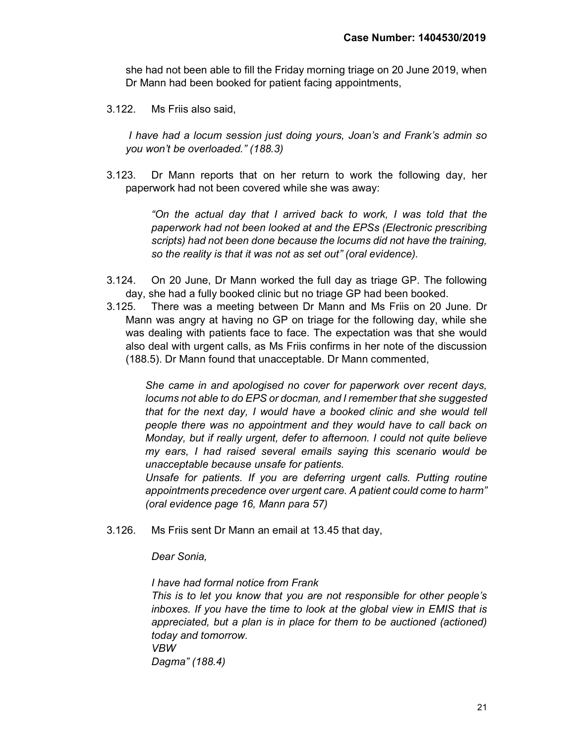she had not been able to fill the Friday morning triage on 20 June 2019, when Dr Mann had been booked for patient facing appointments,

3.122. Ms Friis also said,

> *I have had a locum session just doing yours, Joan's and Frank's admin so you won't be overloaded." (188.3)*

3.123. Dr Mann reports that on her return to work the following day, her paperwork had not been covered while she was away:

> *"On the actual day that I arrived back to work, I was told that the paperwork had not been looked at and the EPSs (Electronic prescribing scripts) had not been done because the locums did not have the training, so the reality is that it was not as set out" (oral evidence).*

3.124. On 20 June, Dr Mann worked the full day as triage GP. The following day, she had a fully booked clinic but no triage GP had been booked.

3.125. There was a meeting between Dr Mann and Ms Friis on 20 June. Dr Mann was angry at having no GP on triage for the following day, while she was dealing with patients face to face. The expectation was that she would also deal with urgent calls, as Ms Friis confirms in her note of the discussion (188.5). Dr Mann found that unacceptable. Dr Mann commented,

> *She came in and apologised no cover for paperwork over recent days, locums not able to do EPS or docman, and I remember that she suggested that for the next day, I would have a booked clinic and she would tell people there was no appointment and they would have to call back on Monday, but if really urgent, defer to afternoon. I could not quite believe my ears, I had raised several emails saying this scenario would be unacceptable because unsafe for patients.*
>
> *Unsafe for patients. If you are deferring urgent calls. Putting routine appointments precedence over urgent care. A patient could come to harm" (oral evidence page 16, Mann para 57)*

3.126. Ms Friis sent Dr Mann an email at 13.45 that day,

> *Dear Sonia,*
>
> *I have had formal notice from Frank*
> *This is to let you know that you are not responsible for other people's inboxes. If you have the time to look at the global view in EMIS that is appreciated, but a plan is in place for them to be auctioned (actioned) today and tomorrow.*
> *VBW*
> *Dagma" (188.4)*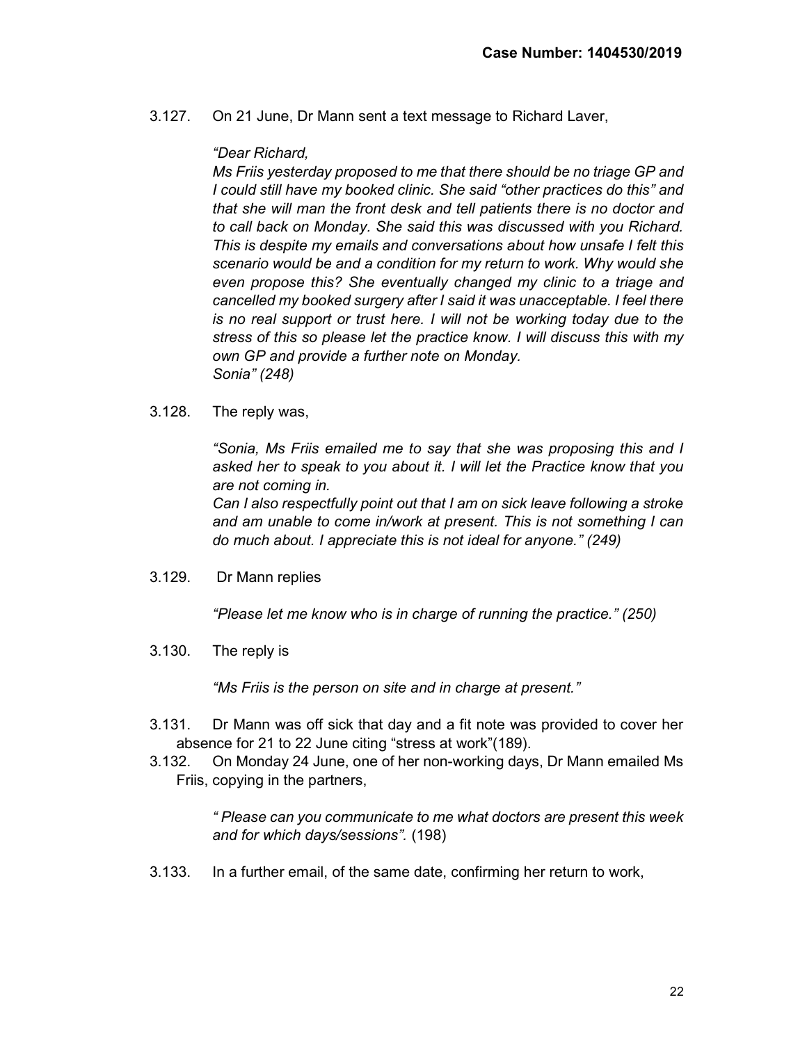3.127. On 21 June, Dr Mann sent a text message to Richard Laver,

> *"Dear Richard,*
> *Ms Friis yesterday proposed to me that there should be no triage GP and I could still have my booked clinic. She said "other practices do this" and that she will man the front desk and tell patients there is no doctor and to call back on Monday. She said this was discussed with you Richard. This is despite my emails and conversations about how unsafe I felt this scenario would be and a condition for my return to work. Why would she even propose this? She eventually changed my clinic to a triage and cancelled my booked surgery after I said it was unacceptable. I feel there is no real support or trust here. I will not be working today due to the stress of this so please let the practice know. I will discuss this with my own GP and provide a further note on Monday.*
> *Sonia" (248)*

3.128. The reply was,

> *"Sonia, Ms Friis emailed me to say that she was proposing this and I asked her to speak to you about it. I will let the Practice know that you are not coming in.*
> *Can I also respectfully point out that I am on sick leave following a stroke and am unable to come in/work at present. This is not something I can do much about. I appreciate this is not ideal for anyone." (249)*

3.129. Dr Mann replies

> *"Please let me know who is in charge of running the practice." (250)*

3.130. The reply is

> *"Ms Friis is the person on site and in charge at present."*

3.131. Dr Mann was off sick that day and a fit note was provided to cover her absence for 21 to 22 June citing "stress at work"(189).

3.132. On Monday 24 June, one of her non-working days, Dr Mann emailed Ms Friis, copying in the partners,

> *" Please can you communicate to me what doctors are present this week and for which days/sessions".* (198)

3.133. In a further email, of the same date, confirming her return to work,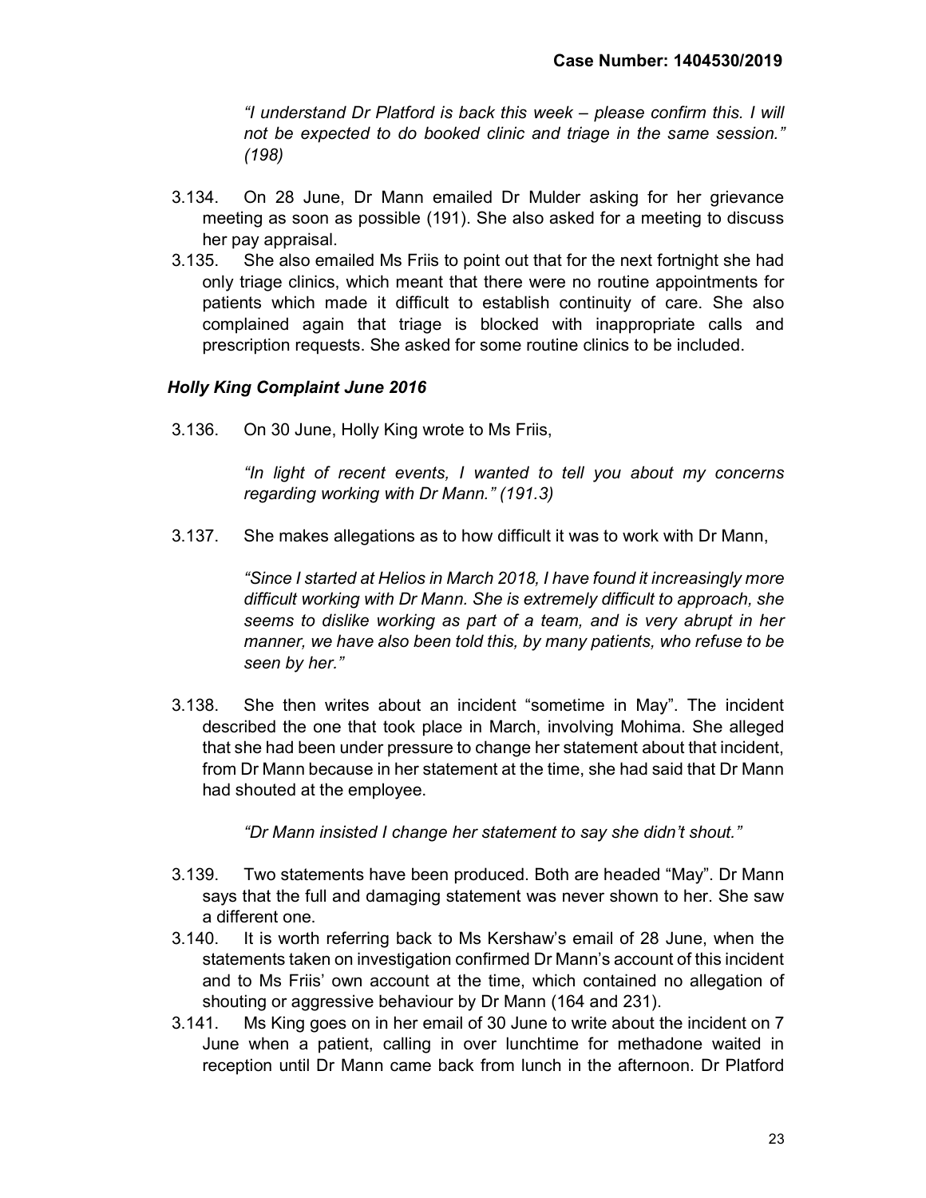*"I understand Dr Platford is back this week – please confirm this. I will not be expected to do booked clinic and triage in the same session." (198)*

3.134. On 28 June, Dr Mann emailed Dr Mulder asking for her grievance meeting as soon as possible (191). She also asked for a meeting to discuss her pay appraisal.

3.135. She also emailed Ms Friis to point out that for the next fortnight she had only triage clinics, which meant that there were no routine appointments for patients which made it difficult to establish continuity of care. She also complained again that triage is blocked with inappropriate calls and prescription requests. She asked for some routine clinics to be included.

### *Holly King Complaint June 2016*

3.136. On 30 June, Holly King wrote to Ms Friis,

> *"In light of recent events, I wanted to tell you about my concerns regarding working with Dr Mann." (191.3)*

3.137. She makes allegations as to how difficult it was to work with Dr Mann,

> *"Since I started at Helios in March 2018, I have found it increasingly more difficult working with Dr Mann. She is extremely difficult to approach, she seems to dislike working as part of a team, and is very abrupt in her manner, we have also been told this, by many patients, who refuse to be seen by her."*

3.138. She then writes about an incident "sometime in May". The incident described the one that took place in March, involving Mohima. She alleged that she had been under pressure to change her statement about that incident, from Dr Mann because in her statement at the time, she had said that Dr Mann had shouted at the employee.

> *"Dr Mann insisted I change her statement to say she didn't shout."*

3.139. Two statements have been produced. Both are headed "May". Dr Mann says that the full and damaging statement was never shown to her. She saw a different one.

3.140. It is worth referring back to Ms Kershaw's email of 28 June, when the statements taken on investigation confirmed Dr Mann's account of this incident and to Ms Friis' own account at the time, which contained no allegation of shouting or aggressive behaviour by Dr Mann (164 and 231).

3.141. Ms King goes on in her email of 30 June to write about the incident on 7 June when a patient, calling in over lunchtime for methadone waited in reception until Dr Mann came back from lunch in the afternoon. Dr Platford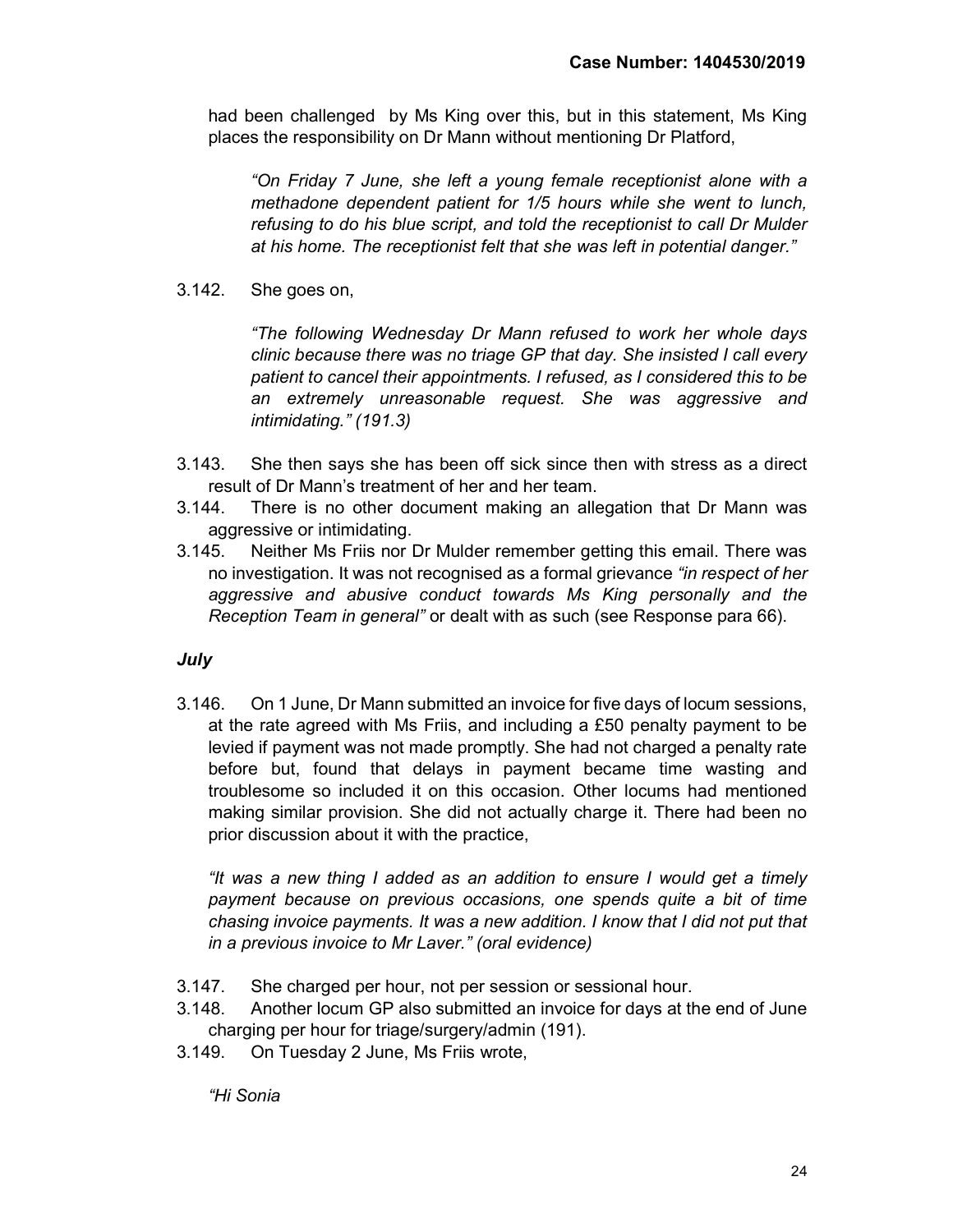had been challenged by Ms King over this, but in this statement, Ms King places the responsibility on Dr Mann without mentioning Dr Platford,

> *"On Friday 7 June, she left a young female receptionist alone with a methadone dependent patient for 1/5 hours while she went to lunch, refusing to do his blue script, and told the receptionist to call Dr Mulder at his home. The receptionist felt that she was left in potential danger."*

3.142. She goes on,

> *"The following Wednesday Dr Mann refused to work her whole days clinic because there was no triage GP that day. She insisted I call every patient to cancel their appointments. I refused, as I considered this to be an extremely unreasonable request. She was aggressive and intimidating." (191.3)*

3.143. She then says she has been off sick since then with stress as a direct result of Dr Mann's treatment of her and her team.

3.144. There is no other document making an allegation that Dr Mann was aggressive or intimidating.

3.145. Neither Ms Friis nor Dr Mulder remember getting this email. There was no investigation. It was not recognised as a formal grievance *"in respect of her aggressive and abusive conduct towards Ms King personally and the Reception Team in general"* or dealt with as such (see Response para 66).

### *July*

3.146. On 1 June, Dr Mann submitted an invoice for five days of locum sessions, at the rate agreed with Ms Friis, and including a £50 penalty payment to be levied if payment was not made promptly. She had not charged a penalty rate before but, found that delays in payment became time wasting and troublesome so included it on this occasion. Other locums had mentioned making similar provision. She did not actually charge it. There had been no prior discussion about it with the practice,

> *"It was a new thing I added as an addition to ensure I would get a timely payment because on previous occasions, one spends quite a bit of time chasing invoice payments. It was a new addition. I know that I did not put that in a previous invoice to Mr Laver." (oral evidence)*

3.147. She charged per hour, not per session or sessional hour.

3.148. Another locum GP also submitted an invoice for days at the end of June charging per hour for triage/surgery/admin (191).

3.149. On Tuesday 2 June, Ms Friis wrote,

> *"Hi Sonia*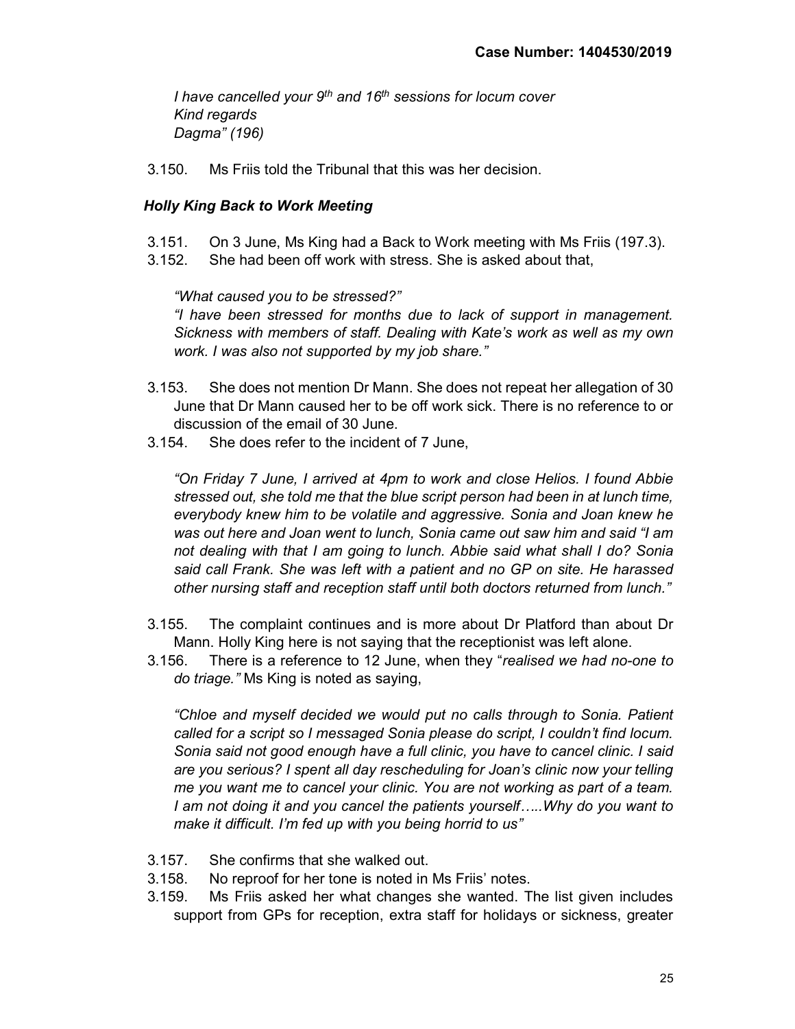*I have cancelled your 9th and 16th sessions for locum cover*
*Kind regards*
*Dagma" (196)*

3.150. Ms Friis told the Tribunal that this was her decision.

### *Holly King Back to Work Meeting*

3.151. On 3 June, Ms King had a Back to Work meeting with Ms Friis (197.3).

3.152. She had been off work with stress. She is asked about that,

*"What caused you to be stressed?"*
*"I have been stressed for months due to lack of support in management. Sickness with members of staff. Dealing with Kate's work as well as my own work. I was also not supported by my job share."*

3.153. She does not mention Dr Mann. She does not repeat her allegation of 30 June that Dr Mann caused her to be off work sick. There is no reference to or discussion of the email of 30 June.

3.154. She does refer to the incident of 7 June,

*"On Friday 7 June, I arrived at 4pm to work and close Helios. I found Abbie stressed out, she told me that the blue script person had been in at lunch time, everybody knew him to be volatile and aggressive. Sonia and Joan knew he was out here and Joan went to lunch, Sonia came out saw him and said "I am not dealing with that I am going to lunch. Abbie said what shall I do? Sonia said call Frank. She was left with a patient and no GP on site. He harassed other nursing staff and reception staff until both doctors returned from lunch."*

3.155. The complaint continues and is more about Dr Platford than about Dr Mann. Holly King here is not saying that the receptionist was left alone.

3.156. There is a reference to 12 June, when they "*realised we had no-one to do triage."* Ms King is noted as saying,

*"Chloe and myself decided we would put no calls through to Sonia. Patient called for a script so I messaged Sonia please do script, I couldn't find locum. Sonia said not good enough have a full clinic, you have to cancel clinic. I said are you serious? I spent all day rescheduling for Joan's clinic now your telling me you want me to cancel your clinic. You are not working as part of a team. I am not doing it and you cancel the patients yourself…..Why do you want to make it difficult. I'm fed up with you being horrid to us"*

3.157. She confirms that she walked out.

3.158. No reproof for her tone is noted in Ms Friis' notes.

3.159. Ms Friis asked her what changes she wanted. The list given includes support from GPs for reception, extra staff for holidays or sickness, greater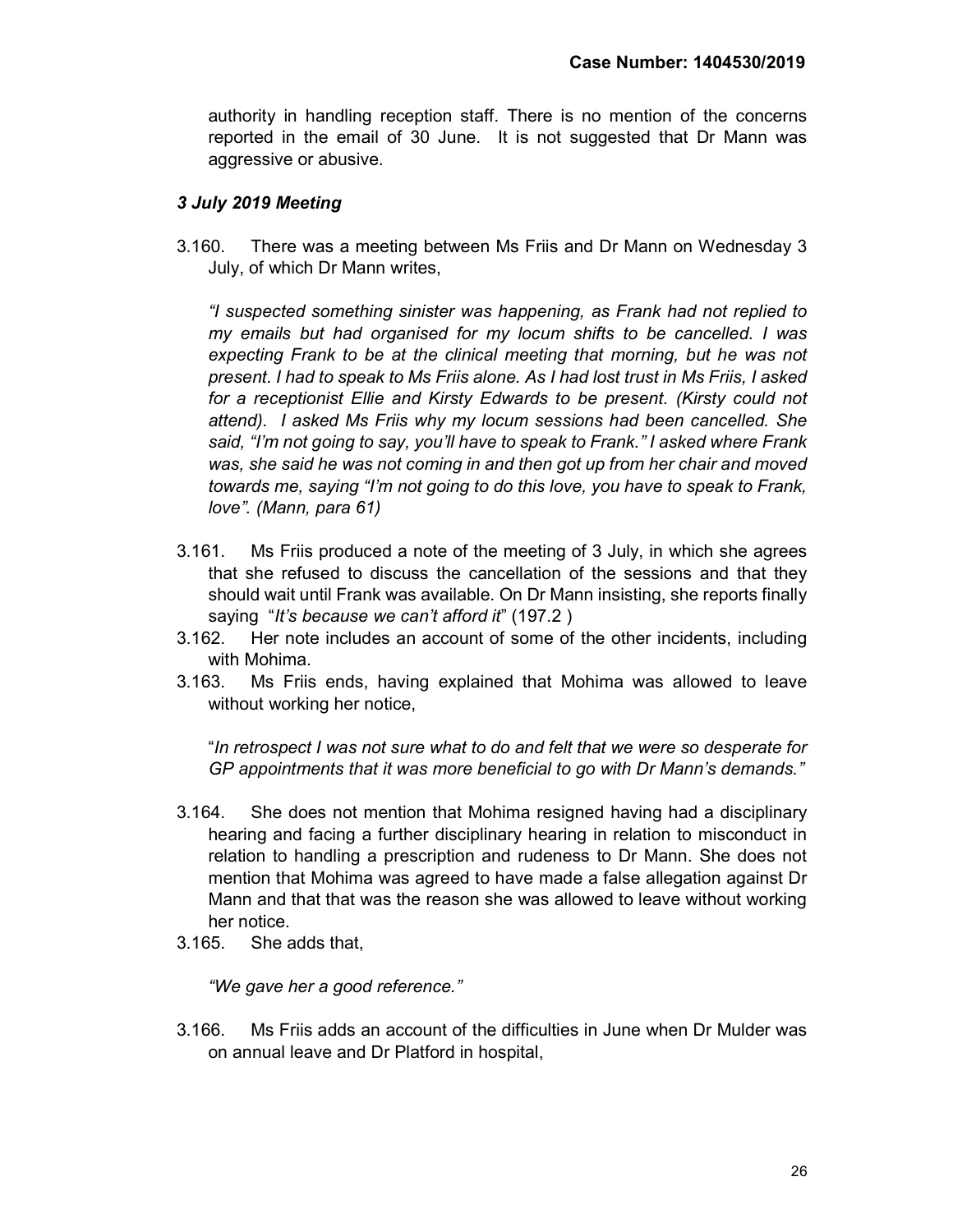authority in handling reception staff. There is no mention of the concerns reported in the email of 30 June. It is not suggested that Dr Mann was aggressive or abusive.

### *3 July 2019 Meeting*

3.160. There was a meeting between Ms Friis and Dr Mann on Wednesday 3 July, of which Dr Mann writes,

*"I suspected something sinister was happening, as Frank had not replied to my emails but had organised for my locum shifts to be cancelled. I was expecting Frank to be at the clinical meeting that morning, but he was not present. I had to speak to Ms Friis alone. As I had lost trust in Ms Friis, I asked for a receptionist Ellie and Kirsty Edwards to be present. (Kirsty could not attend). I asked Ms Friis why my locum sessions had been cancelled. She said, "I'm not going to say, you'll have to speak to Frank." I asked where Frank was, she said he was not coming in and then got up from her chair and moved towards me, saying "I'm not going to do this love, you have to speak to Frank, love". (Mann, para 61)*

3.161. Ms Friis produced a note of the meeting of 3 July, in which she agrees that she refused to discuss the cancellation of the sessions and that they should wait until Frank was available. On Dr Mann insisting, she reports finally saying "*It's because we can't afford it*" (197.2 )

3.162. Her note includes an account of some of the other incidents, including with Mohima.

3.163. Ms Friis ends, having explained that Mohima was allowed to leave without working her notice,

"*In retrospect I was not sure what to do and felt that we were so desperate for GP appointments that it was more beneficial to go with Dr Mann's demands."*

3.164. She does not mention that Mohima resigned having had a disciplinary hearing and facing a further disciplinary hearing in relation to misconduct in relation to handling a prescription and rudeness to Dr Mann. She does not mention that Mohima was agreed to have made a false allegation against Dr Mann and that that was the reason she was allowed to leave without working her notice.

3.165. She adds that,

*"We gave her a good reference."*

3.166. Ms Friis adds an account of the difficulties in June when Dr Mulder was on annual leave and Dr Platford in hospital,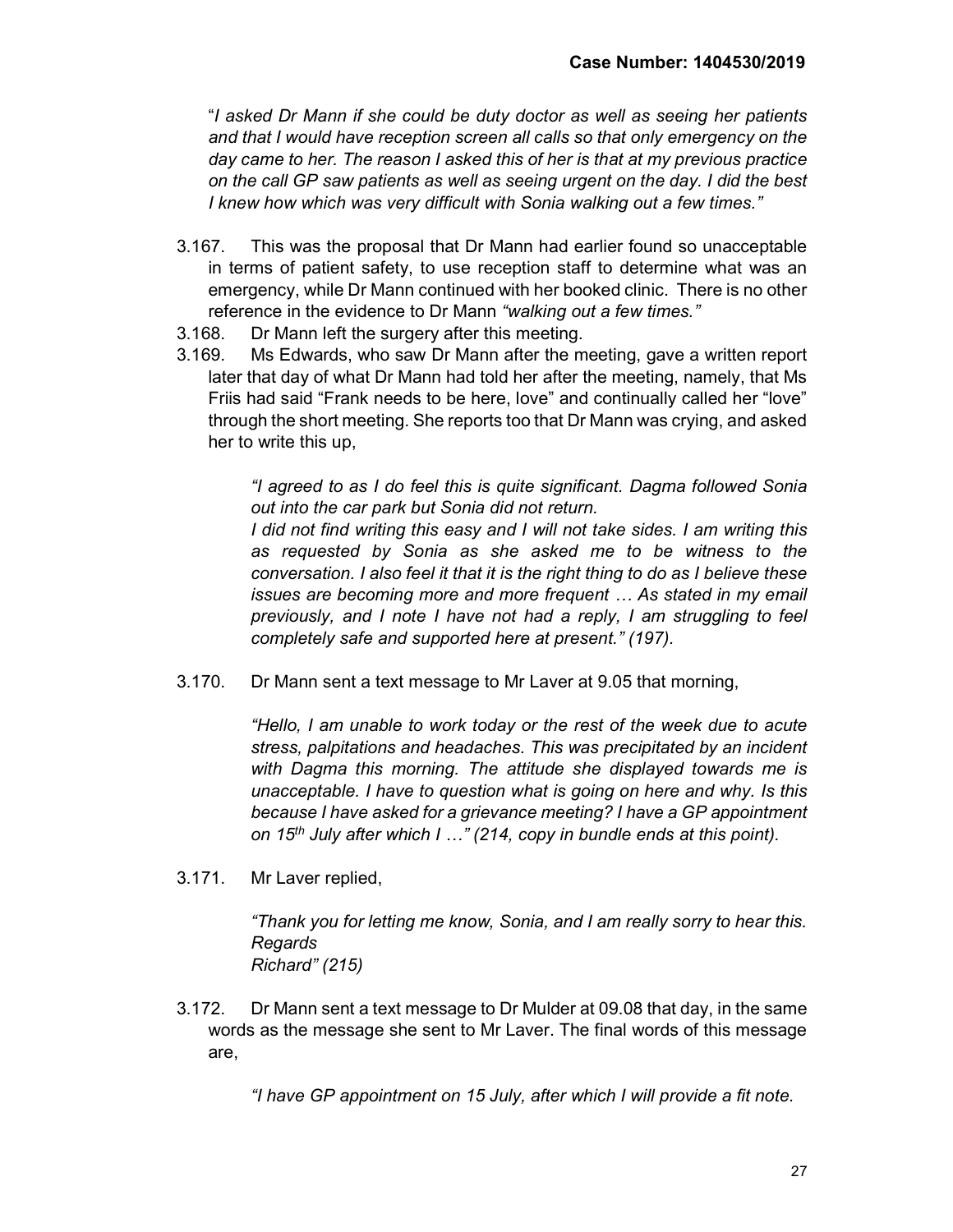"*I asked Dr Mann if she could be duty doctor as well as seeing her patients and that I would have reception screen all calls so that only emergency on the day came to her. The reason I asked this of her is that at my previous practice on the call GP saw patients as well as seeing urgent on the day. I did the best I knew how which was very difficult with Sonia walking out a few times.*"

3.167. This was the proposal that Dr Mann had earlier found so unacceptable in terms of patient safety, to use reception staff to determine what was an emergency, while Dr Mann continued with her booked clinic. There is no other reference in the evidence to Dr Mann *"walking out a few times."*

3.168. Dr Mann left the surgery after this meeting.

3.169. Ms Edwards, who saw Dr Mann after the meeting, gave a written report later that day of what Dr Mann had told her after the meeting, namely, that Ms Friis had said "Frank needs to be here, love" and continually called her "love" through the short meeting. She reports too that Dr Mann was crying, and asked her to write this up,

> *"I agreed to as I do feel this is quite significant. Dagma followed Sonia out into the car park but Sonia did not return.*
> *I did not find writing this easy and I will not take sides. I am writing this as requested by Sonia as she asked me to be witness to the conversation. I also feel it that it is the right thing to do as I believe these issues are becoming more and more frequent … As stated in my email previously, and I note I have not had a reply, I am struggling to feel completely safe and supported here at present." (197).*

3.170. Dr Mann sent a text message to Mr Laver at 9.05 that morning,

> *"Hello, I am unable to work today or the rest of the week due to acute stress, palpitations and headaches. This was precipitated by an incident with Dagma this morning. The attitude she displayed towards me is unacceptable. I have to question what is going on here and why. Is this because I have asked for a grievance meeting? I have a GP appointment on 15th July after which I …" (214, copy in bundle ends at this point).*

3.171. Mr Laver replied,

> *"Thank you for letting me know, Sonia, and I am really sorry to hear this.*
> *Regards*
> *Richard" (215)*

3.172. Dr Mann sent a text message to Dr Mulder at 09.08 that day, in the same words as the message she sent to Mr Laver. The final words of this message are,

> *"I have GP appointment on 15 July, after which I will provide a fit note.*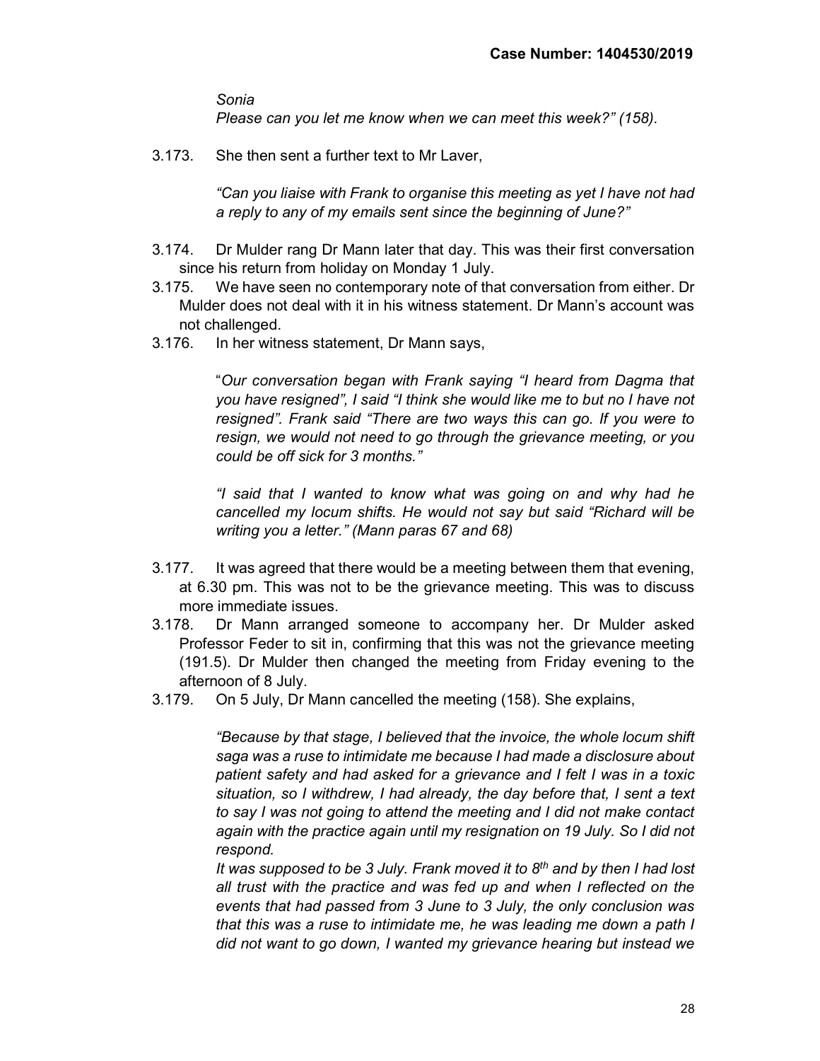*Sonia*
*Please can you let me know when we can meet this week?" (158).*

3.173. She then sent a further text to Mr Laver,

> *"Can you liaise with Frank to organise this meeting as yet I have not had a reply to any of my emails sent since the beginning of June?"*

3.174. Dr Mulder rang Dr Mann later that day. This was their first conversation since his return from holiday on Monday 1 July.

3.175. We have seen no contemporary note of that conversation from either. Dr Mulder does not deal with it in his witness statement. Dr Mann's account was not challenged.

3.176. In her witness statement, Dr Mann says,

> "*Our conversation began with Frank saying "I heard from Dagma that you have resigned", I said "I think she would like me to but no I have not resigned". Frank said "There are two ways this can go. If you were to resign, we would not need to go through the grievance meeting, or you could be off sick for 3 months."*
>
> *"I said that I wanted to know what was going on and why had he cancelled my locum shifts. He would not say but said "Richard will be writing you a letter." (Mann paras 67 and 68)*

3.177. It was agreed that there would be a meeting between them that evening, at 6.30 pm. This was not to be the grievance meeting. This was to discuss more immediate issues.

3.178. Dr Mann arranged someone to accompany her. Dr Mulder asked Professor Feder to sit in, confirming that this was not the grievance meeting (191.5). Dr Mulder then changed the meeting from Friday evening to the afternoon of 8 July.

3.179. On 5 July, Dr Mann cancelled the meeting (158). She explains,

> *"Because by that stage, I believed that the invoice, the whole locum shift saga was a ruse to intimidate me because I had made a disclosure about patient safety and had asked for a grievance and I felt I was in a toxic situation, so I withdrew, I had already, the day before that, I sent a text to say I was not going to attend the meeting and I did not make contact again with the practice again until my resignation on 19 July. So I did not respond.*
> *It was supposed to be 3 July. Frank moved it to 8th and by then I had lost all trust with the practice and was fed up and when I reflected on the events that had passed from 3 June to 3 July, the only conclusion was that this was a ruse to intimidate me, he was leading me down a path I did not want to go down, I wanted my grievance hearing but instead we*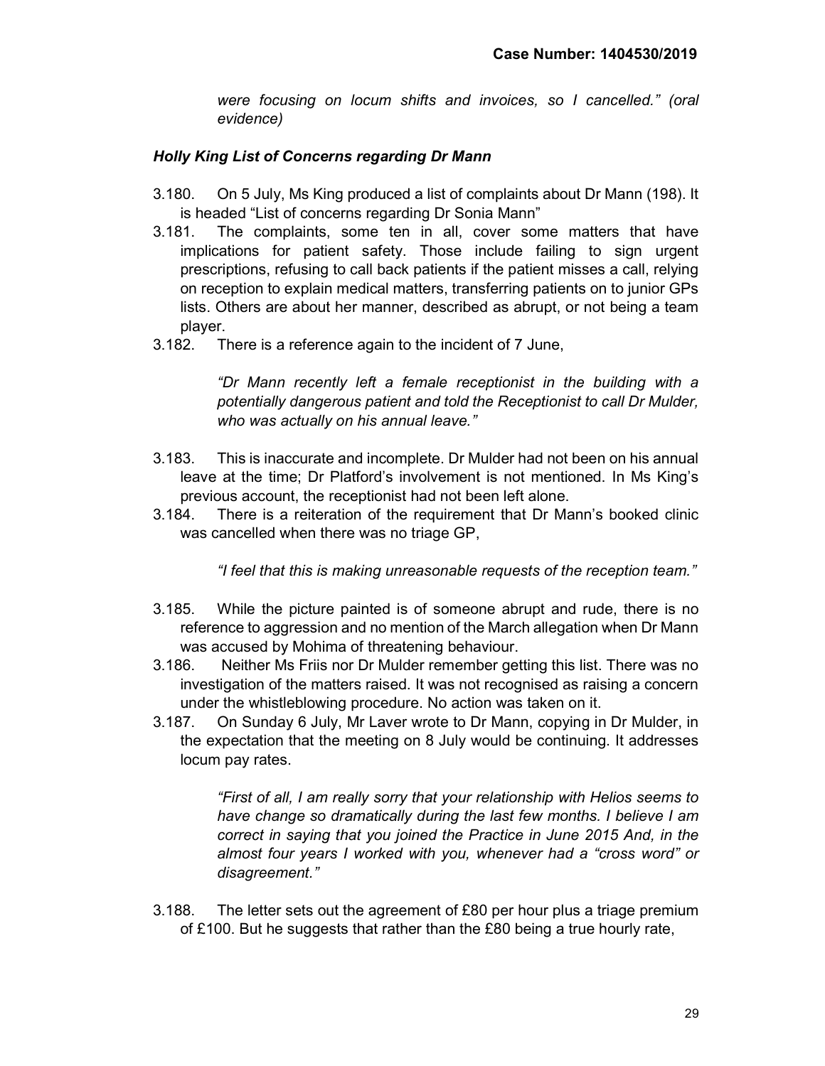*were focusing on locum shifts and invoices, so I cancelled." (oral evidence)*

### *Holly King List of Concerns regarding Dr Mann*

3.180. On 5 July, Ms King produced a list of complaints about Dr Mann (198). It is headed "List of concerns regarding Dr Sonia Mann"

3.181. The complaints, some ten in all, cover some matters that have implications for patient safety. Those include failing to sign urgent prescriptions, refusing to call back patients if the patient misses a call, relying on reception to explain medical matters, transferring patients on to junior GPs lists. Others are about her manner, described as abrupt, or not being a team player.

3.182. There is a reference again to the incident of 7 June,

> *"Dr Mann recently left a female receptionist in the building with a potentially dangerous patient and told the Receptionist to call Dr Mulder, who was actually on his annual leave."*

3.183. This is inaccurate and incomplete. Dr Mulder had not been on his annual leave at the time; Dr Platford's involvement is not mentioned. In Ms King's previous account, the receptionist had not been left alone.

3.184. There is a reiteration of the requirement that Dr Mann's booked clinic was cancelled when there was no triage GP,

> *"I feel that this is making unreasonable requests of the reception team."*

3.185. While the picture painted is of someone abrupt and rude, there is no reference to aggression and no mention of the March allegation when Dr Mann was accused by Mohima of threatening behaviour.

3.186. Neither Ms Friis nor Dr Mulder remember getting this list. There was no investigation of the matters raised. It was not recognised as raising a concern under the whistleblowing procedure. No action was taken on it.

3.187. On Sunday 6 July, Mr Laver wrote to Dr Mann, copying in Dr Mulder, in the expectation that the meeting on 8 July would be continuing. It addresses locum pay rates.

> *"First of all, I am really sorry that your relationship with Helios seems to have change so dramatically during the last few months. I believe I am correct in saying that you joined the Practice in June 2015 And, in the almost four years I worked with you, whenever had a "cross word" or disagreement."*

3.188. The letter sets out the agreement of £80 per hour plus a triage premium of £100. But he suggests that rather than the £80 being a true hourly rate,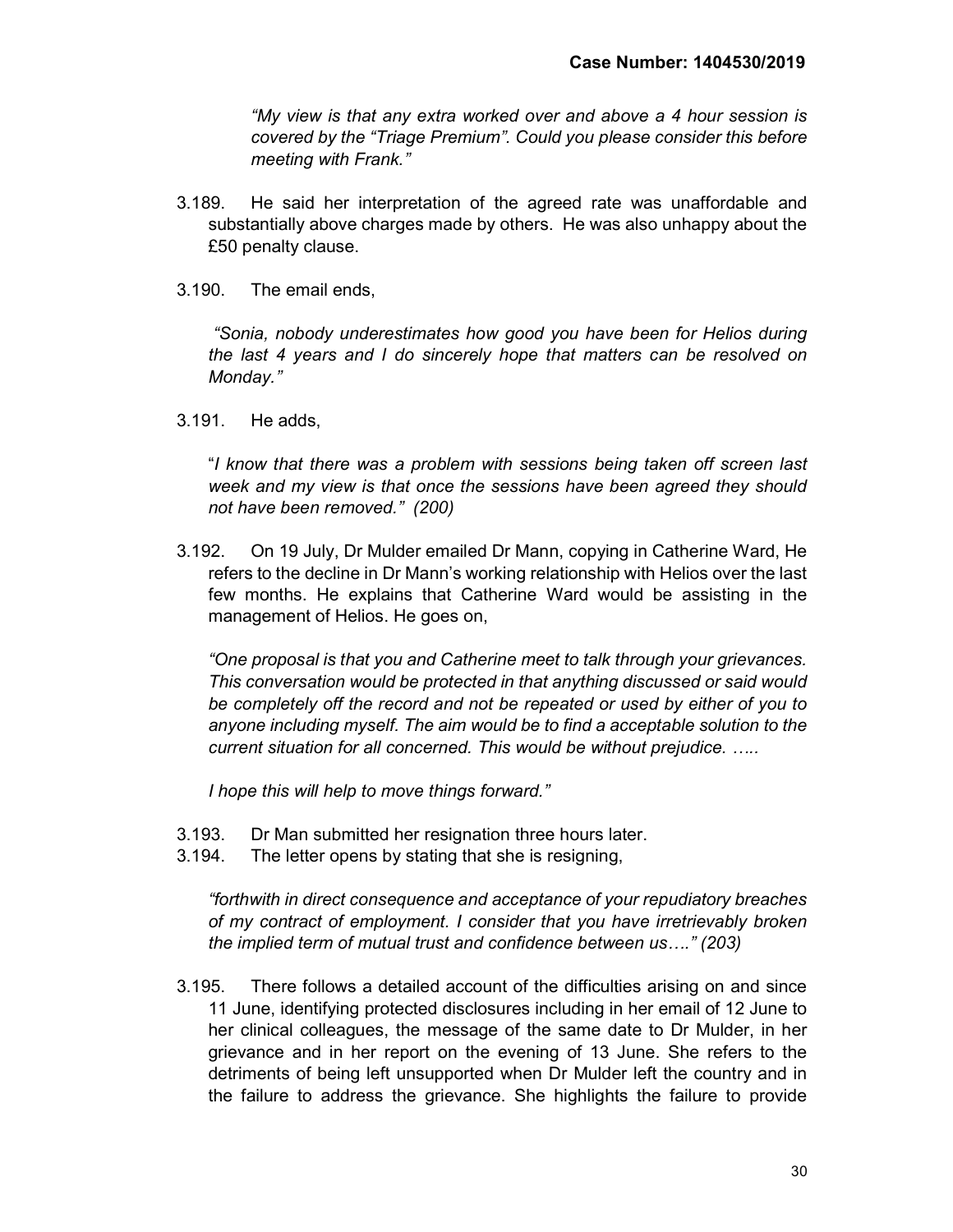*"My view is that any extra worked over and above a 4 hour session is covered by the "Triage Premium". Could you please consider this before meeting with Frank."*

3.189. He said her interpretation of the agreed rate was unaffordable and substantially above charges made by others. He was also unhappy about the £50 penalty clause.

3.190. The email ends,

*"Sonia, nobody underestimates how good you have been for Helios during the last 4 years and I do sincerely hope that matters can be resolved on Monday."*

3.191. He adds,

"*I know that there was a problem with sessions being taken off screen last week and my view is that once the sessions have been agreed they should not have been removed." (200)*

3.192. On 19 July, Dr Mulder emailed Dr Mann, copying in Catherine Ward, He refers to the decline in Dr Mann's working relationship with Helios over the last few months. He explains that Catherine Ward would be assisting in the management of Helios. He goes on,

*"One proposal is that you and Catherine meet to talk through your grievances. This conversation would be protected in that anything discussed or said would be completely off the record and not be repeated or used by either of you to anyone including myself. The aim would be to find a acceptable solution to the current situation for all concerned. This would be without prejudice. …..*

*I hope this will help to move things forward."*

3.193. Dr Man submitted her resignation three hours later.

3.194. The letter opens by stating that she is resigning,

*"forthwith in direct consequence and acceptance of your repudiatory breaches of my contract of employment. I consider that you have irretrievably broken the implied term of mutual trust and confidence between us…." (203)*

3.195. There follows a detailed account of the difficulties arising on and since 11 June, identifying protected disclosures including in her email of 12 June to her clinical colleagues, the message of the same date to Dr Mulder, in her grievance and in her report on the evening of 13 June. She refers to the detriments of being left unsupported when Dr Mulder left the country and in the failure to address the grievance. She highlights the failure to provide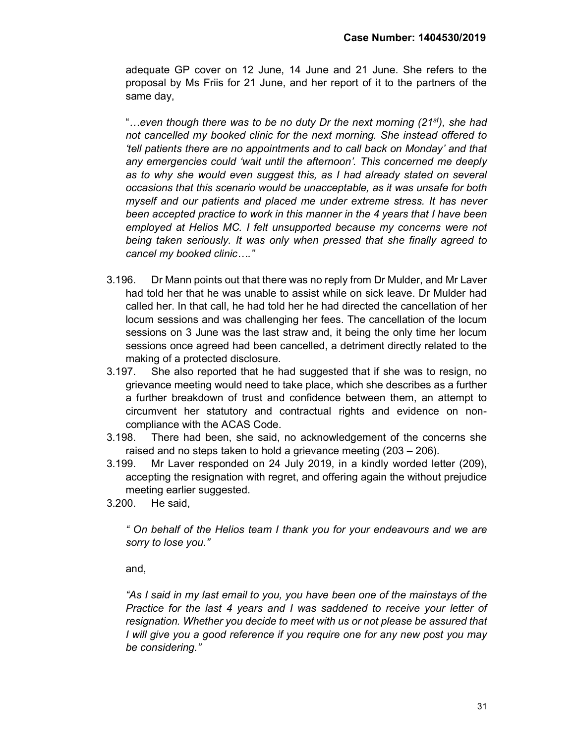adequate GP cover on 12 June, 14 June and 21 June. She refers to the proposal by Ms Friis for 21 June, and her report of it to the partners of the same day,

"*…even though there was to be no duty Dr the next morning (21st), she had not cancelled my booked clinic for the next morning. She instead offered to 'tell patients there are no appointments and to call back on Monday' and that any emergencies could 'wait until the afternoon'. This concerned me deeply as to why she would even suggest this, as I had already stated on several occasions that this scenario would be unacceptable, as it was unsafe for both myself and our patients and placed me under extreme stress. It has never been accepted practice to work in this manner in the 4 years that I have been employed at Helios MC. I felt unsupported because my concerns were not being taken seriously. It was only when pressed that she finally agreed to cancel my booked clinic…."*

3.196. Dr Mann points out that there was no reply from Dr Mulder, and Mr Laver had told her that he was unable to assist while on sick leave. Dr Mulder had called her. In that call, he had told her he had directed the cancellation of her locum sessions and was challenging her fees. The cancellation of the locum sessions on 3 June was the last straw and, it being the only time her locum sessions once agreed had been cancelled, a detriment directly related to the making of a protected disclosure.

3.197. She also reported that he had suggested that if she was to resign, no grievance meeting would need to take place, which she describes as a further a further breakdown of trust and confidence between them, an attempt to circumvent her statutory and contractual rights and evidence on non-compliance with the ACAS Code.

3.198. There had been, she said, no acknowledgement of the concerns she raised and no steps taken to hold a grievance meeting (203 – 206).

3.199. Mr Laver responded on 24 July 2019, in a kindly worded letter (209), accepting the resignation with regret, and offering again the without prejudice meeting earlier suggested.

3.200. He said,

*" On behalf of the Helios team I thank you for your endeavours and we are sorry to lose you."*

and,

*"As I said in my last email to you, you have been one of the mainstays of the Practice for the last 4 years and I was saddened to receive your letter of resignation. Whether you decide to meet with us or not please be assured that I will give you a good reference if you require one for any new post you may be considering."*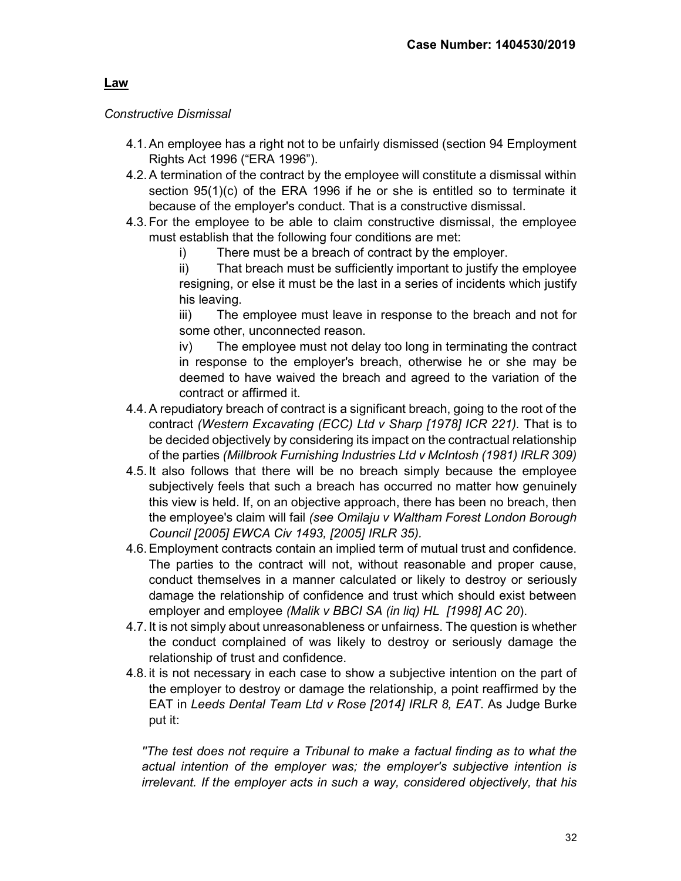## **Law**

*Constructive Dismissal*

4.1. An employee has a right not to be unfairly dismissed (section 94 Employment Rights Act 1996 ("ERA 1996").

4.2. A termination of the contract by the employee will constitute a dismissal within section 95(1)(c) of the ERA 1996 if he or she is entitled so to terminate it because of the employer's conduct. That is a constructive dismissal.

4.3. For the employee to be able to claim constructive dismissal, the employee must establish that the following four conditions are met:

   i) There must be a breach of contract by the employer.

   ii) That breach must be sufficiently important to justify the employee resigning, or else it must be the last in a series of incidents which justify his leaving.

   iii) The employee must leave in response to the breach and not for some other, unconnected reason.

   iv) The employee must not delay too long in terminating the contract in response to the employer's breach, otherwise he or she may be deemed to have waived the breach and agreed to the variation of the contract or affirmed it.

4.4. A repudiatory breach of contract is a significant breach, going to the root of the contract *(Western Excavating (ECC) Ltd v Sharp [1978] ICR 221).* That is to be decided objectively by considering its impact on the contractual relationship of the parties *(Millbrook Furnishing Industries Ltd v McIntosh (1981) IRLR 309)*

4.5. It also follows that there will be no breach simply because the employee subjectively feels that such a breach has occurred no matter how genuinely this view is held. If, on an objective approach, there has been no breach, then the employee's claim will fail *(see Omilaju v Waltham Forest London Borough Council [2005] EWCA Civ 1493, [2005] IRLR 35).*

4.6. Employment contracts contain an implied term of mutual trust and confidence. The parties to the contract will not, without reasonable and proper cause, conduct themselves in a manner calculated or likely to destroy or seriously damage the relationship of confidence and trust which should exist between employer and employee *(Malik v BBCI SA (in liq) HL [1998] AC 20*).

4.7. It is not simply about unreasonableness or unfairness. The question is whether the conduct complained of was likely to destroy or seriously damage the relationship of trust and confidence.

4.8. it is not necessary in each case to show a subjective intention on the part of the employer to destroy or damage the relationship, a point reaffirmed by the EAT in *Leeds Dental Team Ltd v Rose [2014] IRLR 8, EAT*. As Judge Burke put it:

*"The test does not require a Tribunal to make a factual finding as to what the actual intention of the employer was; the employer's subjective intention is irrelevant. If the employer acts in such a way, considered objectively, that his*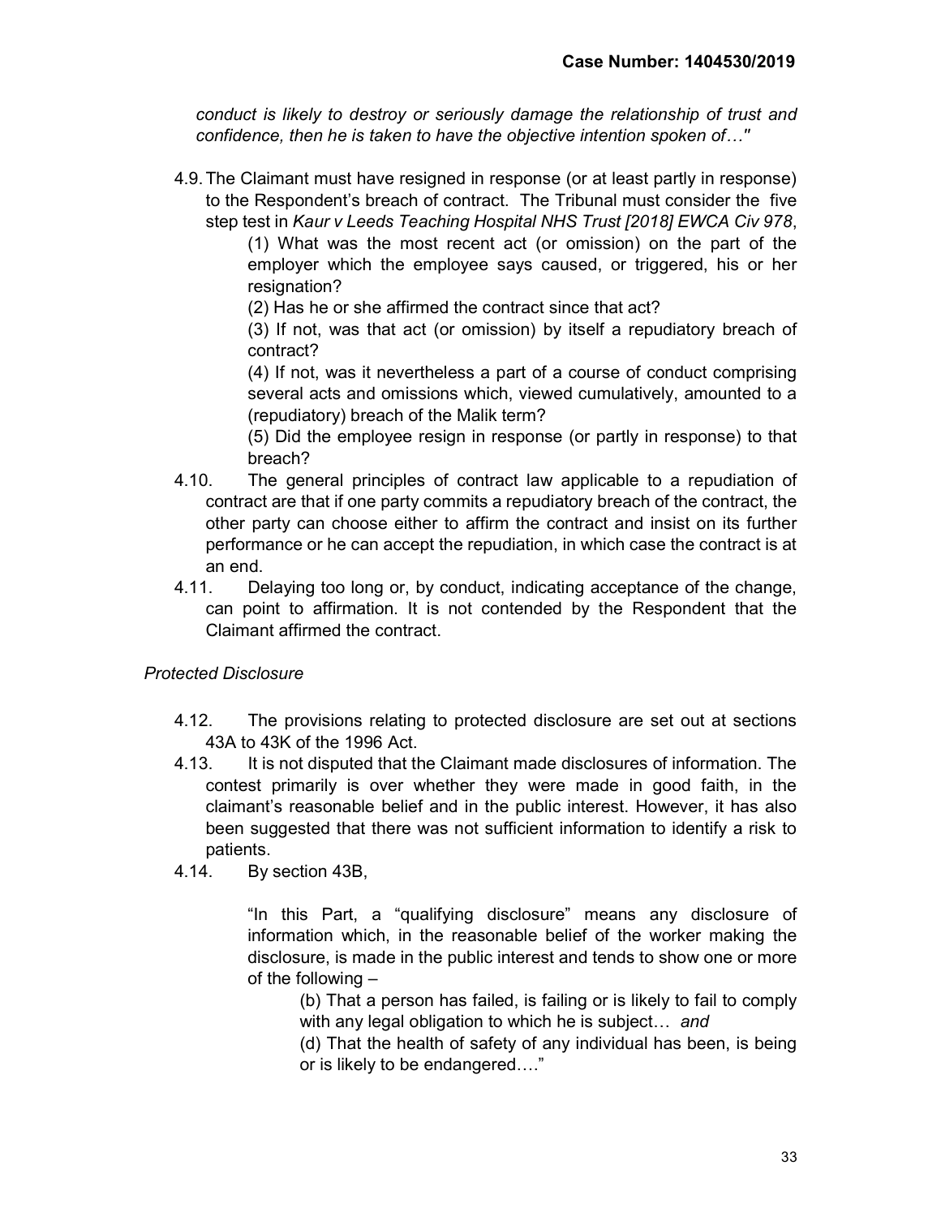*conduct is likely to destroy or seriously damage the relationship of trust and confidence, then he is taken to have the objective intention spoken of…"*

4.9. The Claimant must have resigned in response (or at least partly in response) to the Respondent's breach of contract. The Tribunal must consider the five step test in *Kaur v Leeds Teaching Hospital NHS Trust [2018] EWCA Civ 978*,

> (1) What was the most recent act (or omission) on the part of the employer which the employee says caused, or triggered, his or her resignation?
>
> (2) Has he or she affirmed the contract since that act?
>
> (3) If not, was that act (or omission) by itself a repudiatory breach of contract?
>
> (4) If not, was it nevertheless a part of a course of conduct comprising several acts and omissions which, viewed cumulatively, amounted to a (repudiatory) breach of the Malik term?
>
> (5) Did the employee resign in response (or partly in response) to that breach?

4.10. The general principles of contract law applicable to a repudiation of contract are that if one party commits a repudiatory breach of the contract, the other party can choose either to affirm the contract and insist on its further performance or he can accept the repudiation, in which case the contract is at an end.

4.11. Delaying too long or, by conduct, indicating acceptance of the change, can point to affirmation. It is not contended by the Respondent that the Claimant affirmed the contract.

*Protected Disclosure*

4.12. The provisions relating to protected disclosure are set out at sections 43A to 43K of the 1996 Act.

4.13. It is not disputed that the Claimant made disclosures of information. The contest primarily is over whether they were made in good faith, in the claimant's reasonable belief and in the public interest. However, it has also been suggested that there was not sufficient information to identify a risk to patients.

4.14. By section 43B,

> "In this Part, a "qualifying disclosure" means any disclosure of information which, in the reasonable belief of the worker making the disclosure, is made in the public interest and tends to show one or more of the following –
>
> (b) That a person has failed, is failing or is likely to fail to comply with any legal obligation to which he is subject… *and*
>
> (d) That the health of safety of any individual has been, is being or is likely to be endangered…."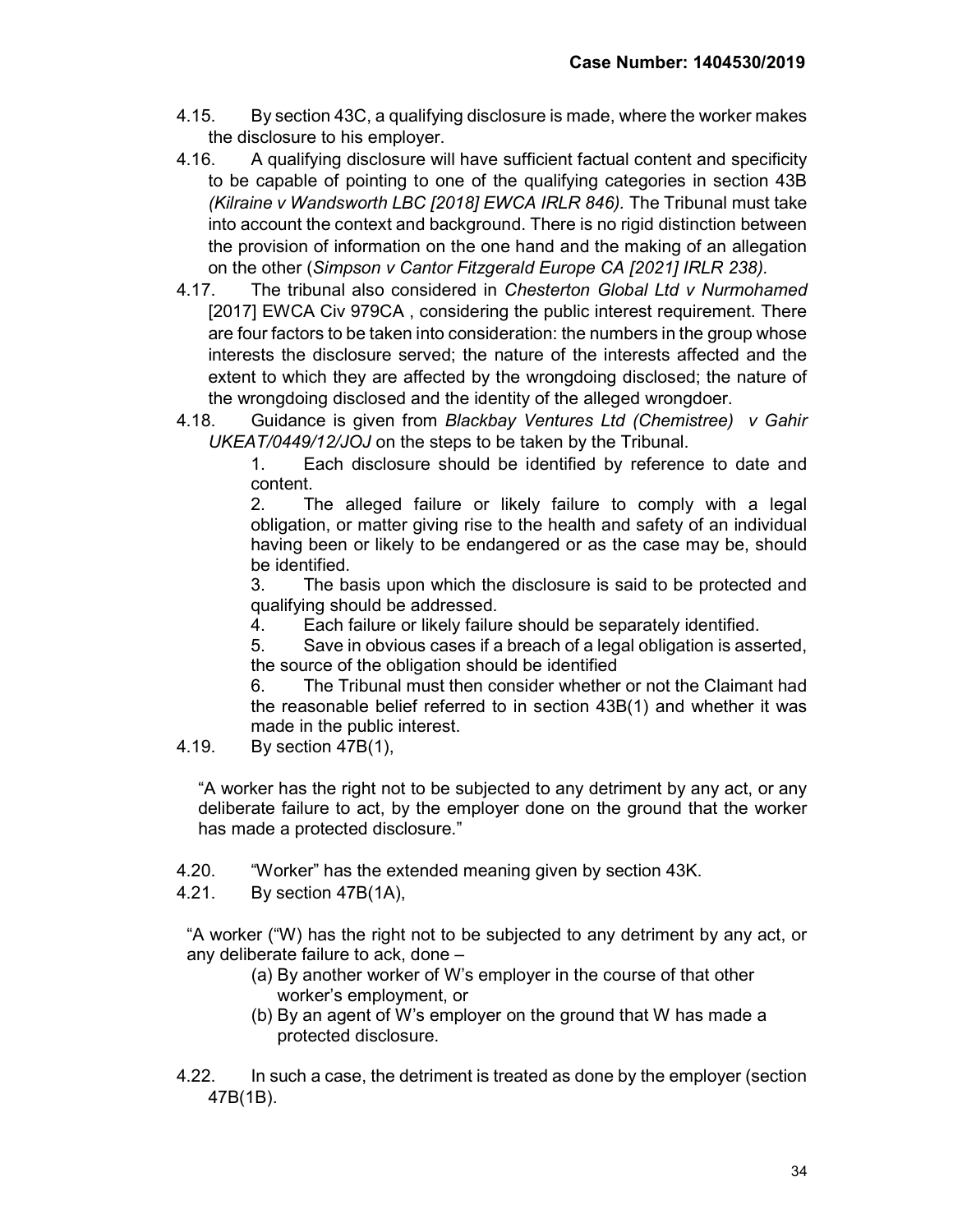4.15. By section 43C, a qualifying disclosure is made, where the worker makes the disclosure to his employer.

4.16. A qualifying disclosure will have sufficient factual content and specificity to be capable of pointing to one of the qualifying categories in section 43B *(Kilraine v Wandsworth LBC [2018] EWCA IRLR 846).* The Tribunal must take into account the context and background. There is no rigid distinction between the provision of information on the one hand and the making of an allegation on the other (*Simpson v Cantor Fitzgerald Europe CA [2021] IRLR 238).*

4.17. The tribunal also considered in *Chesterton Global Ltd v Nurmohamed* [2017] EWCA Civ 979CA , considering the public interest requirement. There are four factors to be taken into consideration: the numbers in the group whose interests the disclosure served; the nature of the interests affected and the extent to which they are affected by the wrongdoing disclosed; the nature of the wrongdoing disclosed and the identity of the alleged wrongdoer.

4.18. Guidance is given from *Blackbay Ventures Ltd (Chemistree) v Gahir UKEAT/0449/12/JOJ* on the steps to be taken by the Tribunal.

1. Each disclosure should be identified by reference to date and content.
2. The alleged failure or likely failure to comply with a legal obligation, or matter giving rise to the health and safety of an individual having been or likely to be endangered or as the case may be, should be identified.
3. The basis upon which the disclosure is said to be protected and qualifying should be addressed.
4. Each failure or likely failure should be separately identified.
5. Save in obvious cases if a breach of a legal obligation is asserted, the source of the obligation should be identified
6. The Tribunal must then consider whether or not the Claimant had the reasonable belief referred to in section 43B(1) and whether it was made in the public interest.

4.19. By section 47B(1),

> "A worker has the right not to be subjected to any detriment by any act, or any deliberate failure to act, by the employer done on the ground that the worker has made a protected disclosure."

4.20. "Worker" has the extended meaning given by section 43K.

4.21. By section 47B(1A),

> "A worker ("W) has the right not to be subjected to any detriment by any act, or any deliberate failure to ack, done –
>
> (a) By another worker of W's employer in the course of that other worker's employment, or
> (b) By an agent of W's employer on the ground that W has made a protected disclosure.

4.22. In such a case, the detriment is treated as done by the employer (section 47B(1B).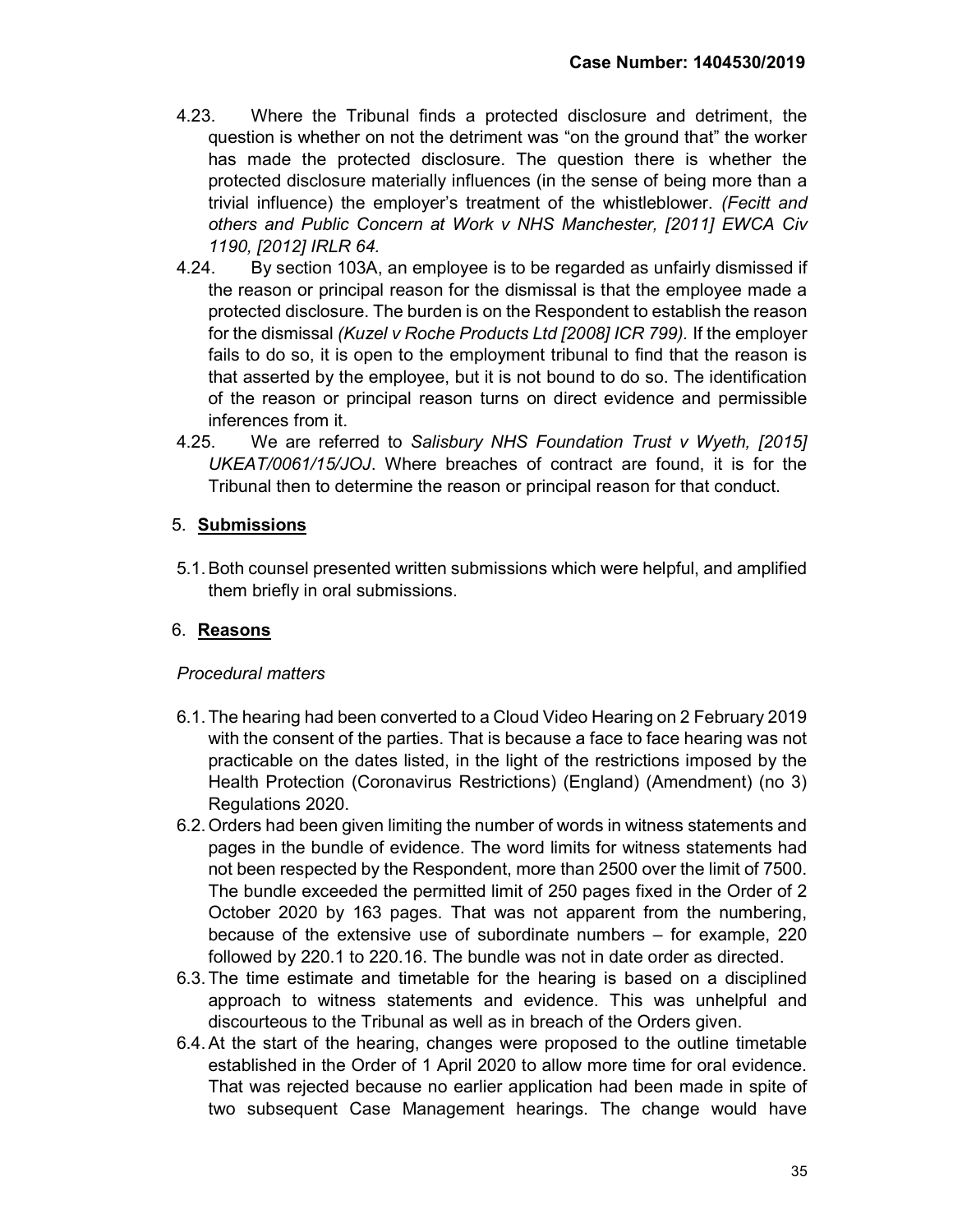4.23. Where the Tribunal finds a protected disclosure and detriment, the question is whether on not the detriment was "on the ground that" the worker has made the protected disclosure. The question there is whether the protected disclosure materially influences (in the sense of being more than a trivial influence) the employer's treatment of the whistleblower. *(Fecitt and others and Public Concern at Work v NHS Manchester, [2011] EWCA Civ 1190, [2012] IRLR 64.*

4.24. By section 103A, an employee is to be regarded as unfairly dismissed if the reason or principal reason for the dismissal is that the employee made a protected disclosure. The burden is on the Respondent to establish the reason for the dismissal *(Kuzel v Roche Products Ltd [2008] ICR 799).* If the employer fails to do so, it is open to the employment tribunal to find that the reason is that asserted by the employee, but it is not bound to do so. The identification of the reason or principal reason turns on direct evidence and permissible inferences from it.

4.25. We are referred to *Salisbury NHS Foundation Trust v Wyeth, [2015] UKEAT/0061/15/JOJ*. Where breaches of contract are found, it is for the Tribunal then to determine the reason or principal reason for that conduct.

## 5. **Submissions**

5.1. Both counsel presented written submissions which were helpful, and amplified them briefly in oral submissions.

## 6. **Reasons**

*Procedural matters*

6.1. The hearing had been converted to a Cloud Video Hearing on 2 February 2019 with the consent of the parties. That is because a face to face hearing was not practicable on the dates listed, in the light of the restrictions imposed by the Health Protection (Coronavirus Restrictions) (England) (Amendment) (no 3) Regulations 2020.

6.2. Orders had been given limiting the number of words in witness statements and pages in the bundle of evidence. The word limits for witness statements had not been respected by the Respondent, more than 2500 over the limit of 7500. The bundle exceeded the permitted limit of 250 pages fixed in the Order of 2 October 2020 by 163 pages. That was not apparent from the numbering, because of the extensive use of subordinate numbers – for example, 220 followed by 220.1 to 220.16. The bundle was not in date order as directed.

6.3. The time estimate and timetable for the hearing is based on a disciplined approach to witness statements and evidence. This was unhelpful and discourteous to the Tribunal as well as in breach of the Orders given.

6.4. At the start of the hearing, changes were proposed to the outline timetable established in the Order of 1 April 2020 to allow more time for oral evidence. That was rejected because no earlier application had been made in spite of two subsequent Case Management hearings. The change would have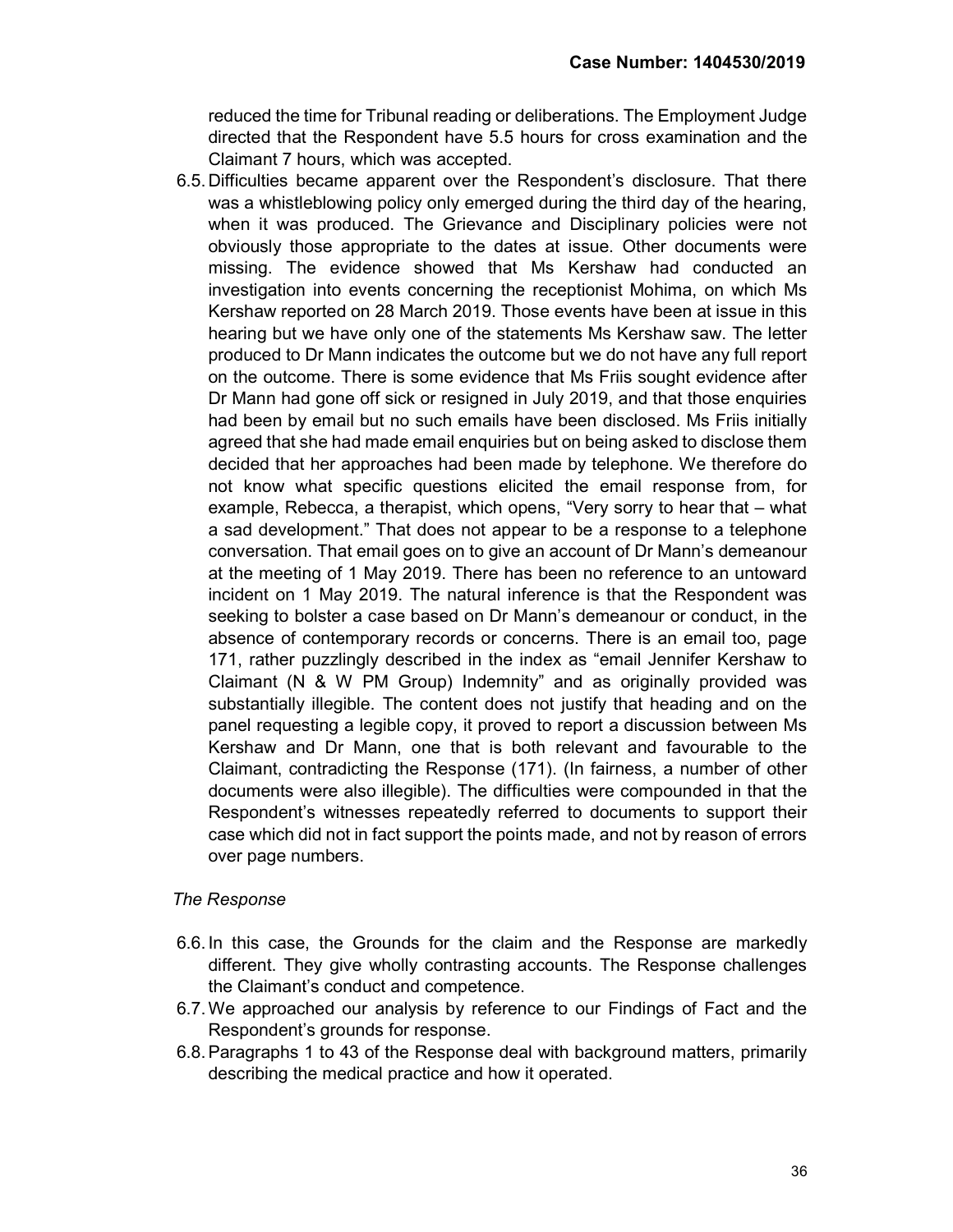reduced the time for Tribunal reading or deliberations. The Employment Judge directed that the Respondent have 5.5 hours for cross examination and the Claimant 7 hours, which was accepted.

6.5. Difficulties became apparent over the Respondent's disclosure. That there was a whistleblowing policy only emerged during the third day of the hearing, when it was produced. The Grievance and Disciplinary policies were not obviously those appropriate to the dates at issue. Other documents were missing. The evidence showed that Ms Kershaw had conducted an investigation into events concerning the receptionist Mohima, on which Ms Kershaw reported on 28 March 2019. Those events have been at issue in this hearing but we have only one of the statements Ms Kershaw saw. The letter produced to Dr Mann indicates the outcome but we do not have any full report on the outcome. There is some evidence that Ms Friis sought evidence after Dr Mann had gone off sick or resigned in July 2019, and that those enquiries had been by email but no such emails have been disclosed. Ms Friis initially agreed that she had made email enquiries but on being asked to disclose them decided that her approaches had been made by telephone. We therefore do not know what specific questions elicited the email response from, for example, Rebecca, a therapist, which opens, "Very sorry to hear that – what a sad development." That does not appear to be a response to a telephone conversation. That email goes on to give an account of Dr Mann's demeanour at the meeting of 1 May 2019. There has been no reference to an untoward incident on 1 May 2019. The natural inference is that the Respondent was seeking to bolster a case based on Dr Mann's demeanour or conduct, in the absence of contemporary records or concerns. There is an email too, page 171, rather puzzlingly described in the index as "email Jennifer Kershaw to Claimant (N & W PM Group) Indemnity" and as originally provided was substantially illegible. The content does not justify that heading and on the panel requesting a legible copy, it proved to report a discussion between Ms Kershaw and Dr Mann, one that is both relevant and favourable to the Claimant, contradicting the Response (171). (In fairness, a number of other documents were also illegible). The difficulties were compounded in that the Respondent's witnesses repeatedly referred to documents to support their case which did not in fact support the points made, and not by reason of errors over page numbers.

*The Response*

6.6. In this case, the Grounds for the claim and the Response are markedly different. They give wholly contrasting accounts. The Response challenges the Claimant's conduct and competence.

6.7. We approached our analysis by reference to our Findings of Fact and the Respondent's grounds for response.

6.8. Paragraphs 1 to 43 of the Response deal with background matters, primarily describing the medical practice and how it operated.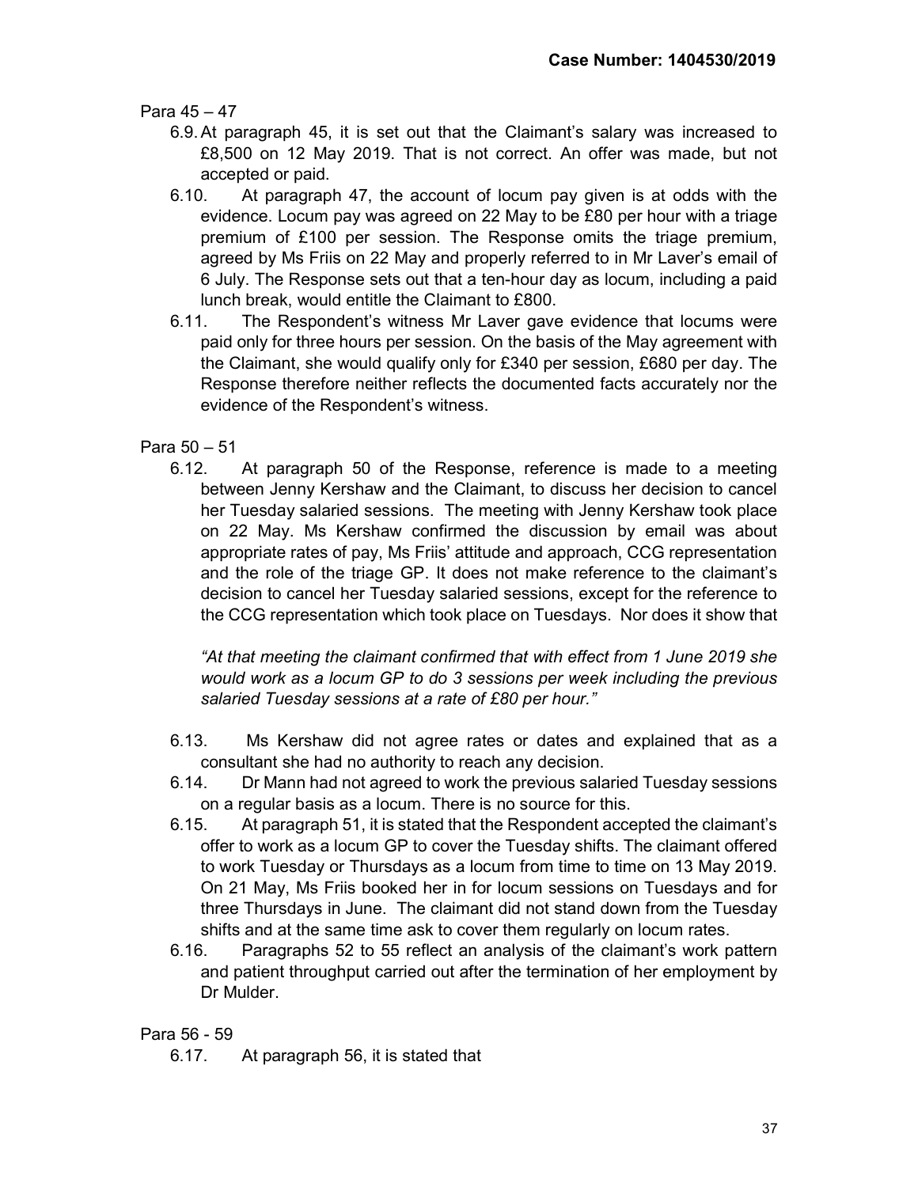Para 45 – 47

6.9. At paragraph 45, it is set out that the Claimant's salary was increased to £8,500 on 12 May 2019. That is not correct. An offer was made, but not accepted or paid.

6.10. At paragraph 47, the account of locum pay given is at odds with the evidence. Locum pay was agreed on 22 May to be £80 per hour with a triage premium of £100 per session. The Response omits the triage premium, agreed by Ms Friis on 22 May and properly referred to in Mr Laver's email of 6 July. The Response sets out that a ten-hour day as locum, including a paid lunch break, would entitle the Claimant to £800.

6.11. The Respondent's witness Mr Laver gave evidence that locums were paid only for three hours per session. On the basis of the May agreement with the Claimant, she would qualify only for £340 per session, £680 per day. The Response therefore neither reflects the documented facts accurately nor the evidence of the Respondent's witness.

Para 50 – 51

6.12. At paragraph 50 of the Response, reference is made to a meeting between Jenny Kershaw and the Claimant, to discuss her decision to cancel her Tuesday salaried sessions. The meeting with Jenny Kershaw took place on 22 May. Ms Kershaw confirmed the discussion by email was about appropriate rates of pay, Ms Friis' attitude and approach, CCG representation and the role of the triage GP. It does not make reference to the claimant's decision to cancel her Tuesday salaried sessions, except for the reference to the CCG representation which took place on Tuesdays. Nor does it show that

*"At that meeting the claimant confirmed that with effect from 1 June 2019 she would work as a locum GP to do 3 sessions per week including the previous salaried Tuesday sessions at a rate of £80 per hour."*

6.13. Ms Kershaw did not agree rates or dates and explained that as a consultant she had no authority to reach any decision.

6.14. Dr Mann had not agreed to work the previous salaried Tuesday sessions on a regular basis as a locum. There is no source for this.

6.15. At paragraph 51, it is stated that the Respondent accepted the claimant's offer to work as a locum GP to cover the Tuesday shifts. The claimant offered to work Tuesday or Thursdays as a locum from time to time on 13 May 2019. On 21 May, Ms Friis booked her in for locum sessions on Tuesdays and for three Thursdays in June. The claimant did not stand down from the Tuesday shifts and at the same time ask to cover them regularly on locum rates.

6.16. Paragraphs 52 to 55 reflect an analysis of the claimant's work pattern and patient throughput carried out after the termination of her employment by Dr Mulder.

Para 56 - 59

6.17. At paragraph 56, it is stated that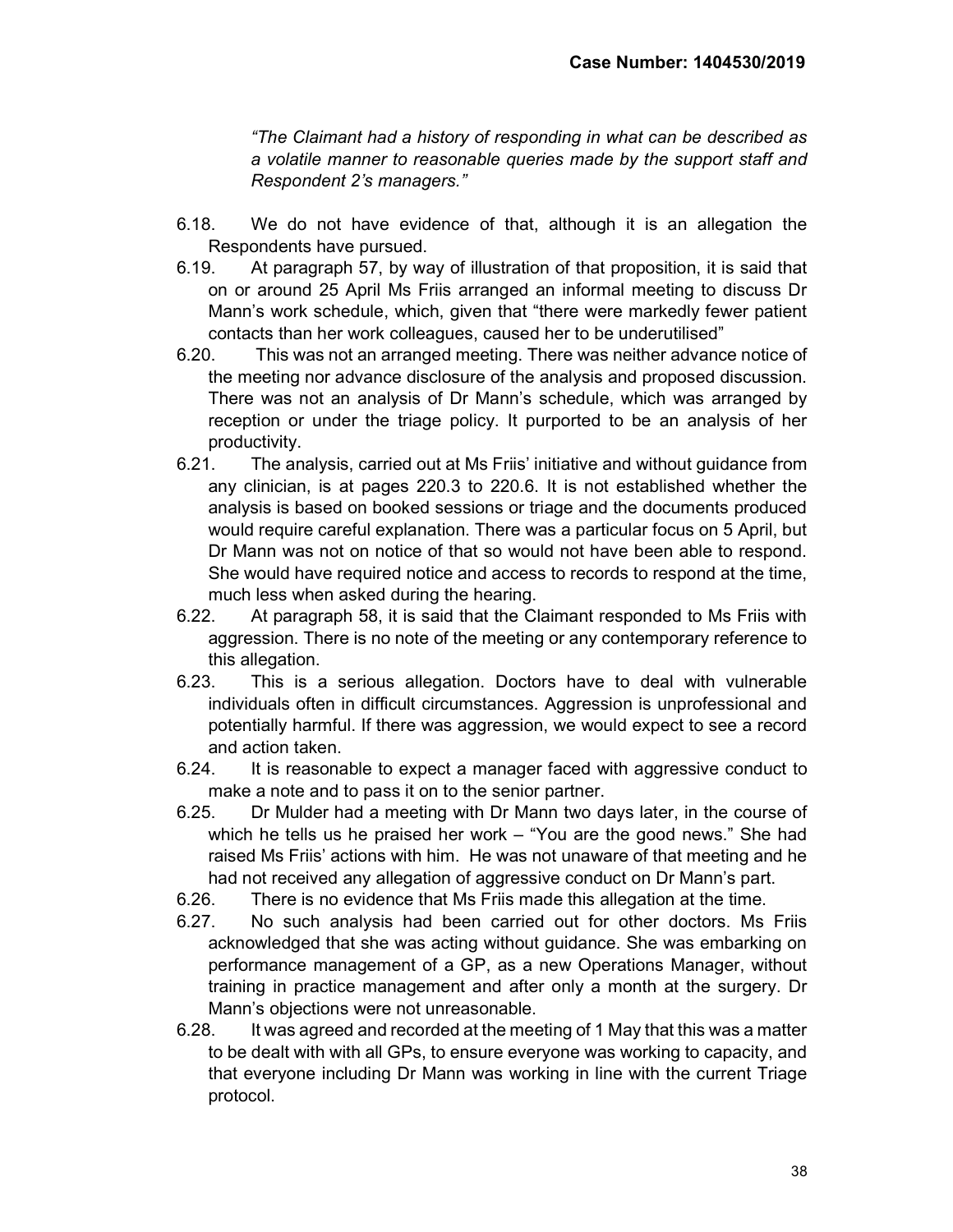*"The Claimant had a history of responding in what can be described as a volatile manner to reasonable queries made by the support staff and Respondent 2's managers."*

6.18. We do not have evidence of that, although it is an allegation the Respondents have pursued.

6.19. At paragraph 57, by way of illustration of that proposition, it is said that on or around 25 April Ms Friis arranged an informal meeting to discuss Dr Mann's work schedule, which, given that "there were markedly fewer patient contacts than her work colleagues, caused her to be underutilised"

6.20. This was not an arranged meeting. There was neither advance notice of the meeting nor advance disclosure of the analysis and proposed discussion. There was not an analysis of Dr Mann's schedule, which was arranged by reception or under the triage policy. It purported to be an analysis of her productivity.

6.21. The analysis, carried out at Ms Friis' initiative and without guidance from any clinician, is at pages 220.3 to 220.6. It is not established whether the analysis is based on booked sessions or triage and the documents produced would require careful explanation. There was a particular focus on 5 April, but Dr Mann was not on notice of that so would not have been able to respond. She would have required notice and access to records to respond at the time, much less when asked during the hearing.

6.22. At paragraph 58, it is said that the Claimant responded to Ms Friis with aggression. There is no note of the meeting or any contemporary reference to this allegation.

6.23. This is a serious allegation. Doctors have to deal with vulnerable individuals often in difficult circumstances. Aggression is unprofessional and potentially harmful. If there was aggression, we would expect to see a record and action taken.

6.24. It is reasonable to expect a manager faced with aggressive conduct to make a note and to pass it on to the senior partner.

6.25. Dr Mulder had a meeting with Dr Mann two days later, in the course of which he tells us he praised her work – "You are the good news." She had raised Ms Friis' actions with him. He was not unaware of that meeting and he had not received any allegation of aggressive conduct on Dr Mann's part.

6.26. There is no evidence that Ms Friis made this allegation at the time.

6.27. No such analysis had been carried out for other doctors. Ms Friis acknowledged that she was acting without guidance. She was embarking on performance management of a GP, as a new Operations Manager, without training in practice management and after only a month at the surgery. Dr Mann's objections were not unreasonable.

6.28. It was agreed and recorded at the meeting of 1 May that this was a matter to be dealt with with all GPs, to ensure everyone was working to capacity, and that everyone including Dr Mann was working in line with the current Triage protocol.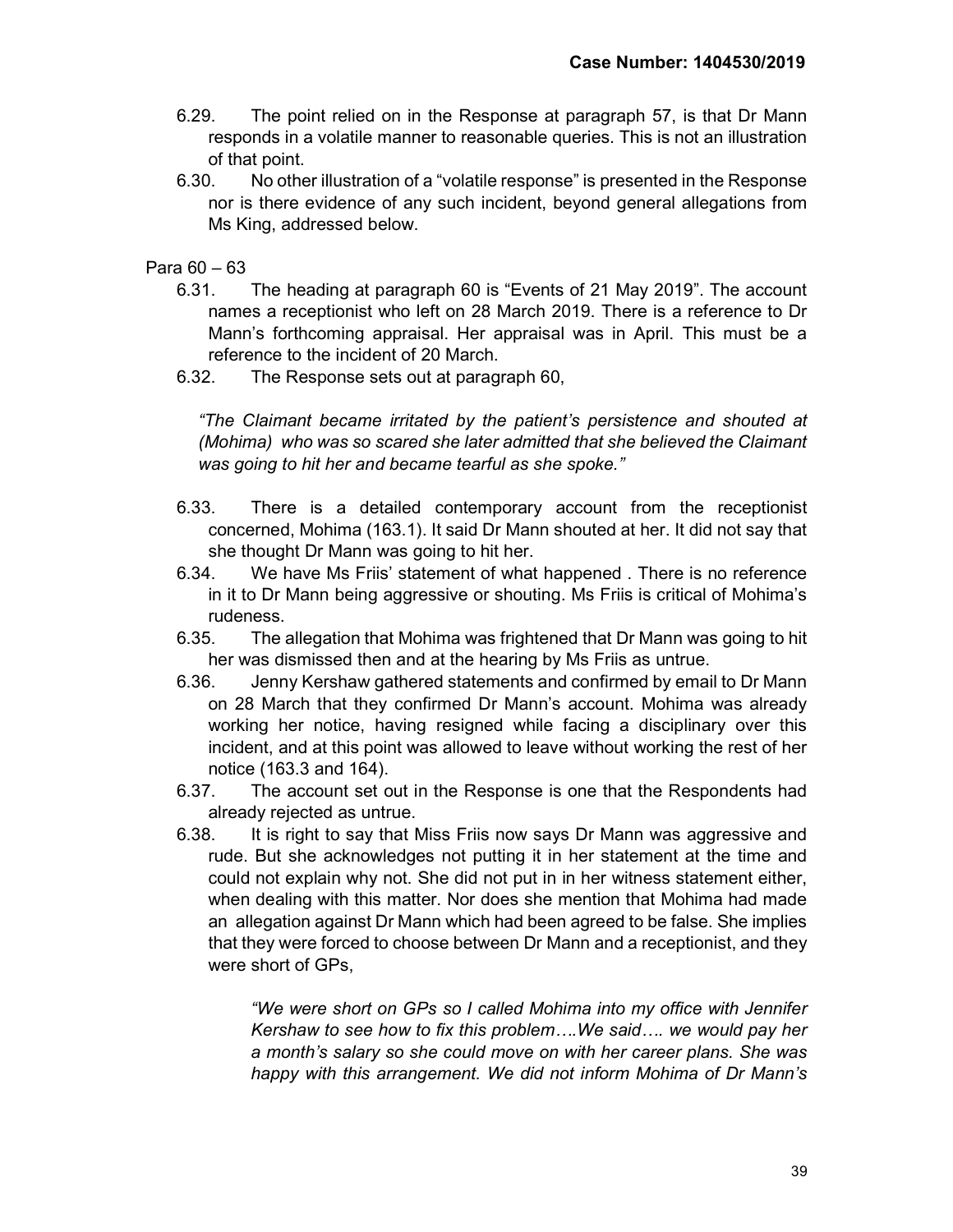6.29. The point relied on in the Response at paragraph 57, is that Dr Mann responds in a volatile manner to reasonable queries. This is not an illustration of that point.

6.30. No other illustration of a "volatile response" is presented in the Response nor is there evidence of any such incident, beyond general allegations from Ms King, addressed below.

Para 60 – 63

6.31. The heading at paragraph 60 is "Events of 21 May 2019". The account names a receptionist who left on 28 March 2019. There is a reference to Dr Mann's forthcoming appraisal. Her appraisal was in April. This must be a reference to the incident of 20 March.

6.32. The Response sets out at paragraph 60,

> *"The Claimant became irritated by the patient's persistence and shouted at (Mohima) who was so scared she later admitted that she believed the Claimant was going to hit her and became tearful as she spoke."*

6.33. There is a detailed contemporary account from the receptionist concerned, Mohima (163.1). It said Dr Mann shouted at her. It did not say that she thought Dr Mann was going to hit her.

6.34. We have Ms Friis' statement of what happened . There is no reference in it to Dr Mann being aggressive or shouting. Ms Friis is critical of Mohima's rudeness.

6.35. The allegation that Mohima was frightened that Dr Mann was going to hit her was dismissed then and at the hearing by Ms Friis as untrue.

6.36. Jenny Kershaw gathered statements and confirmed by email to Dr Mann on 28 March that they confirmed Dr Mann's account. Mohima was already working her notice, having resigned while facing a disciplinary over this incident, and at this point was allowed to leave without working the rest of her notice (163.3 and 164).

6.37. The account set out in the Response is one that the Respondents had already rejected as untrue.

6.38. It is right to say that Miss Friis now says Dr Mann was aggressive and rude. But she acknowledges not putting it in her statement at the time and could not explain why not. She did not put in in her witness statement either, when dealing with this matter. Nor does she mention that Mohima had made an allegation against Dr Mann which had been agreed to be false. She implies that they were forced to choose between Dr Mann and a receptionist, and they were short of GPs,

> *"We were short on GPs so I called Mohima into my office with Jennifer Kershaw to see how to fix this problem….We said…. we would pay her a month's salary so she could move on with her career plans. She was happy with this arrangement. We did not inform Mohima of Dr Mann's*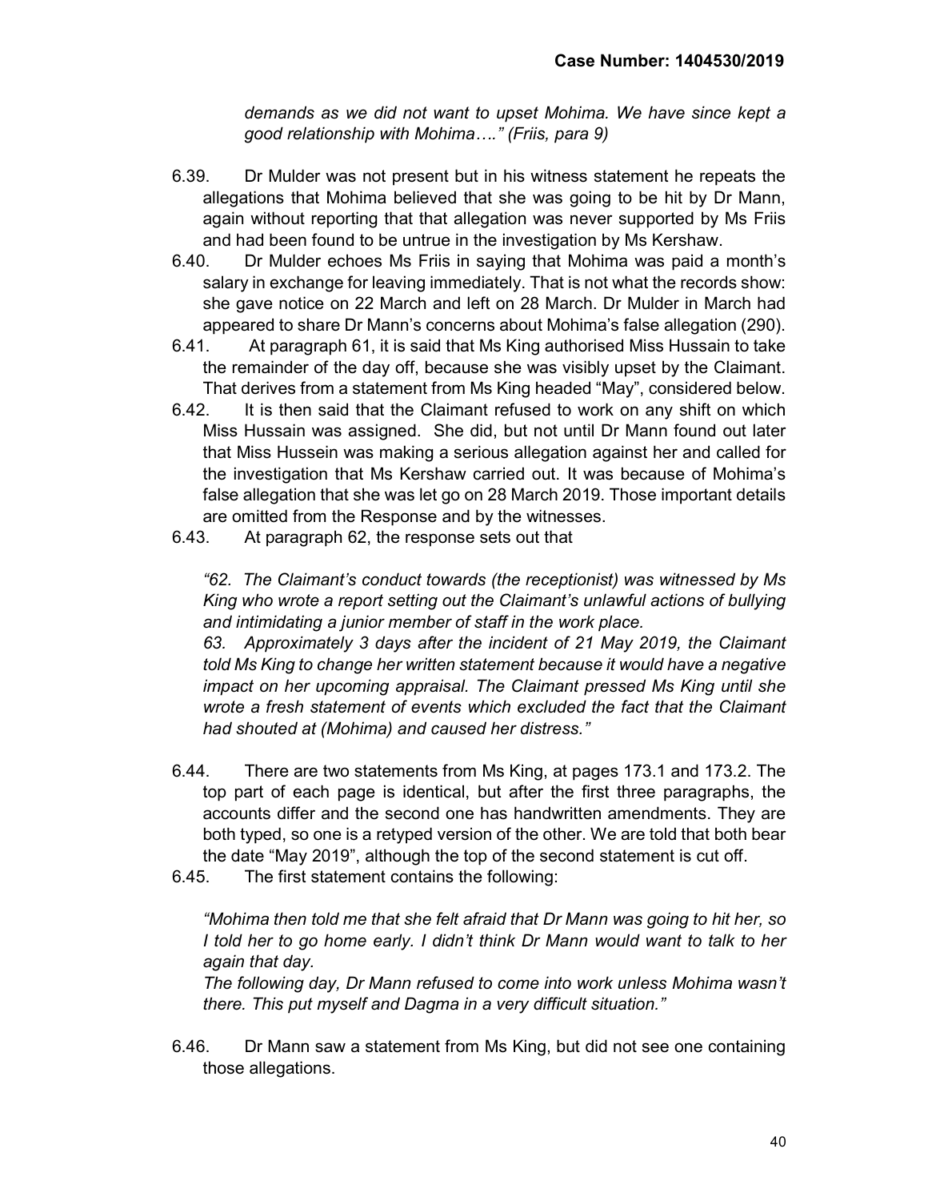*demands as we did not want to upset Mohima. We have since kept a good relationship with Mohima…." (Friis, para 9)*

6.39. Dr Mulder was not present but in his witness statement he repeats the allegations that Mohima believed that she was going to be hit by Dr Mann, again without reporting that that allegation was never supported by Ms Friis and had been found to be untrue in the investigation by Ms Kershaw.

6.40. Dr Mulder echoes Ms Friis in saying that Mohima was paid a month's salary in exchange for leaving immediately. That is not what the records show: she gave notice on 22 March and left on 28 March. Dr Mulder in March had appeared to share Dr Mann's concerns about Mohima's false allegation (290).

6.41. At paragraph 61, it is said that Ms King authorised Miss Hussain to take the remainder of the day off, because she was visibly upset by the Claimant. That derives from a statement from Ms King headed "May", considered below.

6.42. It is then said that the Claimant refused to work on any shift on which Miss Hussain was assigned. She did, but not until Dr Mann found out later that Miss Hussein was making a serious allegation against her and called for the investigation that Ms Kershaw carried out. It was because of Mohima's false allegation that she was let go on 28 March 2019. Those important details are omitted from the Response and by the witnesses.

6.43. At paragraph 62, the response sets out that

*"62. The Claimant's conduct towards (the receptionist) was witnessed by Ms King who wrote a report setting out the Claimant's unlawful actions of bullying and intimidating a junior member of staff in the work place.*

*63. Approximately 3 days after the incident of 21 May 2019, the Claimant told Ms King to change her written statement because it would have a negative impact on her upcoming appraisal. The Claimant pressed Ms King until she wrote a fresh statement of events which excluded the fact that the Claimant had shouted at (Mohima) and caused her distress."*

6.44. There are two statements from Ms King, at pages 173.1 and 173.2. The top part of each page is identical, but after the first three paragraphs, the accounts differ and the second one has handwritten amendments. They are both typed, so one is a retyped version of the other. We are told that both bear the date "May 2019", although the top of the second statement is cut off.

6.45. The first statement contains the following:

*"Mohima then told me that she felt afraid that Dr Mann was going to hit her, so I told her to go home early. I didn't think Dr Mann would want to talk to her again that day.*

*The following day, Dr Mann refused to come into work unless Mohima wasn't there. This put myself and Dagma in a very difficult situation."*

6.46. Dr Mann saw a statement from Ms King, but did not see one containing those allegations.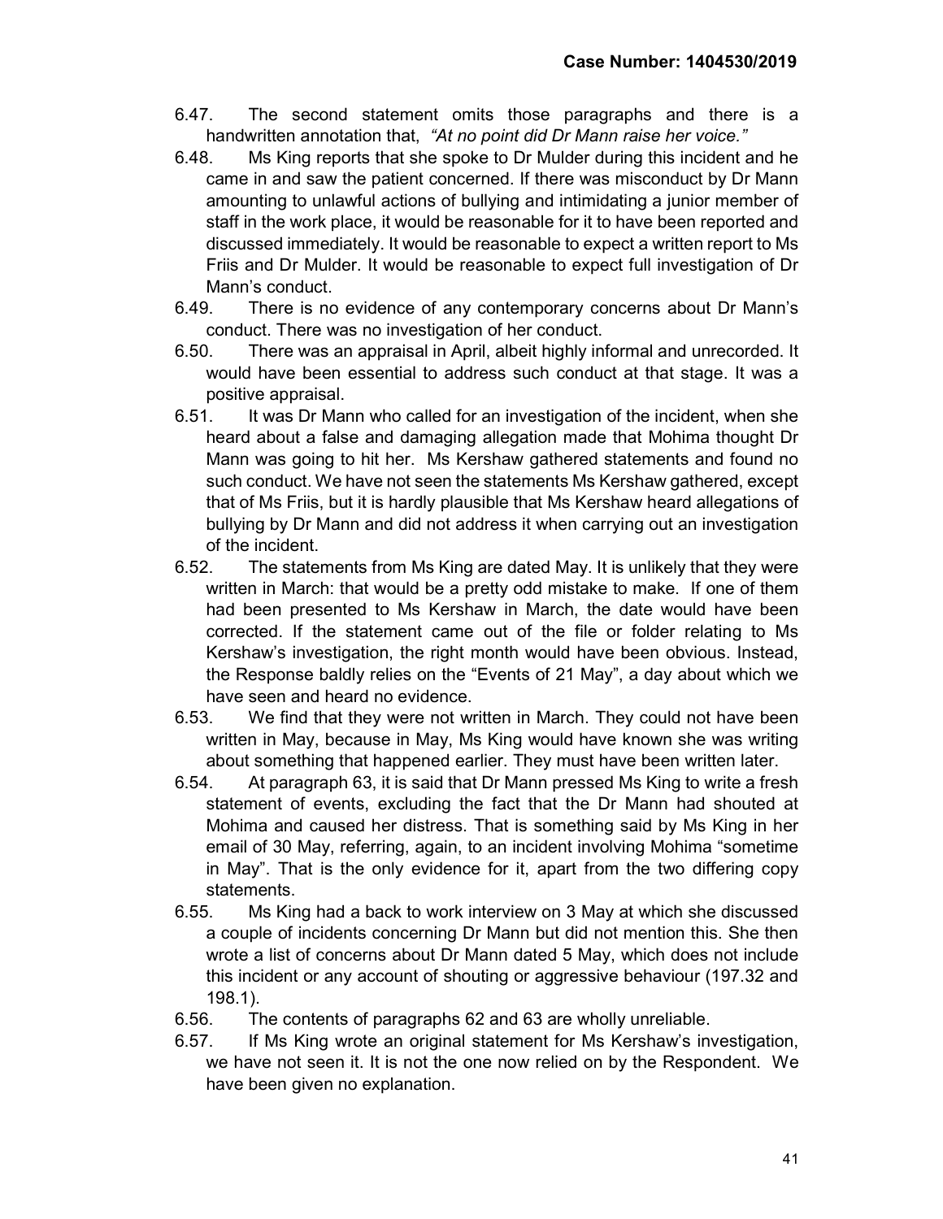6.47. The second statement omits those paragraphs and there is a handwritten annotation that, *"At no point did Dr Mann raise her voice."*

6.48. Ms King reports that she spoke to Dr Mulder during this incident and he came in and saw the patient concerned. If there was misconduct by Dr Mann amounting to unlawful actions of bullying and intimidating a junior member of staff in the work place, it would be reasonable for it to have been reported and discussed immediately. It would be reasonable to expect a written report to Ms Friis and Dr Mulder. It would be reasonable to expect full investigation of Dr Mann's conduct.

6.49. There is no evidence of any contemporary concerns about Dr Mann's conduct. There was no investigation of her conduct.

6.50. There was an appraisal in April, albeit highly informal and unrecorded. It would have been essential to address such conduct at that stage. It was a positive appraisal.

6.51. It was Dr Mann who called for an investigation of the incident, when she heard about a false and damaging allegation made that Mohima thought Dr Mann was going to hit her. Ms Kershaw gathered statements and found no such conduct. We have not seen the statements Ms Kershaw gathered, except that of Ms Friis, but it is hardly plausible that Ms Kershaw heard allegations of bullying by Dr Mann and did not address it when carrying out an investigation of the incident.

6.52. The statements from Ms King are dated May. It is unlikely that they were written in March: that would be a pretty odd mistake to make. If one of them had been presented to Ms Kershaw in March, the date would have been corrected. If the statement came out of the file or folder relating to Ms Kershaw's investigation, the right month would have been obvious. Instead, the Response baldly relies on the "Events of 21 May", a day about which we have seen and heard no evidence.

6.53. We find that they were not written in March. They could not have been written in May, because in May, Ms King would have known she was writing about something that happened earlier. They must have been written later.

6.54. At paragraph 63, it is said that Dr Mann pressed Ms King to write a fresh statement of events, excluding the fact that the Dr Mann had shouted at Mohima and caused her distress. That is something said by Ms King in her email of 30 May, referring, again, to an incident involving Mohima "sometime in May". That is the only evidence for it, apart from the two differing copy statements.

6.55. Ms King had a back to work interview on 3 May at which she discussed a couple of incidents concerning Dr Mann but did not mention this. She then wrote a list of concerns about Dr Mann dated 5 May, which does not include this incident or any account of shouting or aggressive behaviour (197.32 and 198.1).

6.56. The contents of paragraphs 62 and 63 are wholly unreliable.

6.57. If Ms King wrote an original statement for Ms Kershaw's investigation, we have not seen it. It is not the one now relied on by the Respondent. We have been given no explanation.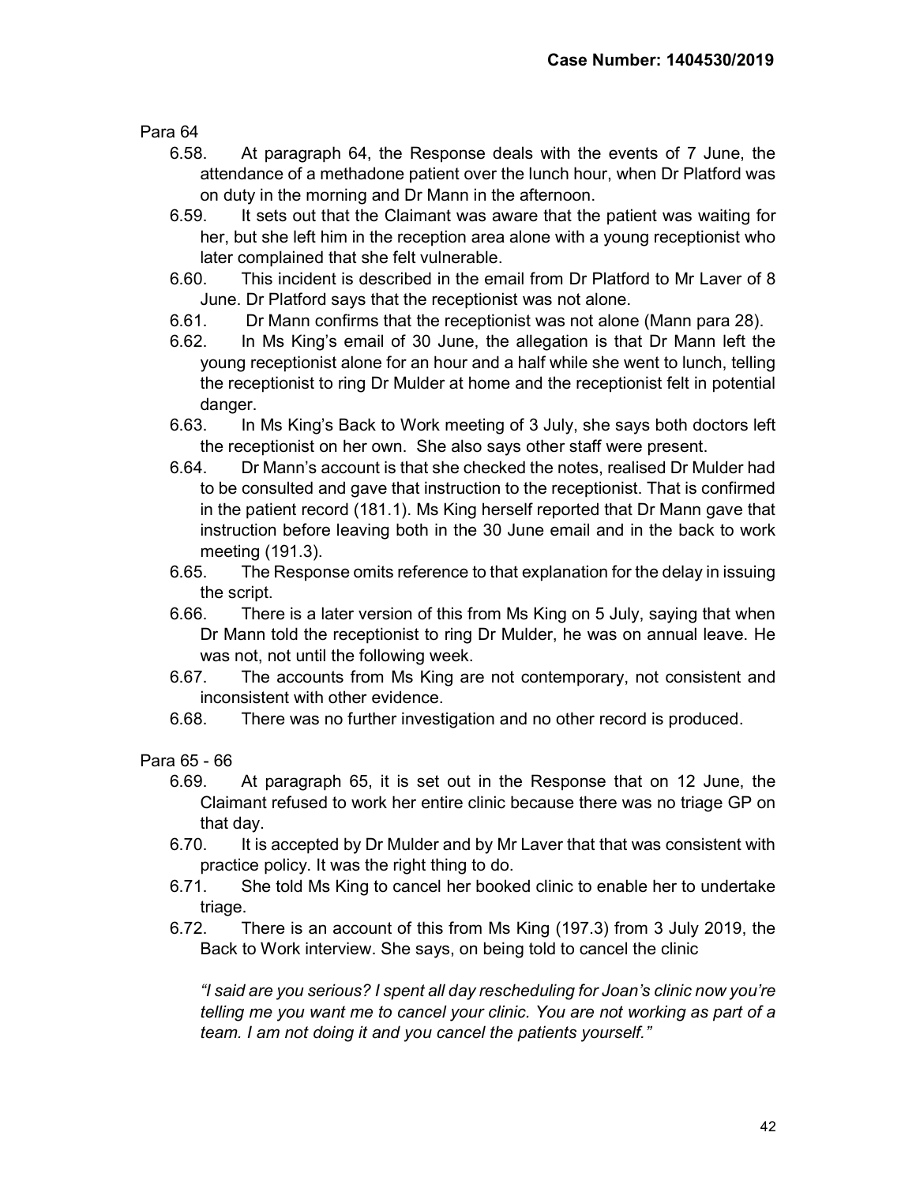Para 64

6.58. At paragraph 64, the Response deals with the events of 7 June, the attendance of a methadone patient over the lunch hour, when Dr Platford was on duty in the morning and Dr Mann in the afternoon.

6.59. It sets out that the Claimant was aware that the patient was waiting for her, but she left him in the reception area alone with a young receptionist who later complained that she felt vulnerable.

6.60. This incident is described in the email from Dr Platford to Mr Laver of 8 June. Dr Platford says that the receptionist was not alone.

6.61. Dr Mann confirms that the receptionist was not alone (Mann para 28).

6.62. In Ms King's email of 30 June, the allegation is that Dr Mann left the young receptionist alone for an hour and a half while she went to lunch, telling the receptionist to ring Dr Mulder at home and the receptionist felt in potential danger.

6.63. In Ms King's Back to Work meeting of 3 July, she says both doctors left the receptionist on her own. She also says other staff were present.

6.64. Dr Mann's account is that she checked the notes, realised Dr Mulder had to be consulted and gave that instruction to the receptionist. That is confirmed in the patient record (181.1). Ms King herself reported that Dr Mann gave that instruction before leaving both in the 30 June email and in the back to work meeting (191.3).

6.65. The Response omits reference to that explanation for the delay in issuing the script.

6.66. There is a later version of this from Ms King on 5 July, saying that when Dr Mann told the receptionist to ring Dr Mulder, he was on annual leave. He was not, not until the following week.

6.67. The accounts from Ms King are not contemporary, not consistent and inconsistent with other evidence.

6.68. There was no further investigation and no other record is produced.

Para 65 - 66

6.69. At paragraph 65, it is set out in the Response that on 12 June, the Claimant refused to work her entire clinic because there was no triage GP on that day.

6.70. It is accepted by Dr Mulder and by Mr Laver that that was consistent with practice policy. It was the right thing to do.

6.71. She told Ms King to cancel her booked clinic to enable her to undertake triage.

6.72. There is an account of this from Ms King (197.3) from 3 July 2019, the Back to Work interview. She says, on being told to cancel the clinic

*"I said are you serious? I spent all day rescheduling for Joan's clinic now you're telling me you want me to cancel your clinic. You are not working as part of a team. I am not doing it and you cancel the patients yourself."*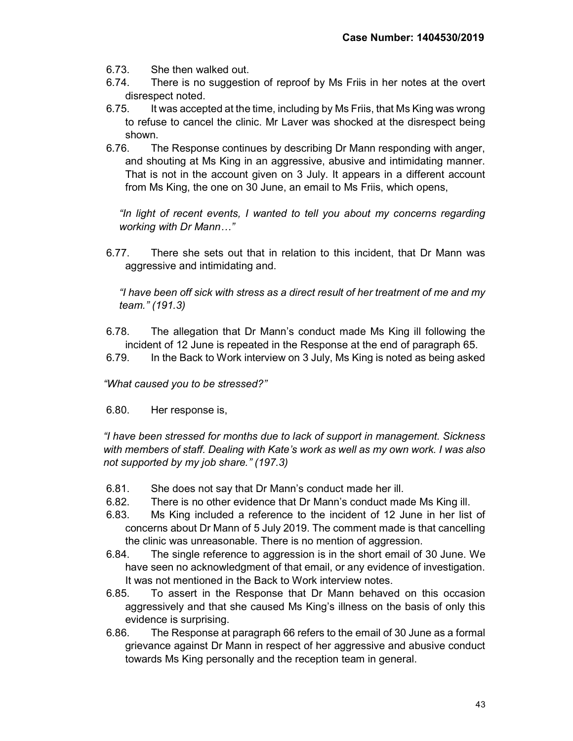6.73. She then walked out.

6.74. There is no suggestion of reproof by Ms Friis in her notes at the overt disrespect noted.

6.75. It was accepted at the time, including by Ms Friis, that Ms King was wrong to refuse to cancel the clinic. Mr Laver was shocked at the disrespect being shown.

6.76. The Response continues by describing Dr Mann responding with anger, and shouting at Ms King in an aggressive, abusive and intimidating manner. That is not in the account given on 3 July. It appears in a different account from Ms King, the one on 30 June, an email to Ms Friis, which opens,

> *"In light of recent events, I wanted to tell you about my concerns regarding working with Dr Mann…"*

6.77. There she sets out that in relation to this incident, that Dr Mann was aggressive and intimidating and.

> *"I have been off sick with stress as a direct result of her treatment of me and my team." (191.3)*

6.78. The allegation that Dr Mann's conduct made Ms King ill following the incident of 12 June is repeated in the Response at the end of paragraph 65.

6.79. In the Back to Work interview on 3 July, Ms King is noted as being asked

*"What caused you to be stressed?"*

6.80. Her response is,

*"I have been stressed for months due to lack of support in management. Sickness with members of staff. Dealing with Kate's work as well as my own work. I was also not supported by my job share." (197.3)*

6.81. She does not say that Dr Mann's conduct made her ill.

6.82. There is no other evidence that Dr Mann's conduct made Ms King ill.

6.83. Ms King included a reference to the incident of 12 June in her list of concerns about Dr Mann of 5 July 2019. The comment made is that cancelling the clinic was unreasonable. There is no mention of aggression.

6.84. The single reference to aggression is in the short email of 30 June. We have seen no acknowledgment of that email, or any evidence of investigation. It was not mentioned in the Back to Work interview notes.

6.85. To assert in the Response that Dr Mann behaved on this occasion aggressively and that she caused Ms King's illness on the basis of only this evidence is surprising.

6.86. The Response at paragraph 66 refers to the email of 30 June as a formal grievance against Dr Mann in respect of her aggressive and abusive conduct towards Ms King personally and the reception team in general.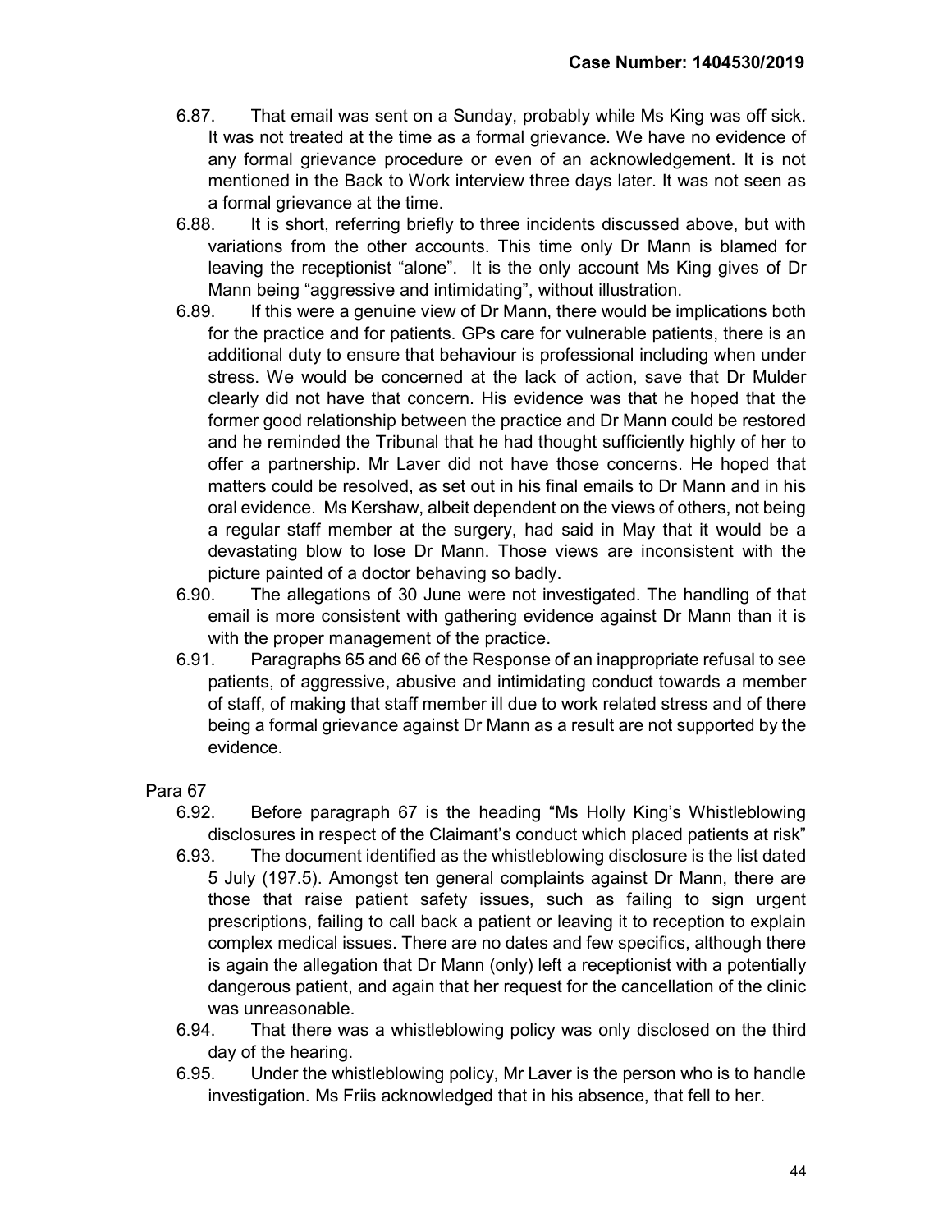6.87. That email was sent on a Sunday, probably while Ms King was off sick. It was not treated at the time as a formal grievance. We have no evidence of any formal grievance procedure or even of an acknowledgement. It is not mentioned in the Back to Work interview three days later. It was not seen as a formal grievance at the time.

6.88. It is short, referring briefly to three incidents discussed above, but with variations from the other accounts. This time only Dr Mann is blamed for leaving the receptionist "alone". It is the only account Ms King gives of Dr Mann being "aggressive and intimidating", without illustration.

6.89. If this were a genuine view of Dr Mann, there would be implications both for the practice and for patients. GPs care for vulnerable patients, there is an additional duty to ensure that behaviour is professional including when under stress. We would be concerned at the lack of action, save that Dr Mulder clearly did not have that concern. His evidence was that he hoped that the former good relationship between the practice and Dr Mann could be restored and he reminded the Tribunal that he had thought sufficiently highly of her to offer a partnership. Mr Laver did not have those concerns. He hoped that matters could be resolved, as set out in his final emails to Dr Mann and in his oral evidence. Ms Kershaw, albeit dependent on the views of others, not being a regular staff member at the surgery, had said in May that it would be a devastating blow to lose Dr Mann. Those views are inconsistent with the picture painted of a doctor behaving so badly.

6.90. The allegations of 30 June were not investigated. The handling of that email is more consistent with gathering evidence against Dr Mann than it is with the proper management of the practice.

6.91. Paragraphs 65 and 66 of the Response of an inappropriate refusal to see patients, of aggressive, abusive and intimidating conduct towards a member of staff, of making that staff member ill due to work related stress and of there being a formal grievance against Dr Mann as a result are not supported by the evidence.

Para 67

6.92. Before paragraph 67 is the heading "Ms Holly King's Whistleblowing disclosures in respect of the Claimant's conduct which placed patients at risk"

6.93. The document identified as the whistleblowing disclosure is the list dated 5 July (197.5). Amongst ten general complaints against Dr Mann, there are those that raise patient safety issues, such as failing to sign urgent prescriptions, failing to call back a patient or leaving it to reception to explain complex medical issues. There are no dates and few specifics, although there is again the allegation that Dr Mann (only) left a receptionist with a potentially dangerous patient, and again that her request for the cancellation of the clinic was unreasonable.

6.94. That there was a whistleblowing policy was only disclosed on the third day of the hearing.

6.95. Under the whistleblowing policy, Mr Laver is the person who is to handle investigation. Ms Friis acknowledged that in his absence, that fell to her.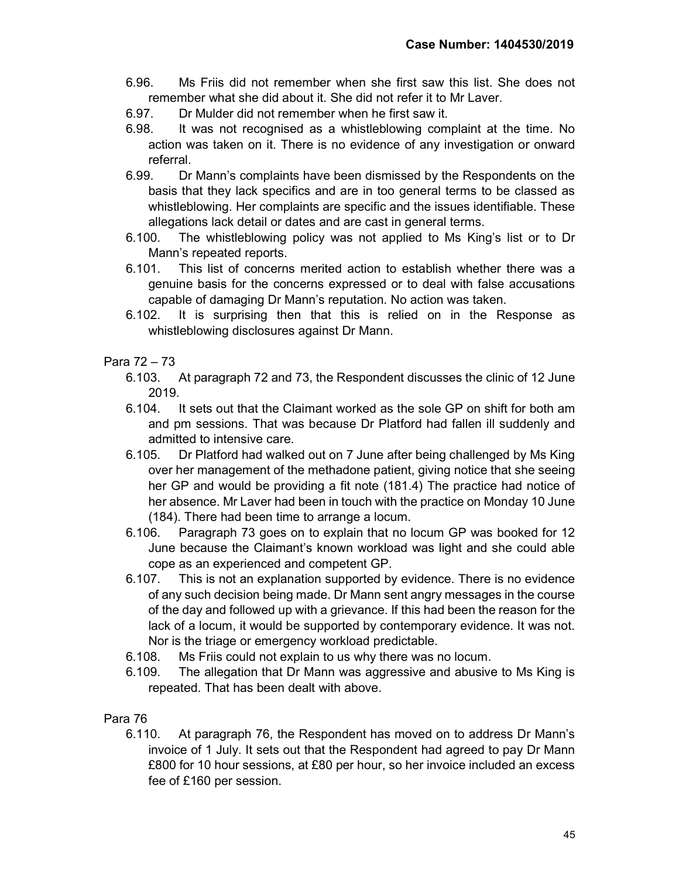6.96. Ms Friis did not remember when she first saw this list. She does not remember what she did about it. She did not refer it to Mr Laver.

6.97. Dr Mulder did not remember when he first saw it.

6.98. It was not recognised as a whistleblowing complaint at the time. No action was taken on it. There is no evidence of any investigation or onward referral.

6.99. Dr Mann's complaints have been dismissed by the Respondents on the basis that they lack specifics and are in too general terms to be classed as whistleblowing. Her complaints are specific and the issues identifiable. These allegations lack detail or dates and are cast in general terms.

6.100. The whistleblowing policy was not applied to Ms King's list or to Dr Mann's repeated reports.

6.101. This list of concerns merited action to establish whether there was a genuine basis for the concerns expressed or to deal with false accusations capable of damaging Dr Mann's reputation. No action was taken.

6.102. It is surprising then that this is relied on in the Response as whistleblowing disclosures against Dr Mann.

Para 72 – 73

6.103. At paragraph 72 and 73, the Respondent discusses the clinic of 12 June 2019.

6.104. It sets out that the Claimant worked as the sole GP on shift for both am and pm sessions. That was because Dr Platford had fallen ill suddenly and admitted to intensive care.

6.105. Dr Platford had walked out on 7 June after being challenged by Ms King over her management of the methadone patient, giving notice that she seeing her GP and would be providing a fit note (181.4) The practice had notice of her absence. Mr Laver had been in touch with the practice on Monday 10 June (184). There had been time to arrange a locum.

6.106. Paragraph 73 goes on to explain that no locum GP was booked for 12 June because the Claimant's known workload was light and she could able cope as an experienced and competent GP.

6.107. This is not an explanation supported by evidence. There is no evidence of any such decision being made. Dr Mann sent angry messages in the course of the day and followed up with a grievance. If this had been the reason for the lack of a locum, it would be supported by contemporary evidence. It was not. Nor is the triage or emergency workload predictable.

6.108. Ms Friis could not explain to us why there was no locum.

6.109. The allegation that Dr Mann was aggressive and abusive to Ms King is repeated. That has been dealt with above.

Para 76

6.110. At paragraph 76, the Respondent has moved on to address Dr Mann's invoice of 1 July. It sets out that the Respondent had agreed to pay Dr Mann £800 for 10 hour sessions, at £80 per hour, so her invoice included an excess fee of £160 per session.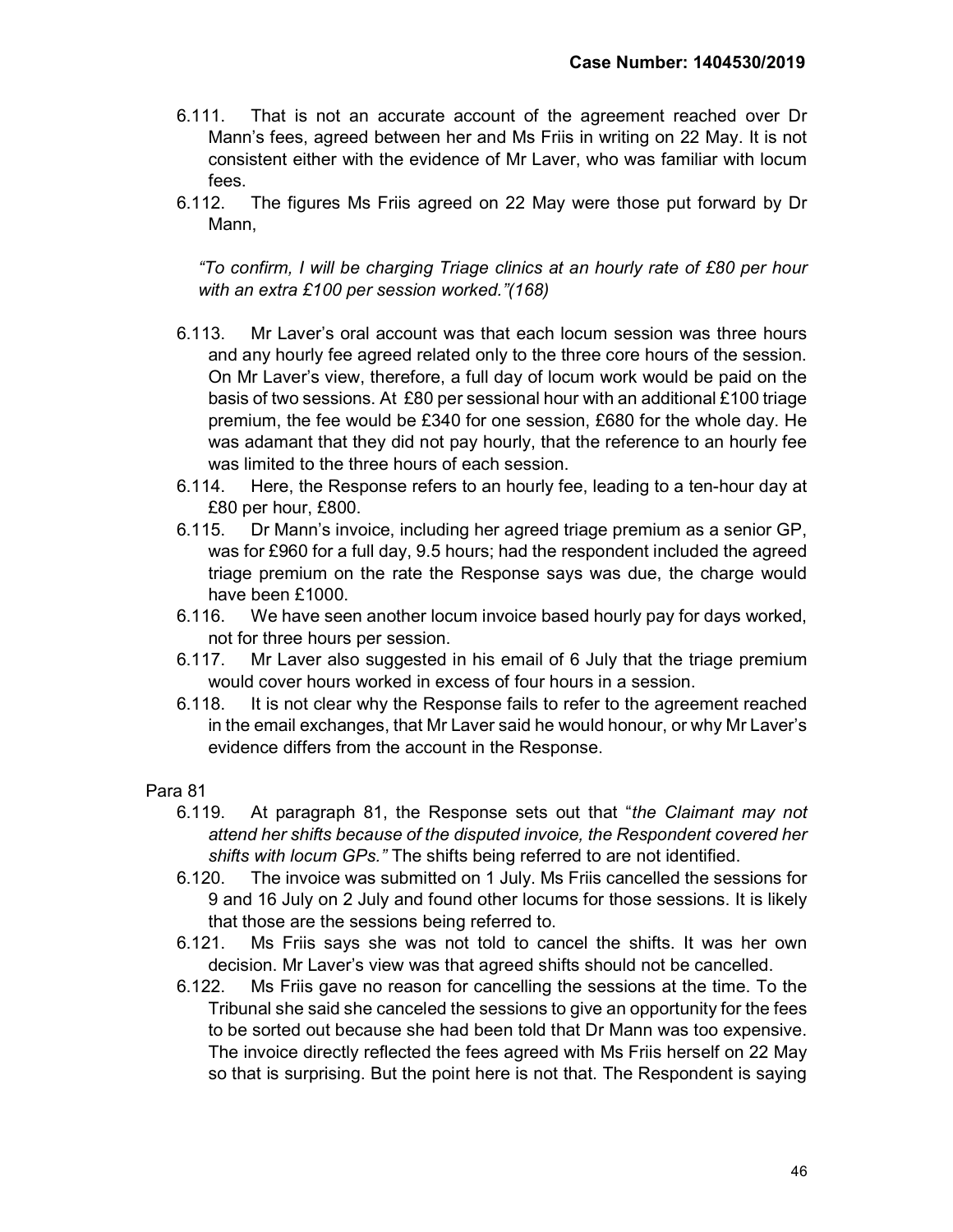6.111. That is not an accurate account of the agreement reached over Dr Mann's fees, agreed between her and Ms Friis in writing on 22 May. It is not consistent either with the evidence of Mr Laver, who was familiar with locum fees.

6.112. The figures Ms Friis agreed on 22 May were those put forward by Dr Mann,

*"To confirm, I will be charging Triage clinics at an hourly rate of £80 per hour with an extra £100 per session worked."(168)*

6.113. Mr Laver's oral account was that each locum session was three hours and any hourly fee agreed related only to the three core hours of the session. On Mr Laver's view, therefore, a full day of locum work would be paid on the basis of two sessions. At £80 per sessional hour with an additional £100 triage premium, the fee would be £340 for one session, £680 for the whole day. He was adamant that they did not pay hourly, that the reference to an hourly fee was limited to the three hours of each session.

6.114. Here, the Response refers to an hourly fee, leading to a ten-hour day at £80 per hour, £800.

6.115. Dr Mann's invoice, including her agreed triage premium as a senior GP, was for £960 for a full day, 9.5 hours; had the respondent included the agreed triage premium on the rate the Response says was due, the charge would have been £1000.

6.116. We have seen another locum invoice based hourly pay for days worked, not for three hours per session.

6.117. Mr Laver also suggested in his email of 6 July that the triage premium would cover hours worked in excess of four hours in a session.

6.118. It is not clear why the Response fails to refer to the agreement reached in the email exchanges, that Mr Laver said he would honour, or why Mr Laver's evidence differs from the account in the Response.

Para 81

6.119. At paragraph 81, the Response sets out that "*the Claimant may not attend her shifts because of the disputed invoice, the Respondent covered her shifts with locum GPs.*" The shifts being referred to are not identified.

6.120. The invoice was submitted on 1 July. Ms Friis cancelled the sessions for 9 and 16 July on 2 July and found other locums for those sessions. It is likely that those are the sessions being referred to.

6.121. Ms Friis says she was not told to cancel the shifts. It was her own decision. Mr Laver's view was that agreed shifts should not be cancelled.

6.122. Ms Friis gave no reason for cancelling the sessions at the time. To the Tribunal she said she canceled the sessions to give an opportunity for the fees to be sorted out because she had been told that Dr Mann was too expensive. The invoice directly reflected the fees agreed with Ms Friis herself on 22 May so that is surprising. But the point here is not that. The Respondent is saying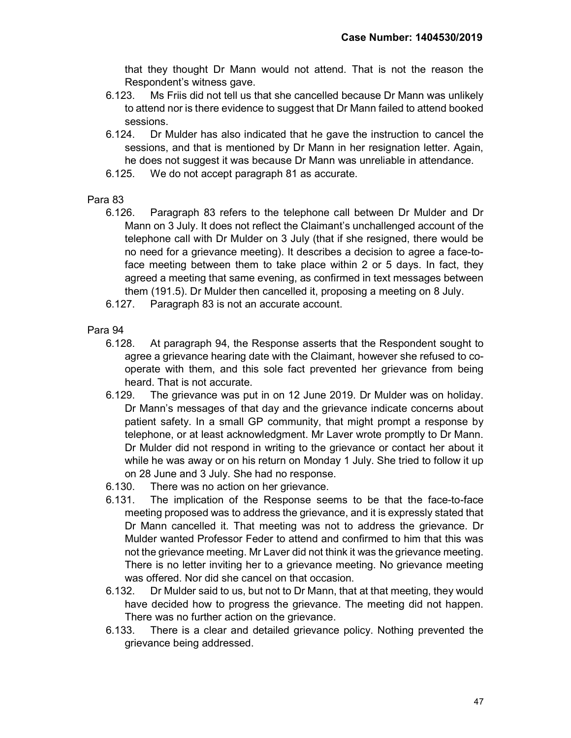that they thought Dr Mann would not attend. That is not the reason the Respondent's witness gave.

6.123. Ms Friis did not tell us that she cancelled because Dr Mann was unlikely to attend nor is there evidence to suggest that Dr Mann failed to attend booked sessions.

6.124. Dr Mulder has also indicated that he gave the instruction to cancel the sessions, and that is mentioned by Dr Mann in her resignation letter. Again, he does not suggest it was because Dr Mann was unreliable in attendance.

6.125. We do not accept paragraph 81 as accurate.

Para 83

6.126. Paragraph 83 refers to the telephone call between Dr Mulder and Dr Mann on 3 July. It does not reflect the Claimant's unchallenged account of the telephone call with Dr Mulder on 3 July (that if she resigned, there would be no need for a grievance meeting). It describes a decision to agree a face-to-face meeting between them to take place within 2 or 5 days. In fact, they agreed a meeting that same evening, as confirmed in text messages between them (191.5). Dr Mulder then cancelled it, proposing a meeting on 8 July.

6.127. Paragraph 83 is not an accurate account.

Para 94

6.128. At paragraph 94, the Response asserts that the Respondent sought to agree a grievance hearing date with the Claimant, however she refused to co-operate with them, and this sole fact prevented her grievance from being heard. That is not accurate.

6.129. The grievance was put in on 12 June 2019. Dr Mulder was on holiday. Dr Mann's messages of that day and the grievance indicate concerns about patient safety. In a small GP community, that might prompt a response by telephone, or at least acknowledgment. Mr Laver wrote promptly to Dr Mann. Dr Mulder did not respond in writing to the grievance or contact her about it while he was away or on his return on Monday 1 July. She tried to follow it up on 28 June and 3 July. She had no response.

6.130. There was no action on her grievance.

6.131. The implication of the Response seems to be that the face-to-face meeting proposed was to address the grievance, and it is expressly stated that Dr Mann cancelled it. That meeting was not to address the grievance. Dr Mulder wanted Professor Feder to attend and confirmed to him that this was not the grievance meeting. Mr Laver did not think it was the grievance meeting. There is no letter inviting her to a grievance meeting. No grievance meeting was offered. Nor did she cancel on that occasion.

6.132. Dr Mulder said to us, but not to Dr Mann, that at that meeting, they would have decided how to progress the grievance. The meeting did not happen. There was no further action on the grievance.

6.133. There is a clear and detailed grievance policy. Nothing prevented the grievance being addressed.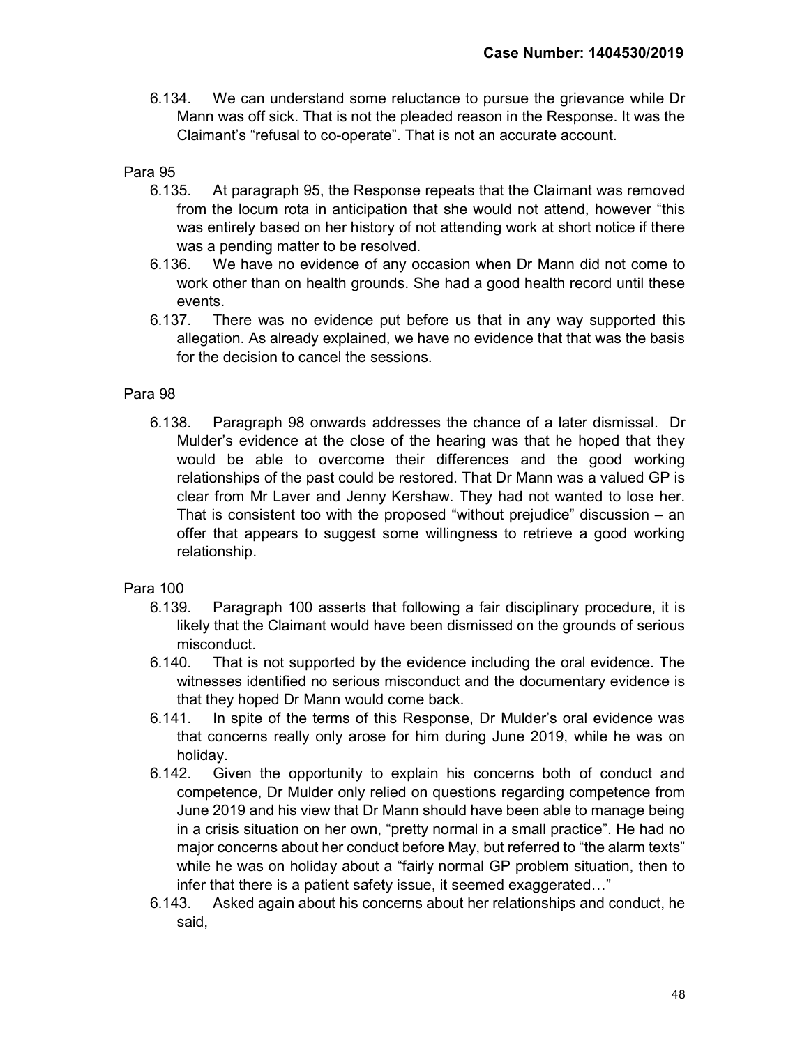6.134. We can understand some reluctance to pursue the grievance while Dr Mann was off sick. That is not the pleaded reason in the Response. It was the Claimant's "refusal to co-operate". That is not an accurate account.

Para 95

6.135. At paragraph 95, the Response repeats that the Claimant was removed from the locum rota in anticipation that she would not attend, however "this was entirely based on her history of not attending work at short notice if there was a pending matter to be resolved.

6.136. We have no evidence of any occasion when Dr Mann did not come to work other than on health grounds. She had a good health record until these events.

6.137. There was no evidence put before us that in any way supported this allegation. As already explained, we have no evidence that that was the basis for the decision to cancel the sessions.

Para 98

6.138. Paragraph 98 onwards addresses the chance of a later dismissal. Dr Mulder's evidence at the close of the hearing was that he hoped that they would be able to overcome their differences and the good working relationships of the past could be restored. That Dr Mann was a valued GP is clear from Mr Laver and Jenny Kershaw. They had not wanted to lose her. That is consistent too with the proposed "without prejudice" discussion – an offer that appears to suggest some willingness to retrieve a good working relationship.

Para 100

6.139. Paragraph 100 asserts that following a fair disciplinary procedure, it is likely that the Claimant would have been dismissed on the grounds of serious misconduct.

6.140. That is not supported by the evidence including the oral evidence. The witnesses identified no serious misconduct and the documentary evidence is that they hoped Dr Mann would come back.

6.141. In spite of the terms of this Response, Dr Mulder's oral evidence was that concerns really only arose for him during June 2019, while he was on holiday.

6.142. Given the opportunity to explain his concerns both of conduct and competence, Dr Mulder only relied on questions regarding competence from June 2019 and his view that Dr Mann should have been able to manage being in a crisis situation on her own, "pretty normal in a small practice". He had no major concerns about her conduct before May, but referred to "the alarm texts" while he was on holiday about a "fairly normal GP problem situation, then to infer that there is a patient safety issue, it seemed exaggerated…"

6.143. Asked again about his concerns about her relationships and conduct, he said,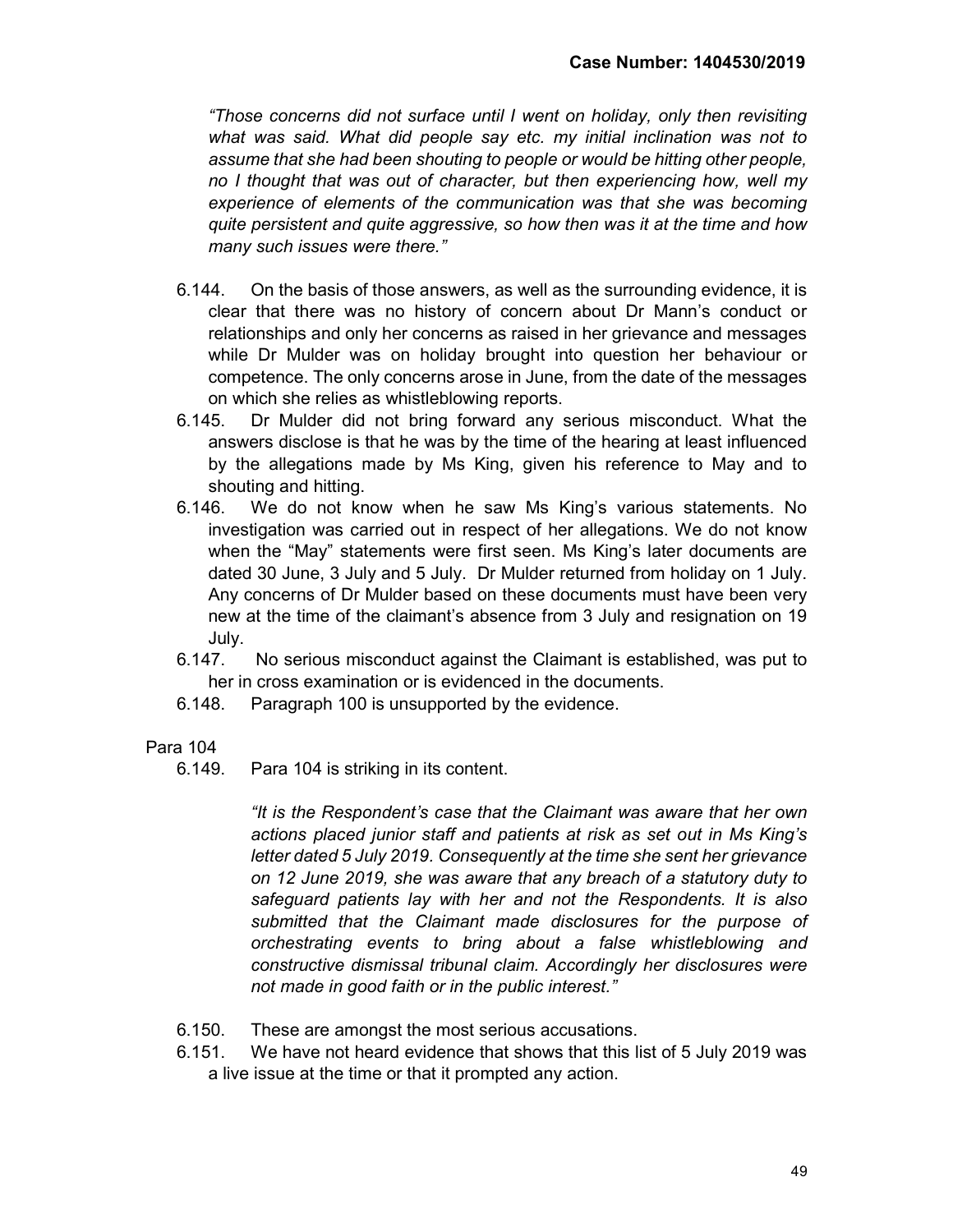*"Those concerns did not surface until I went on holiday, only then revisiting what was said. What did people say etc. my initial inclination was not to assume that she had been shouting to people or would be hitting other people, no I thought that was out of character, but then experiencing how, well my experience of elements of the communication was that she was becoming quite persistent and quite aggressive, so how then was it at the time and how many such issues were there."*

6.144. On the basis of those answers, as well as the surrounding evidence, it is clear that there was no history of concern about Dr Mann's conduct or relationships and only her concerns as raised in her grievance and messages while Dr Mulder was on holiday brought into question her behaviour or competence. The only concerns arose in June, from the date of the messages on which she relies as whistleblowing reports.

6.145. Dr Mulder did not bring forward any serious misconduct. What the answers disclose is that he was by the time of the hearing at least influenced by the allegations made by Ms King, given his reference to May and to shouting and hitting.

6.146. We do not know when he saw Ms King's various statements. No investigation was carried out in respect of her allegations. We do not know when the "May" statements were first seen. Ms King's later documents are dated 30 June, 3 July and 5 July. Dr Mulder returned from holiday on 1 July. Any concerns of Dr Mulder based on these documents must have been very new at the time of the claimant's absence from 3 July and resignation on 19 July.

6.147. No serious misconduct against the Claimant is established, was put to her in cross examination or is evidenced in the documents.

6.148. Paragraph 100 is unsupported by the evidence.

Para 104

6.149. Para 104 is striking in its content.

> *"It is the Respondent's case that the Claimant was aware that her own actions placed junior staff and patients at risk as set out in Ms King's letter dated 5 July 2019. Consequently at the time she sent her grievance on 12 June 2019, she was aware that any breach of a statutory duty to safeguard patients lay with her and not the Respondents. It is also submitted that the Claimant made disclosures for the purpose of orchestrating events to bring about a false whistleblowing and constructive dismissal tribunal claim. Accordingly her disclosures were not made in good faith or in the public interest."*

6.150. These are amongst the most serious accusations.

6.151. We have not heard evidence that shows that this list of 5 July 2019 was a live issue at the time or that it prompted any action.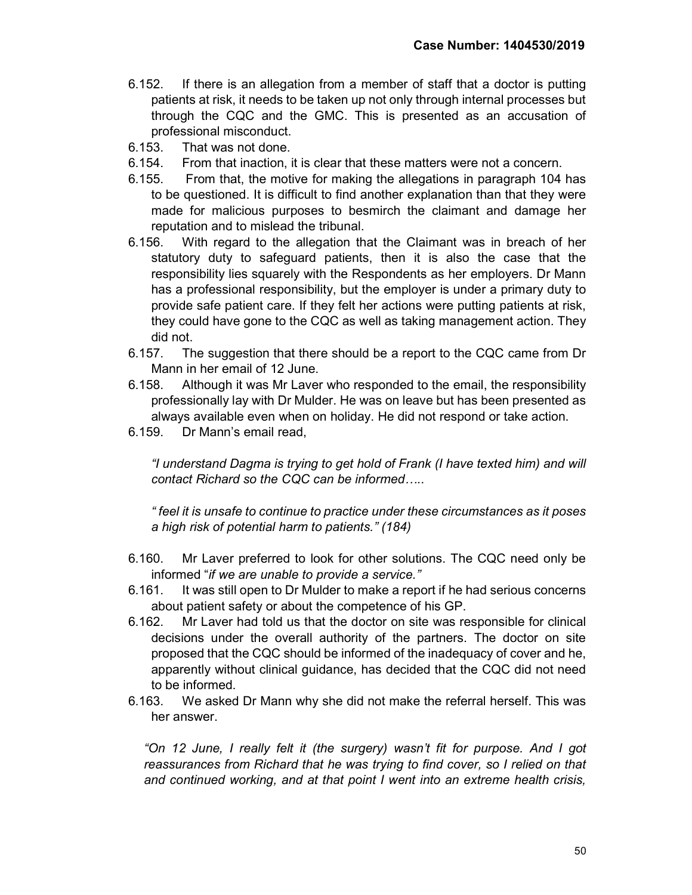6.152. If there is an allegation from a member of staff that a doctor is putting patients at risk, it needs to be taken up not only through internal processes but through the CQC and the GMC. This is presented as an accusation of professional misconduct.

6.153. That was not done.

6.154. From that inaction, it is clear that these matters were not a concern.

6.155. From that, the motive for making the allegations in paragraph 104 has to be questioned. It is difficult to find another explanation than that they were made for malicious purposes to besmirch the claimant and damage her reputation and to mislead the tribunal.

6.156. With regard to the allegation that the Claimant was in breach of her statutory duty to safeguard patients, then it is also the case that the responsibility lies squarely with the Respondents as her employers. Dr Mann has a professional responsibility, but the employer is under a primary duty to provide safe patient care. If they felt her actions were putting patients at risk, they could have gone to the CQC as well as taking management action. They did not.

6.157. The suggestion that there should be a report to the CQC came from Dr Mann in her email of 12 June.

6.158. Although it was Mr Laver who responded to the email, the responsibility professionally lay with Dr Mulder. He was on leave but has been presented as always available even when on holiday. He did not respond or take action.

6.159. Dr Mann's email read,

*"I understand Dagma is trying to get hold of Frank (I have texted him) and will contact Richard so the CQC can be informed…..*

*" feel it is unsafe to continue to practice under these circumstances as it poses a high risk of potential harm to patients." (184)*

6.160. Mr Laver preferred to look for other solutions. The CQC need only be informed "*if we are unable to provide a service."*

6.161. It was still open to Dr Mulder to make a report if he had serious concerns about patient safety or about the competence of his GP.

6.162. Mr Laver had told us that the doctor on site was responsible for clinical decisions under the overall authority of the partners. The doctor on site proposed that the CQC should be informed of the inadequacy of cover and he, apparently without clinical guidance, has decided that the CQC did not need to be informed.

6.163. We asked Dr Mann why she did not make the referral herself. This was her answer.

*"On 12 June, I really felt it (the surgery) wasn't fit for purpose. And I got reassurances from Richard that he was trying to find cover, so I relied on that and continued working, and at that point I went into an extreme health crisis,*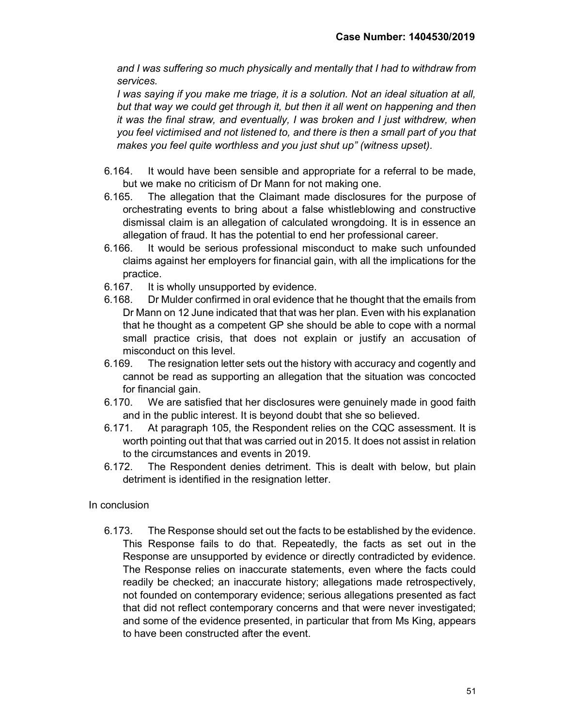*and I was suffering so much physically and mentally that I had to withdraw from services.*

*I was saying if you make me triage, it is a solution. Not an ideal situation at all, but that way we could get through it, but then it all went on happening and then it was the final straw, and eventually, I was broken and I just withdrew, when you feel victimised and not listened to, and there is then a small part of you that makes you feel quite worthless and you just shut up" (witness upset).*

6.164. It would have been sensible and appropriate for a referral to be made, but we make no criticism of Dr Mann for not making one.

6.165. The allegation that the Claimant made disclosures for the purpose of orchestrating events to bring about a false whistleblowing and constructive dismissal claim is an allegation of calculated wrongdoing. It is in essence an allegation of fraud. It has the potential to end her professional career.

6.166. It would be serious professional misconduct to make such unfounded claims against her employers for financial gain, with all the implications for the practice.

6.167. It is wholly unsupported by evidence.

6.168. Dr Mulder confirmed in oral evidence that he thought that the emails from Dr Mann on 12 June indicated that that was her plan. Even with his explanation that he thought as a competent GP she should be able to cope with a normal small practice crisis, that does not explain or justify an accusation of misconduct on this level.

6.169. The resignation letter sets out the history with accuracy and cogently and cannot be read as supporting an allegation that the situation was concocted for financial gain.

6.170. We are satisfied that her disclosures were genuinely made in good faith and in the public interest. It is beyond doubt that she so believed.

6.171. At paragraph 105, the Respondent relies on the CQC assessment. It is worth pointing out that that was carried out in 2015. It does not assist in relation to the circumstances and events in 2019.

6.172. The Respondent denies detriment. This is dealt with below, but plain detriment is identified in the resignation letter.

In conclusion

6.173. The Response should set out the facts to be established by the evidence. This Response fails to do that. Repeatedly, the facts as set out in the Response are unsupported by evidence or directly contradicted by evidence. The Response relies on inaccurate statements, even where the facts could readily be checked; an inaccurate history; allegations made retrospectively, not founded on contemporary evidence; serious allegations presented as fact that did not reflect contemporary concerns and that were never investigated; and some of the evidence presented, in particular that from Ms King, appears to have been constructed after the event.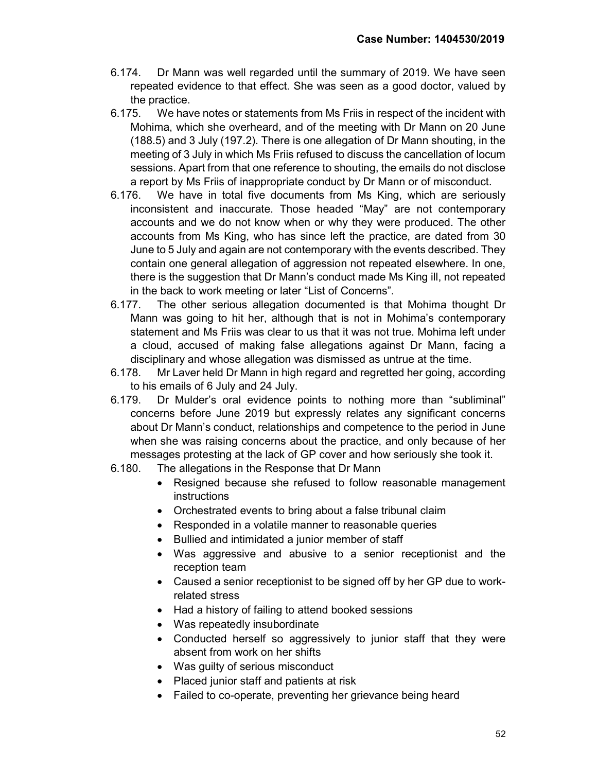6.174. Dr Mann was well regarded until the summary of 2019. We have seen repeated evidence to that effect. She was seen as a good doctor, valued by the practice.

6.175. We have notes or statements from Ms Friis in respect of the incident with Mohima, which she overheard, and of the meeting with Dr Mann on 20 June (188.5) and 3 July (197.2). There is one allegation of Dr Mann shouting, in the meeting of 3 July in which Ms Friis refused to discuss the cancellation of locum sessions. Apart from that one reference to shouting, the emails do not disclose a report by Ms Friis of inappropriate conduct by Dr Mann or of misconduct.

6.176. We have in total five documents from Ms King, which are seriously inconsistent and inaccurate. Those headed "May" are not contemporary accounts and we do not know when or why they were produced. The other accounts from Ms King, who has since left the practice, are dated from 30 June to 5 July and again are not contemporary with the events described. They contain one general allegation of aggression not repeated elsewhere. In one, there is the suggestion that Dr Mann's conduct made Ms King ill, not repeated in the back to work meeting or later "List of Concerns".

6.177. The other serious allegation documented is that Mohima thought Dr Mann was going to hit her, although that is not in Mohima's contemporary statement and Ms Friis was clear to us that it was not true. Mohima left under a cloud, accused of making false allegations against Dr Mann, facing a disciplinary and whose allegation was dismissed as untrue at the time.

6.178. Mr Laver held Dr Mann in high regard and regretted her going, according to his emails of 6 July and 24 July.

6.179. Dr Mulder's oral evidence points to nothing more than "subliminal" concerns before June 2019 but expressly relates any significant concerns about Dr Mann's conduct, relationships and competence to the period in June when she was raising concerns about the practice, and only because of her messages protesting at the lack of GP cover and how seriously she took it.

6.180. The allegations in the Response that Dr Mann

- Resigned because she refused to follow reasonable management instructions
- Orchestrated events to bring about a false tribunal claim
- Responded in a volatile manner to reasonable queries
- Bullied and intimidated a junior member of staff
- Was aggressive and abusive to a senior receptionist and the reception team
- Caused a senior receptionist to be signed off by her GP due to work-related stress
- Had a history of failing to attend booked sessions
- Was repeatedly insubordinate
- Conducted herself so aggressively to junior staff that they were absent from work on her shifts
- Was guilty of serious misconduct
- Placed junior staff and patients at risk
- Failed to co-operate, preventing her grievance being heard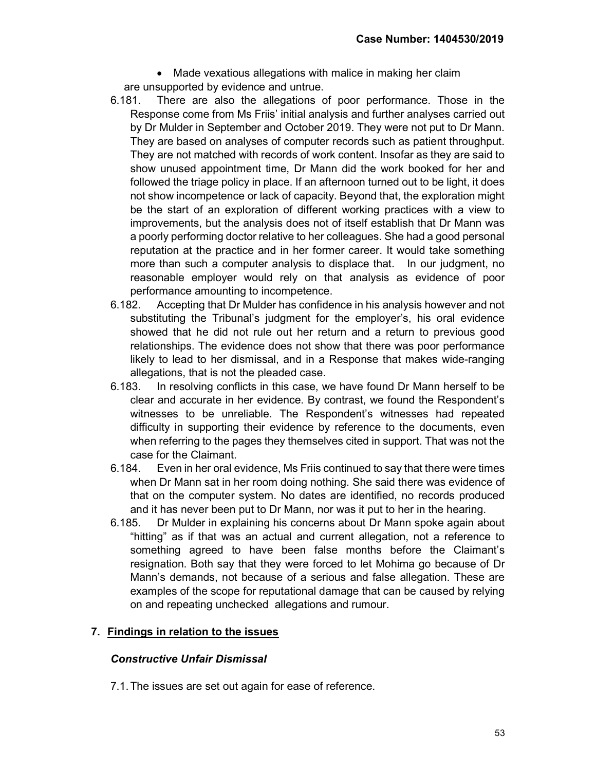- Made vexatious allegations with malice in making her claim

are unsupported by evidence and untrue.

6.181. There are also the allegations of poor performance. Those in the Response come from Ms Friis' initial analysis and further analyses carried out by Dr Mulder in September and October 2019. They were not put to Dr Mann. They are based on analyses of computer records such as patient throughput. They are not matched with records of work content. Insofar as they are said to show unused appointment time, Dr Mann did the work booked for her and followed the triage policy in place. If an afternoon turned out to be light, it does not show incompetence or lack of capacity. Beyond that, the exploration might be the start of an exploration of different working practices with a view to improvements, but the analysis does not of itself establish that Dr Mann was a poorly performing doctor relative to her colleagues. She had a good personal reputation at the practice and in her former career. It would take something more than such a computer analysis to displace that. In our judgment, no reasonable employer would rely on that analysis as evidence of poor performance amounting to incompetence.

6.182. Accepting that Dr Mulder has confidence in his analysis however and not substituting the Tribunal's judgment for the employer's, his oral evidence showed that he did not rule out her return and a return to previous good relationships. The evidence does not show that there was poor performance likely to lead to her dismissal, and in a Response that makes wide-ranging allegations, that is not the pleaded case.

6.183. In resolving conflicts in this case, we have found Dr Mann herself to be clear and accurate in her evidence. By contrast, we found the Respondent's witnesses to be unreliable. The Respondent's witnesses had repeated difficulty in supporting their evidence by reference to the documents, even when referring to the pages they themselves cited in support. That was not the case for the Claimant.

6.184. Even in her oral evidence, Ms Friis continued to say that there were times when Dr Mann sat in her room doing nothing. She said there was evidence of that on the computer system. No dates are identified, no records produced and it has never been put to Dr Mann, nor was it put to her in the hearing.

6.185. Dr Mulder in explaining his concerns about Dr Mann spoke again about "hitting" as if that was an actual and current allegation, not a reference to something agreed to have been false months before the Claimant's resignation. Both say that they were forced to let Mohima go because of Dr Mann's demands, not because of a serious and false allegation. These are examples of the scope for reputational damage that can be caused by relying on and repeating unchecked allegations and rumour.

## 7. Findings in relation to the issues

### *Constructive Unfair Dismissal*

7.1. The issues are set out again for ease of reference.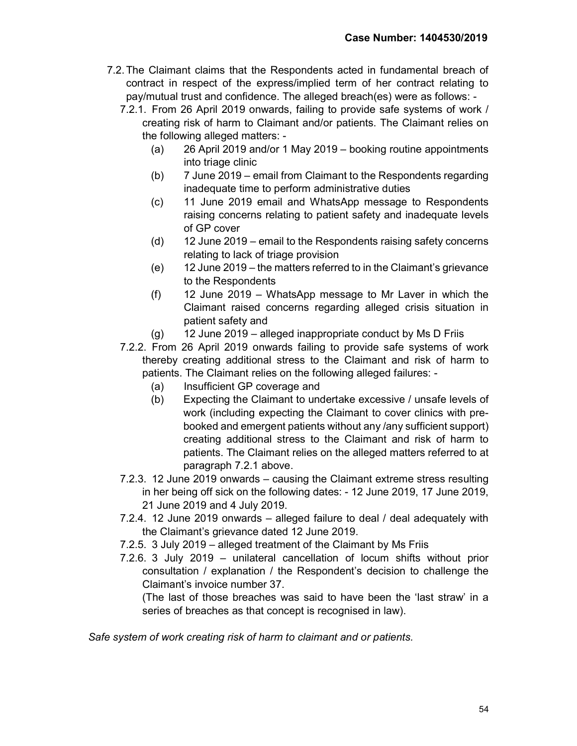7.2. The Claimant claims that the Respondents acted in fundamental breach of contract in respect of the express/implied term of her contract relating to pay/mutual trust and confidence. The alleged breach(es) were as follows: -

7.2.1. From 26 April 2019 onwards, failing to provide safe systems of work / creating risk of harm to Claimant and/or patients. The Claimant relies on the following alleged matters: -

(a) 26 April 2019 and/or 1 May 2019 – booking routine appointments into triage clinic

(b) 7 June 2019 – email from Claimant to the Respondents regarding inadequate time to perform administrative duties

(c) 11 June 2019 email and WhatsApp message to Respondents raising concerns relating to patient safety and inadequate levels of GP cover

(d) 12 June 2019 – email to the Respondents raising safety concerns relating to lack of triage provision

(e) 12 June 2019 – the matters referred to in the Claimant's grievance to the Respondents

(f) 12 June 2019 – WhatsApp message to Mr Laver in which the Claimant raised concerns regarding alleged crisis situation in patient safety and

(g) 12 June 2019 – alleged inappropriate conduct by Ms D Friis

7.2.2. From 26 April 2019 onwards failing to provide safe systems of work thereby creating additional stress to the Claimant and risk of harm to patients. The Claimant relies on the following alleged failures: -

(a) Insufficient GP coverage and

(b) Expecting the Claimant to undertake excessive / unsafe levels of work (including expecting the Claimant to cover clinics with pre-booked and emergent patients without any /any sufficient support) creating additional stress to the Claimant and risk of harm to patients. The Claimant relies on the alleged matters referred to at paragraph 7.2.1 above.

7.2.3. 12 June 2019 onwards – causing the Claimant extreme stress resulting in her being off sick on the following dates: - 12 June 2019, 17 June 2019, 21 June 2019 and 4 July 2019.

7.2.4. 12 June 2019 onwards – alleged failure to deal / deal adequately with the Claimant's grievance dated 12 June 2019.

7.2.5. 3 July 2019 – alleged treatment of the Claimant by Ms Friis

7.2.6. 3 July 2019 – unilateral cancellation of locum shifts without prior consultation / explanation / the Respondent's decision to challenge the Claimant's invoice number 37.

(The last of those breaches was said to have been the 'last straw' in a series of breaches as that concept is recognised in law).

*Safe system of work creating risk of harm to claimant and or patients.*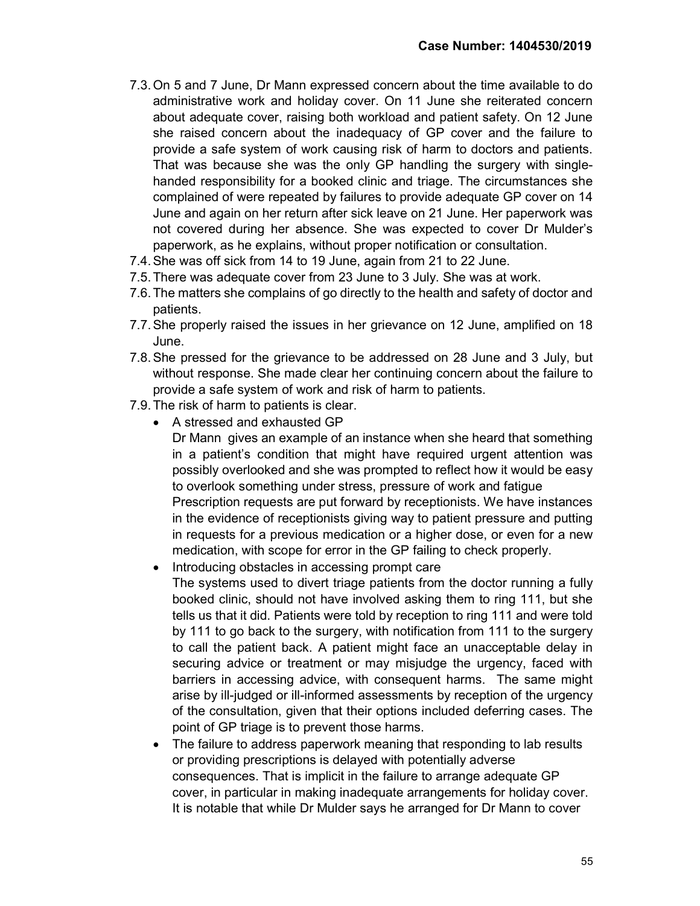7.3. On 5 and 7 June, Dr Mann expressed concern about the time available to do administrative work and holiday cover. On 11 June she reiterated concern about adequate cover, raising both workload and patient safety. On 12 June she raised concern about the inadequacy of GP cover and the failure to provide a safe system of work causing risk of harm to doctors and patients. That was because she was the only GP handling the surgery with single-handed responsibility for a booked clinic and triage. The circumstances she complained of were repeated by failures to provide adequate GP cover on 14 June and again on her return after sick leave on 21 June. Her paperwork was not covered during her absence. She was expected to cover Dr Mulder's paperwork, as he explains, without proper notification or consultation.

7.4. She was off sick from 14 to 19 June, again from 21 to 22 June.

7.5. There was adequate cover from 23 June to 3 July. She was at work.

7.6. The matters she complains of go directly to the health and safety of doctor and patients.

7.7. She properly raised the issues in her grievance on 12 June, amplified on 18 June.

7.8. She pressed for the grievance to be addressed on 28 June and 3 July, but without response. She made clear her continuing concern about the failure to provide a safe system of work and risk of harm to patients.

7.9. The risk of harm to patients is clear.

- A stressed and exhausted GP

  Dr Mann gives an example of an instance when she heard that something in a patient's condition that might have required urgent attention was possibly overlooked and she was prompted to reflect how it would be easy to overlook something under stress, pressure of work and fatigue

  Prescription requests are put forward by receptionists. We have instances in the evidence of receptionists giving way to patient pressure and putting in requests for a previous medication or a higher dose, or even for a new medication, with scope for error in the GP failing to check properly.

- Introducing obstacles in accessing prompt care

  The systems used to divert triage patients from the doctor running a fully booked clinic, should not have involved asking them to ring 111, but she tells us that it did. Patients were told by reception to ring 111 and were told by 111 to go back to the surgery, with notification from 111 to the surgery to call the patient back. A patient might face an unacceptable delay in securing advice or treatment or may misjudge the urgency, faced with barriers in accessing advice, with consequent harms. The same might arise by ill-judged or ill-informed assessments by reception of the urgency of the consultation, given that their options included deferring cases. The point of GP triage is to prevent those harms.

- The failure to address paperwork meaning that responding to lab results or providing prescriptions is delayed with potentially adverse consequences. That is implicit in the failure to arrange adequate GP cover, in particular in making inadequate arrangements for holiday cover. It is notable that while Dr Mulder says he arranged for Dr Mann to cover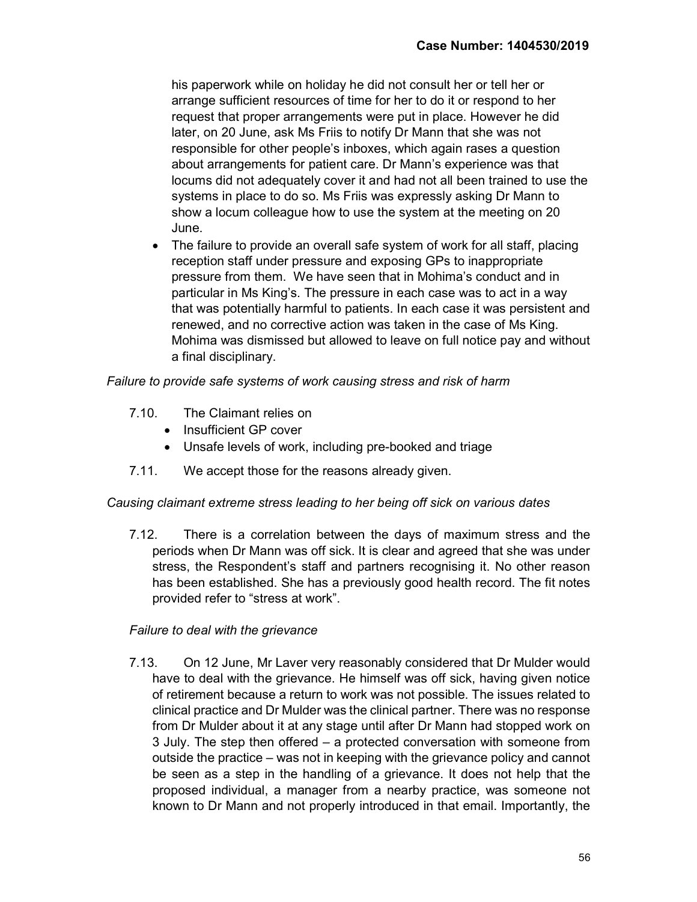his paperwork while on holiday he did not consult her or tell her or arrange sufficient resources of time for her to do it or respond to her request that proper arrangements were put in place. However he did later, on 20 June, ask Ms Friis to notify Dr Mann that she was not responsible for other people's inboxes, which again rases a question about arrangements for patient care. Dr Mann's experience was that locums did not adequately cover it and had not all been trained to use the systems in place to do so. Ms Friis was expressly asking Dr Mann to show a locum colleague how to use the system at the meeting on 20 June.

- The failure to provide an overall safe system of work for all staff, placing reception staff under pressure and exposing GPs to inappropriate pressure from them. We have seen that in Mohima's conduct and in particular in Ms King's. The pressure in each case was to act in a way that was potentially harmful to patients. In each case it was persistent and renewed, and no corrective action was taken in the case of Ms King. Mohima was dismissed but allowed to leave on full notice pay and without a final disciplinary.

*Failure to provide safe systems of work causing stress and risk of harm*

7.10. The Claimant relies on

- Insufficient GP cover
- Unsafe levels of work, including pre-booked and triage

7.11. We accept those for the reasons already given.

*Causing claimant extreme stress leading to her being off sick on various dates*

7.12. There is a correlation between the days of maximum stress and the periods when Dr Mann was off sick. It is clear and agreed that she was under stress, the Respondent's staff and partners recognising it. No other reason has been established. She has a previously good health record. The fit notes provided refer to "stress at work".

*Failure to deal with the grievance*

7.13. On 12 June, Mr Laver very reasonably considered that Dr Mulder would have to deal with the grievance. He himself was off sick, having given notice of retirement because a return to work was not possible. The issues related to clinical practice and Dr Mulder was the clinical partner. There was no response from Dr Mulder about it at any stage until after Dr Mann had stopped work on 3 July. The step then offered – a protected conversation with someone from outside the practice – was not in keeping with the grievance policy and cannot be seen as a step in the handling of a grievance. It does not help that the proposed individual, a manager from a nearby practice, was someone not known to Dr Mann and not properly introduced in that email. Importantly, the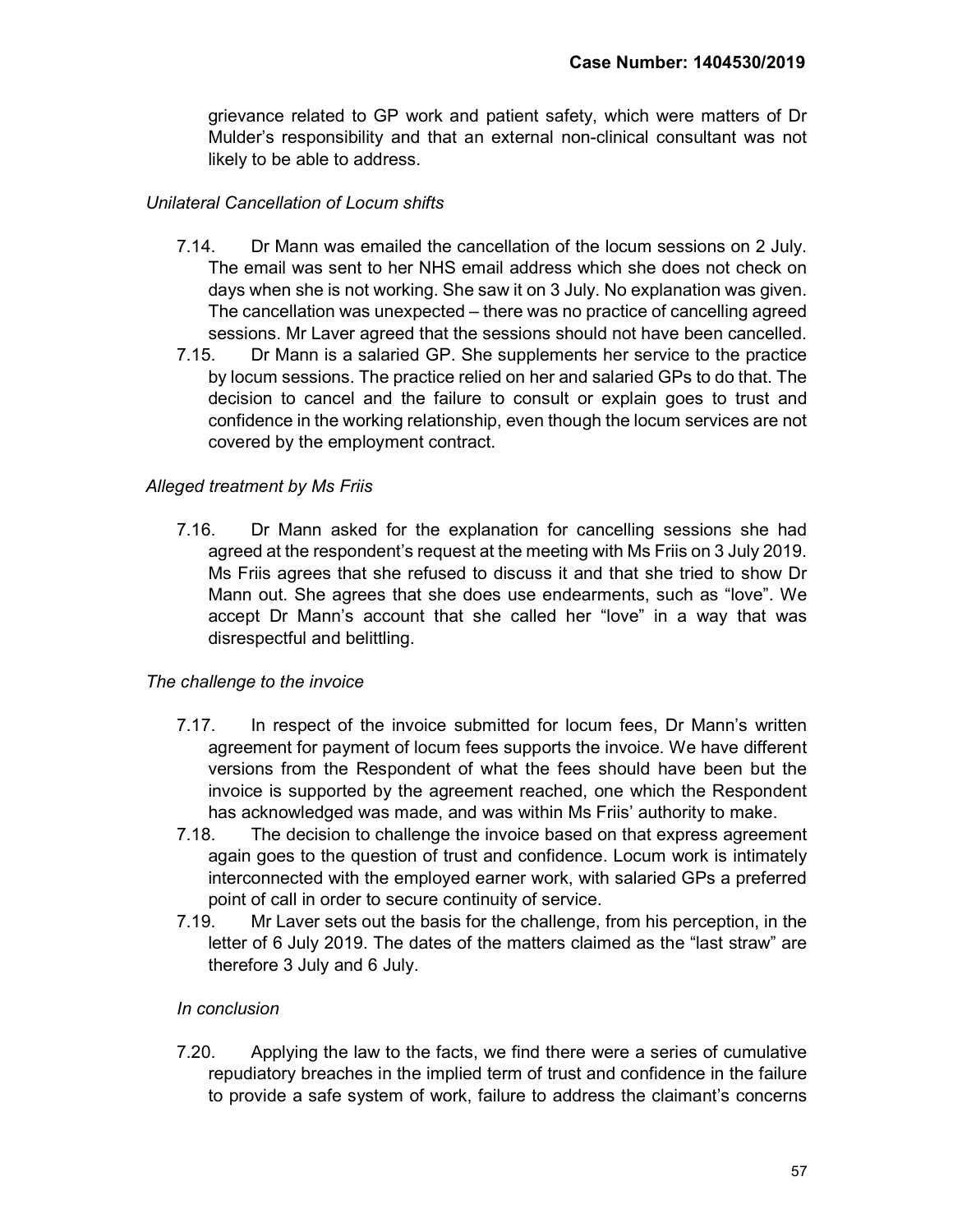grievance related to GP work and patient safety, which were matters of Dr Mulder's responsibility and that an external non-clinical consultant was not likely to be able to address.

*Unilateral Cancellation of Locum shifts*

7.14. Dr Mann was emailed the cancellation of the locum sessions on 2 July. The email was sent to her NHS email address which she does not check on days when she is not working. She saw it on 3 July. No explanation was given. The cancellation was unexpected – there was no practice of cancelling agreed sessions. Mr Laver agreed that the sessions should not have been cancelled.

7.15. Dr Mann is a salaried GP. She supplements her service to the practice by locum sessions. The practice relied on her and salaried GPs to do that. The decision to cancel and the failure to consult or explain goes to trust and confidence in the working relationship, even though the locum services are not covered by the employment contract.

*Alleged treatment by Ms Friis*

7.16. Dr Mann asked for the explanation for cancelling sessions she had agreed at the respondent's request at the meeting with Ms Friis on 3 July 2019. Ms Friis agrees that she refused to discuss it and that she tried to show Dr Mann out. She agrees that she does use endearments, such as "love". We accept Dr Mann's account that she called her "love" in a way that was disrespectful and belittling.

*The challenge to the invoice*

7.17. In respect of the invoice submitted for locum fees, Dr Mann's written agreement for payment of locum fees supports the invoice. We have different versions from the Respondent of what the fees should have been but the invoice is supported by the agreement reached, one which the Respondent has acknowledged was made, and was within Ms Friis' authority to make.

7.18. The decision to challenge the invoice based on that express agreement again goes to the question of trust and confidence. Locum work is intimately interconnected with the employed earner work, with salaried GPs a preferred point of call in order to secure continuity of service.

7.19. Mr Laver sets out the basis for the challenge, from his perception, in the letter of 6 July 2019. The dates of the matters claimed as the "last straw" are therefore 3 July and 6 July.

*In conclusion*

7.20. Applying the law to the facts, we find there were a series of cumulative repudiatory breaches in the implied term of trust and confidence in the failure to provide a safe system of work, failure to address the claimant's concerns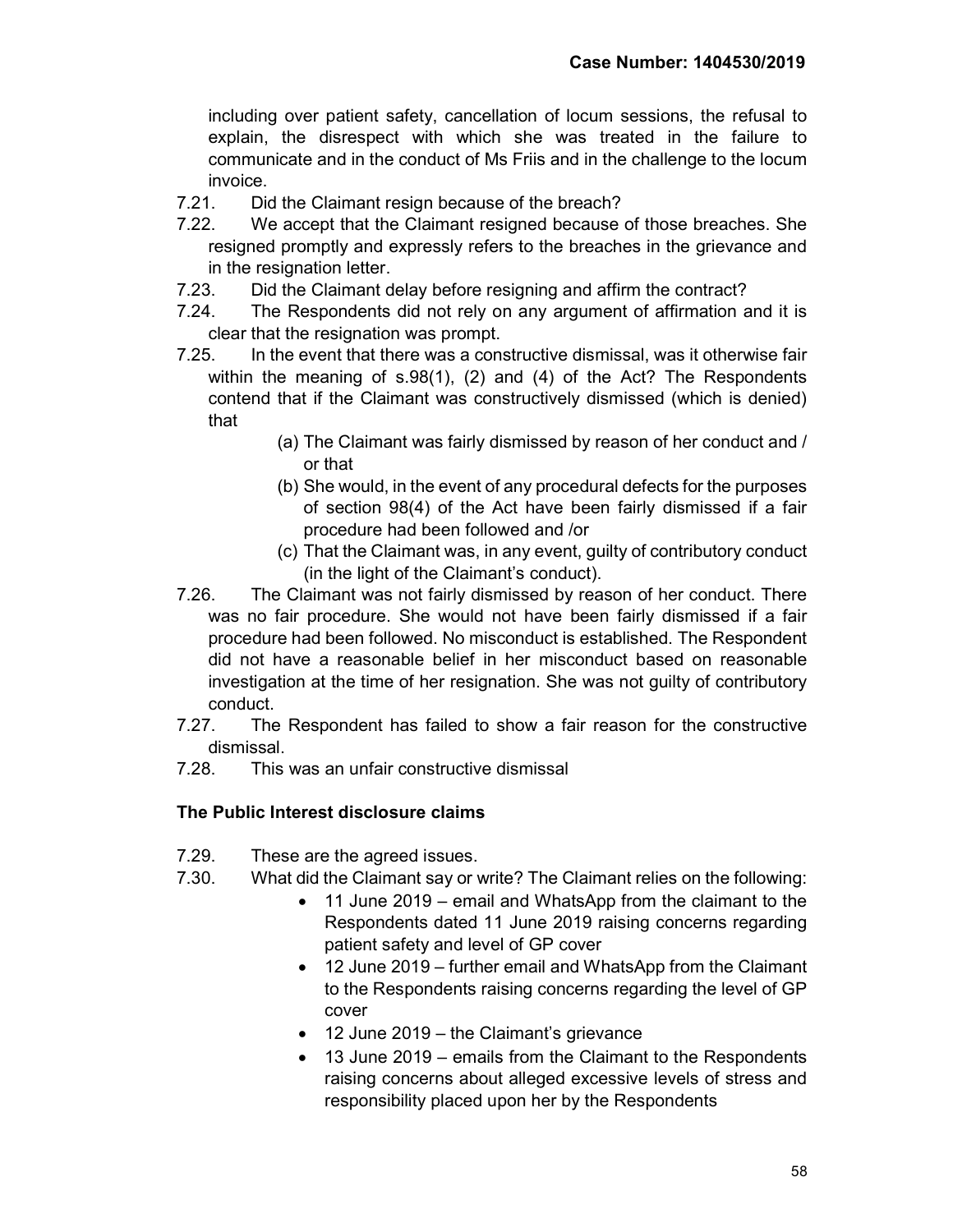including over patient safety, cancellation of locum sessions, the refusal to explain, the disrespect with which she was treated in the failure to communicate and in the conduct of Ms Friis and in the challenge to the locum invoice.

7.21. Did the Claimant resign because of the breach?

7.22. We accept that the Claimant resigned because of those breaches. She resigned promptly and expressly refers to the breaches in the grievance and in the resignation letter.

7.23. Did the Claimant delay before resigning and affirm the contract?

7.24. The Respondents did not rely on any argument of affirmation and it is clear that the resignation was prompt.

7.25. In the event that there was a constructive dismissal, was it otherwise fair within the meaning of s.98(1), (2) and (4) of the Act? The Respondents contend that if the Claimant was constructively dismissed (which is denied) that

(a) The Claimant was fairly dismissed by reason of her conduct and / or that

(b) She would, in the event of any procedural defects for the purposes of section 98(4) of the Act have been fairly dismissed if a fair procedure had been followed and /or

(c) That the Claimant was, in any event, guilty of contributory conduct (in the light of the Claimant's conduct).

7.26. The Claimant was not fairly dismissed by reason of her conduct. There was no fair procedure. She would not have been fairly dismissed if a fair procedure had been followed. No misconduct is established. The Respondent did not have a reasonable belief in her misconduct based on reasonable investigation at the time of her resignation. She was not guilty of contributory conduct.

7.27. The Respondent has failed to show a fair reason for the constructive dismissal.

7.28. This was an unfair constructive dismissal

## The Public Interest disclosure claims

7.29. These are the agreed issues.

7.30. What did the Claimant say or write? The Claimant relies on the following:

- 11 June 2019 – email and WhatsApp from the claimant to the Respondents dated 11 June 2019 raising concerns regarding patient safety and level of GP cover
- 12 June 2019 – further email and WhatsApp from the Claimant to the Respondents raising concerns regarding the level of GP cover
- 12 June 2019 – the Claimant's grievance
- 13 June 2019 – emails from the Claimant to the Respondents raising concerns about alleged excessive levels of stress and responsibility placed upon her by the Respondents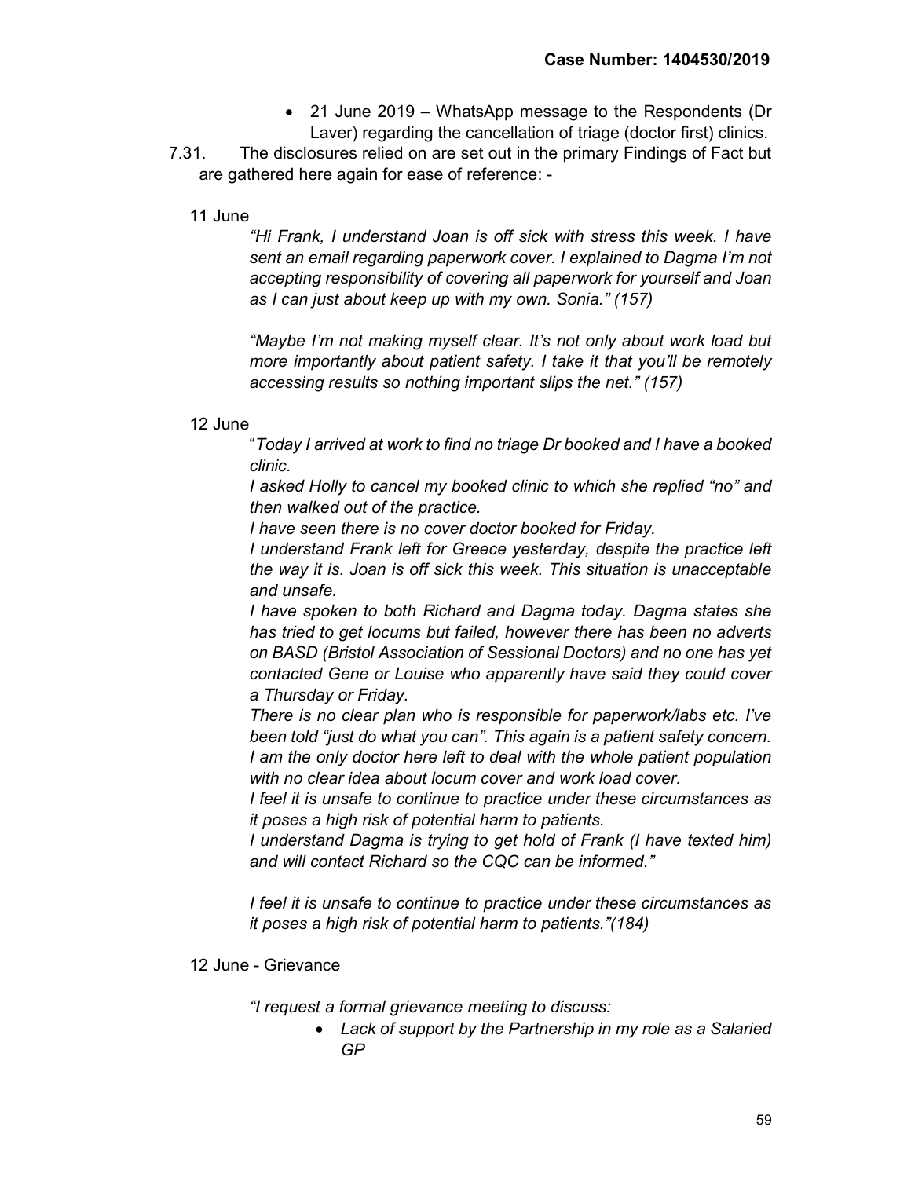- 21 June 2019 – WhatsApp message to the Respondents (Dr Laver) regarding the cancellation of triage (doctor first) clinics.

7.31. The disclosures relied on are set out in the primary Findings of Fact but are gathered here again for ease of reference: -

11 June

> *"Hi Frank, I understand Joan is off sick with stress this week. I have sent an email regarding paperwork cover. I explained to Dagma I'm not accepting responsibility of covering all paperwork for yourself and Joan as I can just about keep up with my own. Sonia." (157)*
>
> *"Maybe I'm not making myself clear. It's not only about work load but more importantly about patient safety. I take it that you'll be remotely accessing results so nothing important slips the net." (157)*

12 June

> "*Today I arrived at work to find no triage Dr booked and I have a booked clinic.*
>
> *I asked Holly to cancel my booked clinic to which she replied "no" and then walked out of the practice.*
>
> *I have seen there is no cover doctor booked for Friday.*
>
> *I understand Frank left for Greece yesterday, despite the practice left the way it is. Joan is off sick this week. This situation is unacceptable and unsafe.*
>
> *I have spoken to both Richard and Dagma today. Dagma states she has tried to get locums but failed, however there has been no adverts on BASD (Bristol Association of Sessional Doctors) and no one has yet contacted Gene or Louise who apparently have said they could cover a Thursday or Friday.*
>
> *There is no clear plan who is responsible for paperwork/labs etc. I've been told "just do what you can". This again is a patient safety concern.*
>
> *I am the only doctor here left to deal with the whole patient population with no clear idea about locum cover and work load cover.*
>
> *I feel it is unsafe to continue to practice under these circumstances as it poses a high risk of potential harm to patients.*
>
> *I understand Dagma is trying to get hold of Frank (I have texted him) and will contact Richard so the CQC can be informed."*
>
> *I feel it is unsafe to continue to practice under these circumstances as it poses a high risk of potential harm to patients."(184)*

12 June - Grievance

> *"I request a formal grievance meeting to discuss:*
>
> - *Lack of support by the Partnership in my role as a Salaried GP*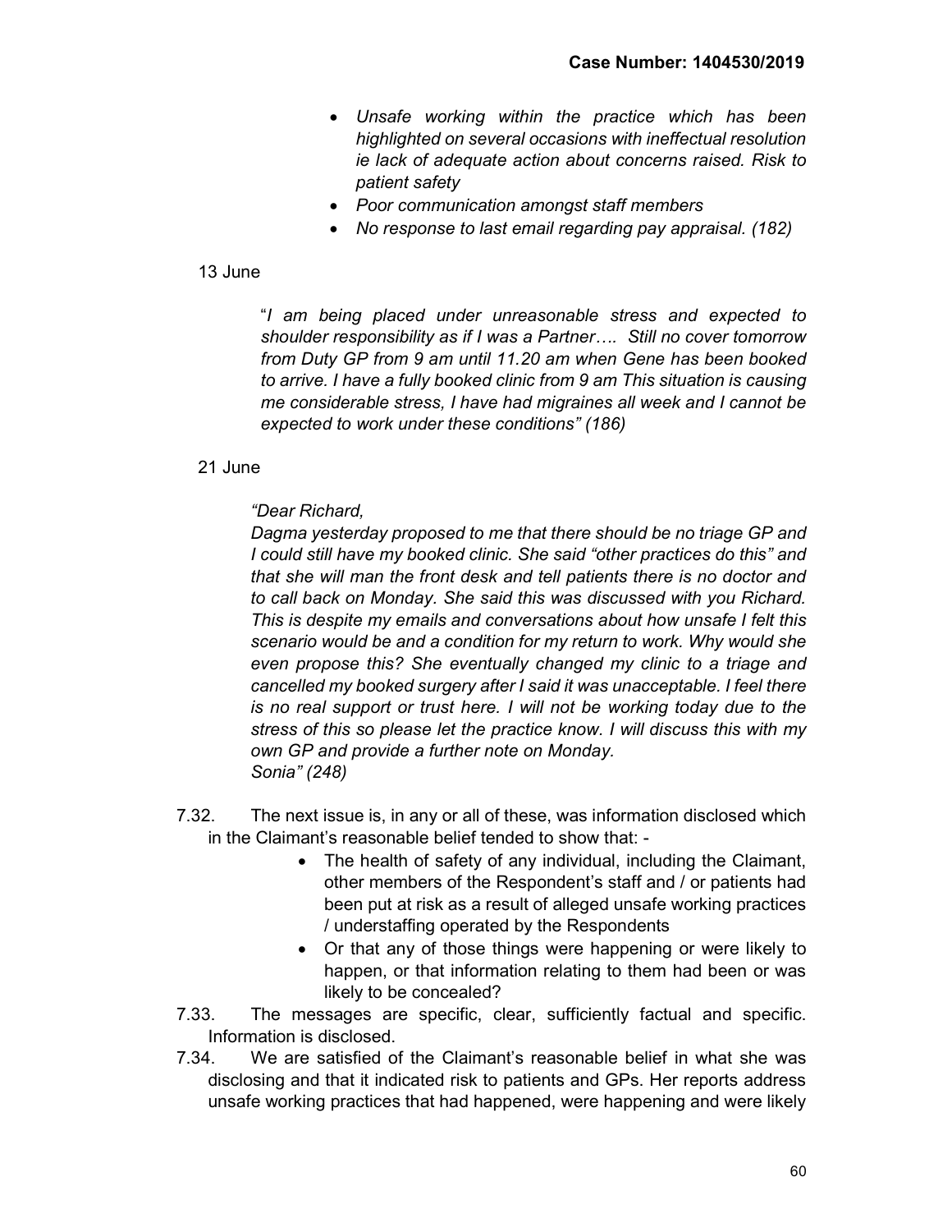- *Unsafe working within the practice which has been highlighted on several occasions with ineffectual resolution ie lack of adequate action about concerns raised. Risk to patient safety*
- *Poor communication amongst staff members*
- *No response to last email regarding pay appraisal. (182)*

13 June

> "*I am being placed under unreasonable stress and expected to shoulder responsibility as if I was a Partner…. Still no cover tomorrow from Duty GP from 9 am until 11.20 am when Gene has been booked to arrive. I have a fully booked clinic from 9 am This situation is causing me considerable stress, I have had migraines all week and I cannot be expected to work under these conditions" (186)*

21 June

> *"Dear Richard,*
> *Dagma yesterday proposed to me that there should be no triage GP and I could still have my booked clinic. She said "other practices do this" and that she will man the front desk and tell patients there is no doctor and to call back on Monday. She said this was discussed with you Richard. This is despite my emails and conversations about how unsafe I felt this scenario would be and a condition for my return to work. Why would she even propose this? She eventually changed my clinic to a triage and cancelled my booked surgery after I said it was unacceptable. I feel there is no real support or trust here. I will not be working today due to the stress of this so please let the practice know. I will discuss this with my own GP and provide a further note on Monday.*
> *Sonia" (248)*

7.32. The next issue is, in any or all of these, was information disclosed which in the Claimant's reasonable belief tended to show that: -

- The health of safety of any individual, including the Claimant, other members of the Respondent's staff and / or patients had been put at risk as a result of alleged unsafe working practices / understaffing operated by the Respondents
- Or that any of those things were happening or were likely to happen, or that information relating to them had been or was likely to be concealed?

7.33. The messages are specific, clear, sufficiently factual and specific. Information is disclosed.

7.34. We are satisfied of the Claimant's reasonable belief in what she was disclosing and that it indicated risk to patients and GPs. Her reports address unsafe working practices that had happened, were happening and were likely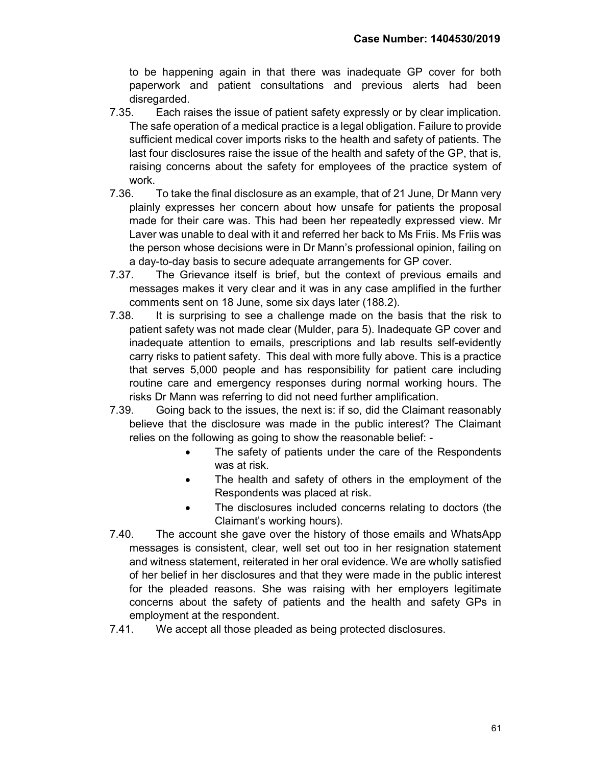to be happening again in that there was inadequate GP cover for both paperwork and patient consultations and previous alerts had been disregarded.

7.35. Each raises the issue of patient safety expressly or by clear implication. The safe operation of a medical practice is a legal obligation. Failure to provide sufficient medical cover imports risks to the health and safety of patients. The last four disclosures raise the issue of the health and safety of the GP, that is, raising concerns about the safety for employees of the practice system of work.

7.36. To take the final disclosure as an example, that of 21 June, Dr Mann very plainly expresses her concern about how unsafe for patients the proposal made for their care was. This had been her repeatedly expressed view. Mr Laver was unable to deal with it and referred her back to Ms Friis. Ms Friis was the person whose decisions were in Dr Mann's professional opinion, failing on a day-to-day basis to secure adequate arrangements for GP cover.

7.37. The Grievance itself is brief, but the context of previous emails and messages makes it very clear and it was in any case amplified in the further comments sent on 18 June, some six days later (188.2).

7.38. It is surprising to see a challenge made on the basis that the risk to patient safety was not made clear (Mulder, para 5). Inadequate GP cover and inadequate attention to emails, prescriptions and lab results self-evidently carry risks to patient safety. This deal with more fully above. This is a practice that serves 5,000 people and has responsibility for patient care including routine care and emergency responses during normal working hours. The risks Dr Mann was referring to did not need further amplification.

7.39. Going back to the issues, the next is: if so, did the Claimant reasonably believe that the disclosure was made in the public interest? The Claimant relies on the following as going to show the reasonable belief: -

- The safety of patients under the care of the Respondents was at risk.
- The health and safety of others in the employment of the Respondents was placed at risk.
- The disclosures included concerns relating to doctors (the Claimant's working hours).

7.40. The account she gave over the history of those emails and WhatsApp messages is consistent, clear, well set out too in her resignation statement and witness statement, reiterated in her oral evidence. We are wholly satisfied of her belief in her disclosures and that they were made in the public interest for the pleaded reasons. She was raising with her employers legitimate concerns about the safety of patients and the health and safety GPs in employment at the respondent.

7.41. We accept all those pleaded as being protected disclosures.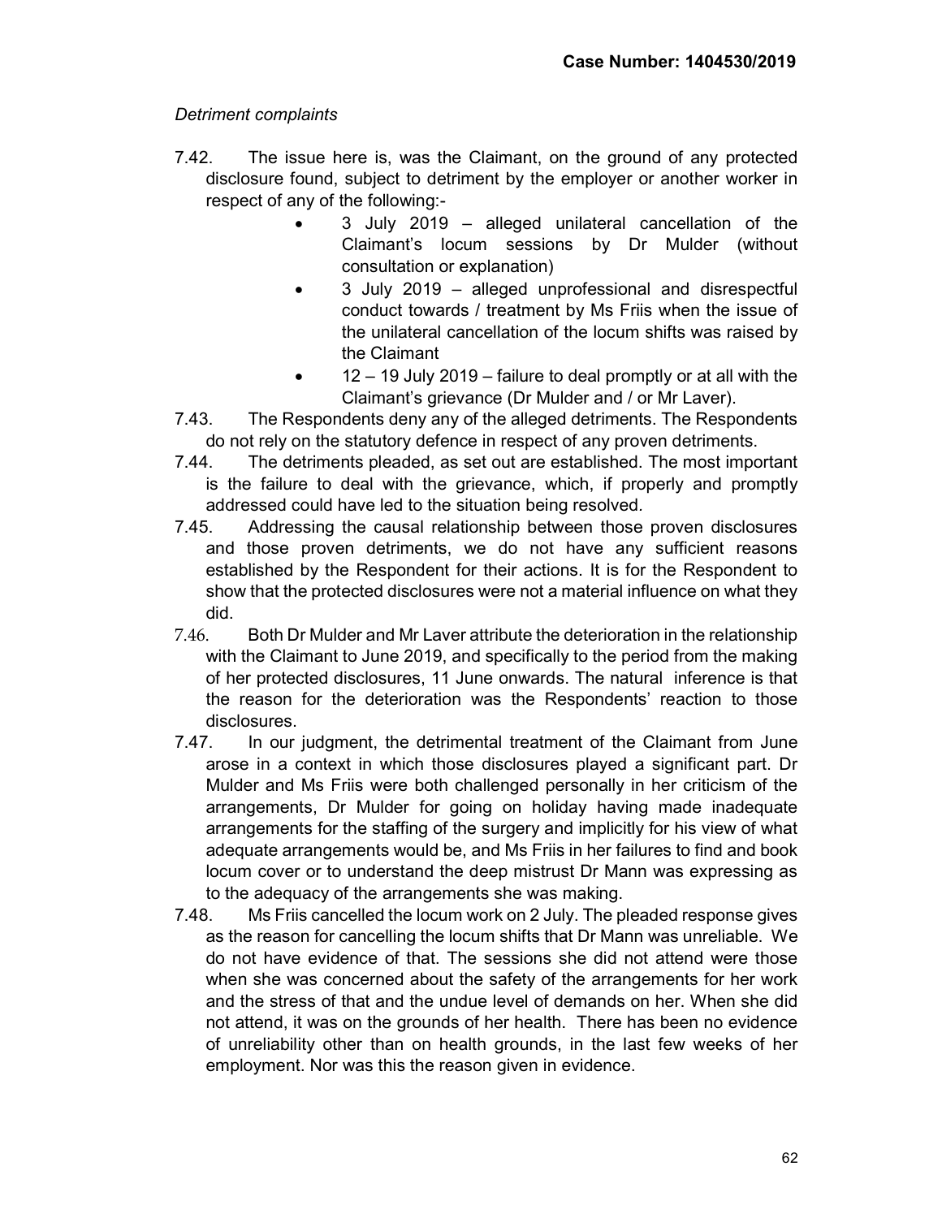*Detriment complaints*

7.42. The issue here is, was the Claimant, on the ground of any protected disclosure found, subject to detriment by the employer or another worker in respect of any of the following:-

- 3 July 2019 – alleged unilateral cancellation of the Claimant's locum sessions by Dr Mulder (without consultation or explanation)
- 3 July 2019 – alleged unprofessional and disrespectful conduct towards / treatment by Ms Friis when the issue of the unilateral cancellation of the locum shifts was raised by the Claimant
- 12 – 19 July 2019 – failure to deal promptly or at all with the Claimant's grievance (Dr Mulder and / or Mr Laver).

7.43. The Respondents deny any of the alleged detriments. The Respondents do not rely on the statutory defence in respect of any proven detriments.

7.44. The detriments pleaded, as set out are established. The most important is the failure to deal with the grievance, which, if properly and promptly addressed could have led to the situation being resolved.

7.45. Addressing the causal relationship between those proven disclosures and those proven detriments, we do not have any sufficient reasons established by the Respondent for their actions. It is for the Respondent to show that the protected disclosures were not a material influence on what they did.

7.46. Both Dr Mulder and Mr Laver attribute the deterioration in the relationship with the Claimant to June 2019, and specifically to the period from the making of her protected disclosures, 11 June onwards. The natural inference is that the reason for the deterioration was the Respondents' reaction to those disclosures.

7.47. In our judgment, the detrimental treatment of the Claimant from June arose in a context in which those disclosures played a significant part. Dr Mulder and Ms Friis were both challenged personally in her criticism of the arrangements, Dr Mulder for going on holiday having made inadequate arrangements for the staffing of the surgery and implicitly for his view of what adequate arrangements would be, and Ms Friis in her failures to find and book locum cover or to understand the deep mistrust Dr Mann was expressing as to the adequacy of the arrangements she was making.

7.48. Ms Friis cancelled the locum work on 2 July. The pleaded response gives as the reason for cancelling the locum shifts that Dr Mann was unreliable. We do not have evidence of that. The sessions she did not attend were those when she was concerned about the safety of the arrangements for her work and the stress of that and the undue level of demands on her. When she did not attend, it was on the grounds of her health. There has been no evidence of unreliability other than on health grounds, in the last few weeks of her employment. Nor was this the reason given in evidence.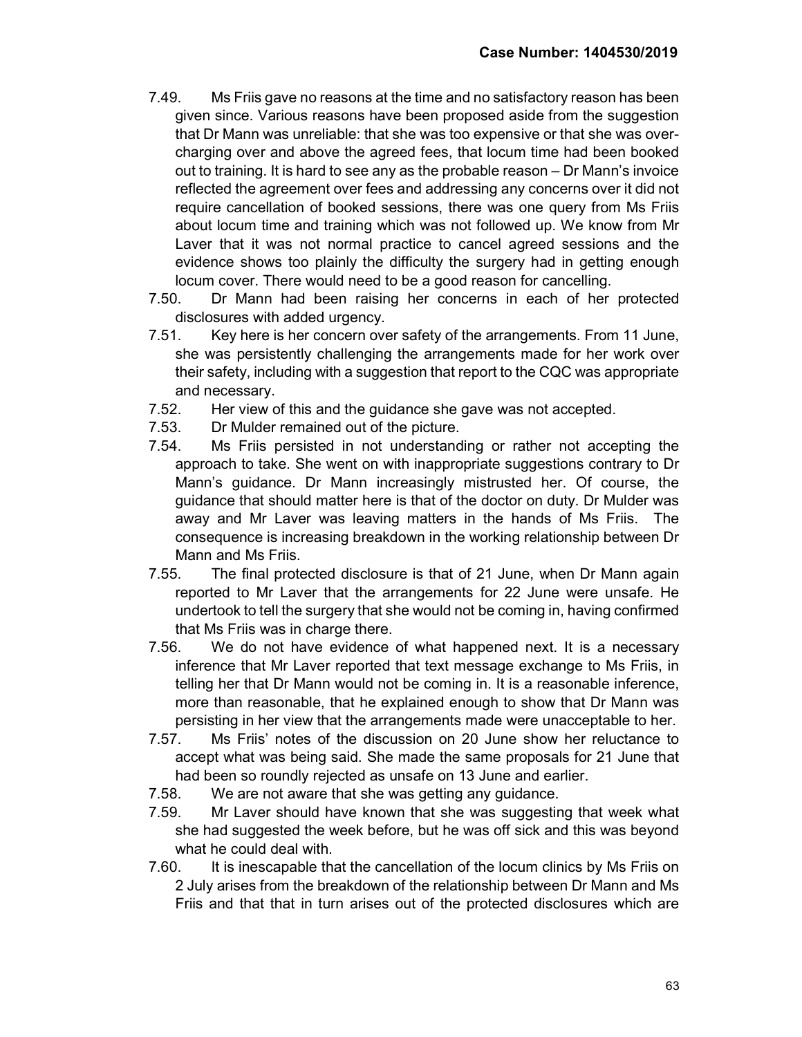7.49. Ms Friis gave no reasons at the time and no satisfactory reason has been given since. Various reasons have been proposed aside from the suggestion that Dr Mann was unreliable: that she was too expensive or that she was over-charging over and above the agreed fees, that locum time had been booked out to training. It is hard to see any as the probable reason – Dr Mann's invoice reflected the agreement over fees and addressing any concerns over it did not require cancellation of booked sessions, there was one query from Ms Friis about locum time and training which was not followed up. We know from Mr Laver that it was not normal practice to cancel agreed sessions and the evidence shows too plainly the difficulty the surgery had in getting enough locum cover. There would need to be a good reason for cancelling.

7.50. Dr Mann had been raising her concerns in each of her protected disclosures with added urgency.

7.51. Key here is her concern over safety of the arrangements. From 11 June, she was persistently challenging the arrangements made for her work over their safety, including with a suggestion that report to the CQC was appropriate and necessary.

7.52. Her view of this and the guidance she gave was not accepted.

7.53. Dr Mulder remained out of the picture.

7.54. Ms Friis persisted in not understanding or rather not accepting the approach to take. She went on with inappropriate suggestions contrary to Dr Mann's guidance. Dr Mann increasingly mistrusted her. Of course, the guidance that should matter here is that of the doctor on duty. Dr Mulder was away and Mr Laver was leaving matters in the hands of Ms Friis. The consequence is increasing breakdown in the working relationship between Dr Mann and Ms Friis.

7.55. The final protected disclosure is that of 21 June, when Dr Mann again reported to Mr Laver that the arrangements for 22 June were unsafe. He undertook to tell the surgery that she would not be coming in, having confirmed that Ms Friis was in charge there.

7.56. We do not have evidence of what happened next. It is a necessary inference that Mr Laver reported that text message exchange to Ms Friis, in telling her that Dr Mann would not be coming in. It is a reasonable inference, more than reasonable, that he explained enough to show that Dr Mann was persisting in her view that the arrangements made were unacceptable to her.

7.57. Ms Friis' notes of the discussion on 20 June show her reluctance to accept what was being said. She made the same proposals for 21 June that had been so roundly rejected as unsafe on 13 June and earlier.

7.58. We are not aware that she was getting any guidance.

7.59. Mr Laver should have known that she was suggesting that week what she had suggested the week before, but he was off sick and this was beyond what he could deal with.

7.60. It is inescapable that the cancellation of the locum clinics by Ms Friis on 2 July arises from the breakdown of the relationship between Dr Mann and Ms Friis and that that in turn arises out of the protected disclosures which are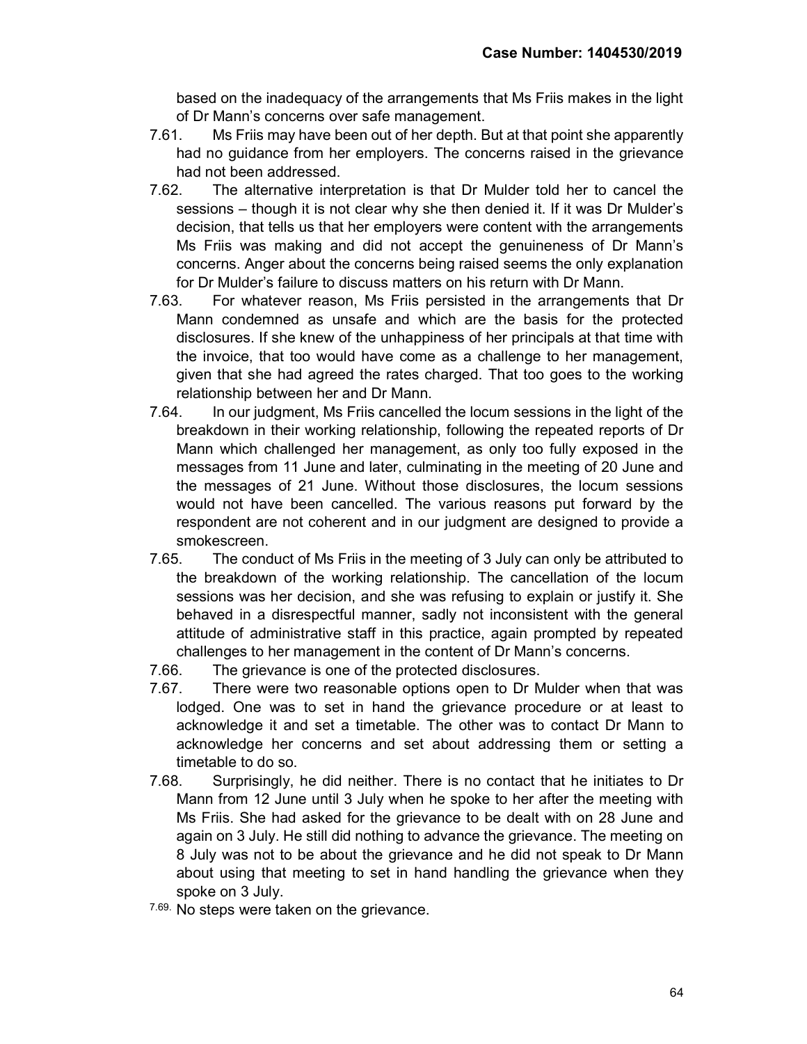based on the inadequacy of the arrangements that Ms Friis makes in the light of Dr Mann's concerns over safe management.

7.61. Ms Friis may have been out of her depth. But at that point she apparently had no guidance from her employers. The concerns raised in the grievance had not been addressed.

7.62. The alternative interpretation is that Dr Mulder told her to cancel the sessions – though it is not clear why she then denied it. If it was Dr Mulder's decision, that tells us that her employers were content with the arrangements Ms Friis was making and did not accept the genuineness of Dr Mann's concerns. Anger about the concerns being raised seems the only explanation for Dr Mulder's failure to discuss matters on his return with Dr Mann.

7.63. For whatever reason, Ms Friis persisted in the arrangements that Dr Mann condemned as unsafe and which are the basis for the protected disclosures. If she knew of the unhappiness of her principals at that time with the invoice, that too would have come as a challenge to her management, given that she had agreed the rates charged. That too goes to the working relationship between her and Dr Mann.

7.64. In our judgment, Ms Friis cancelled the locum sessions in the light of the breakdown in their working relationship, following the repeated reports of Dr Mann which challenged her management, as only too fully exposed in the messages from 11 June and later, culminating in the meeting of 20 June and the messages of 21 June. Without those disclosures, the locum sessions would not have been cancelled. The various reasons put forward by the respondent are not coherent and in our judgment are designed to provide a smokescreen.

7.65. The conduct of Ms Friis in the meeting of 3 July can only be attributed to the breakdown of the working relationship. The cancellation of the locum sessions was her decision, and she was refusing to explain or justify it. She behaved in a disrespectful manner, sadly not inconsistent with the general attitude of administrative staff in this practice, again prompted by repeated challenges to her management in the content of Dr Mann's concerns.

7.66. The grievance is one of the protected disclosures.

7.67. There were two reasonable options open to Dr Mulder when that was lodged. One was to set in hand the grievance procedure or at least to acknowledge it and set a timetable. The other was to contact Dr Mann to acknowledge her concerns and set about addressing them or setting a timetable to do so.

7.68. Surprisingly, he did neither. There is no contact that he initiates to Dr Mann from 12 June until 3 July when he spoke to her after the meeting with Ms Friis. She had asked for the grievance to be dealt with on 28 June and again on 3 July. He still did nothing to advance the grievance. The meeting on 8 July was not to be about the grievance and he did not speak to Dr Mann about using that meeting to set in hand handling the grievance when they spoke on 3 July.

7.69. No steps were taken on the grievance.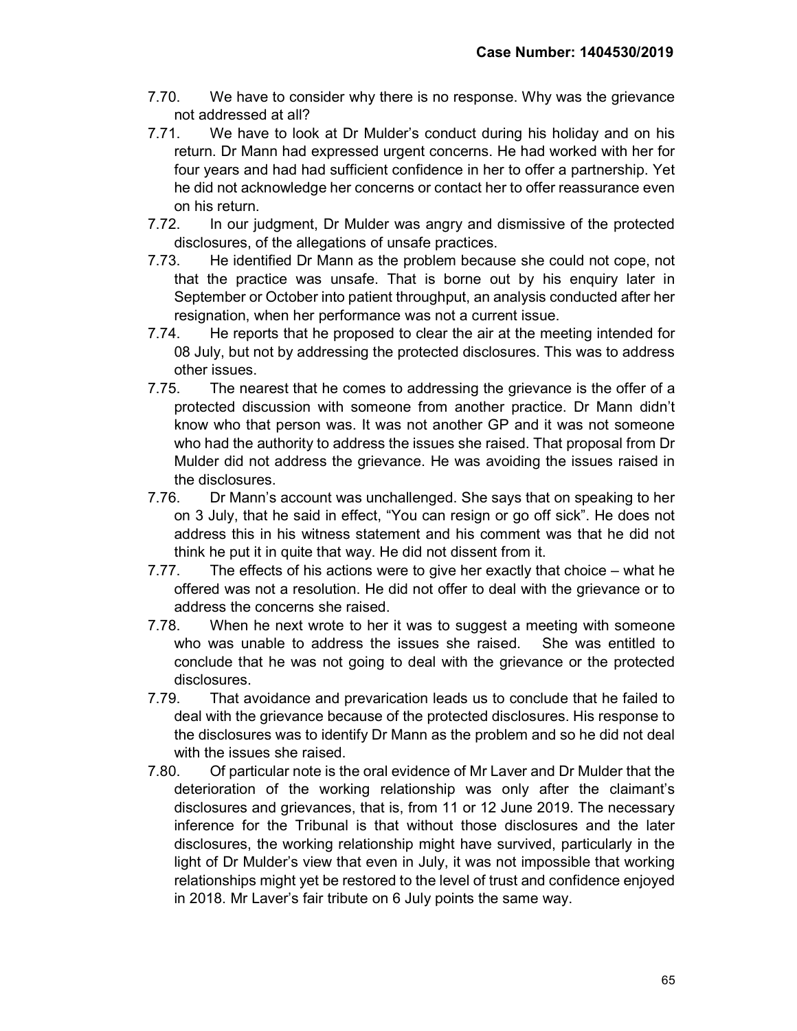7.70. We have to consider why there is no response. Why was the grievance not addressed at all?

7.71. We have to look at Dr Mulder's conduct during his holiday and on his return. Dr Mann had expressed urgent concerns. He had worked with her for four years and had had sufficient confidence in her to offer a partnership. Yet he did not acknowledge her concerns or contact her to offer reassurance even on his return.

7.72. In our judgment, Dr Mulder was angry and dismissive of the protected disclosures, of the allegations of unsafe practices.

7.73. He identified Dr Mann as the problem because she could not cope, not that the practice was unsafe. That is borne out by his enquiry later in September or October into patient throughput, an analysis conducted after her resignation, when her performance was not a current issue.

7.74. He reports that he proposed to clear the air at the meeting intended for 08 July, but not by addressing the protected disclosures. This was to address other issues.

7.75. The nearest that he comes to addressing the grievance is the offer of a protected discussion with someone from another practice. Dr Mann didn't know who that person was. It was not another GP and it was not someone who had the authority to address the issues she raised. That proposal from Dr Mulder did not address the grievance. He was avoiding the issues raised in the disclosures.

7.76. Dr Mann's account was unchallenged. She says that on speaking to her on 3 July, that he said in effect, "You can resign or go off sick". He does not address this in his witness statement and his comment was that he did not think he put it in quite that way. He did not dissent from it.

7.77. The effects of his actions were to give her exactly that choice – what he offered was not a resolution. He did not offer to deal with the grievance or to address the concerns she raised.

7.78. When he next wrote to her it was to suggest a meeting with someone who was unable to address the issues she raised. She was entitled to conclude that he was not going to deal with the grievance or the protected disclosures.

7.79. That avoidance and prevarication leads us to conclude that he failed to deal with the grievance because of the protected disclosures. His response to the disclosures was to identify Dr Mann as the problem and so he did not deal with the issues she raised.

7.80. Of particular note is the oral evidence of Mr Laver and Dr Mulder that the deterioration of the working relationship was only after the claimant's disclosures and grievances, that is, from 11 or 12 June 2019. The necessary inference for the Tribunal is that without those disclosures and the later disclosures, the working relationship might have survived, particularly in the light of Dr Mulder's view that even in July, it was not impossible that working relationships might yet be restored to the level of trust and confidence enjoyed in 2018. Mr Laver's fair tribute on 6 July points the same way.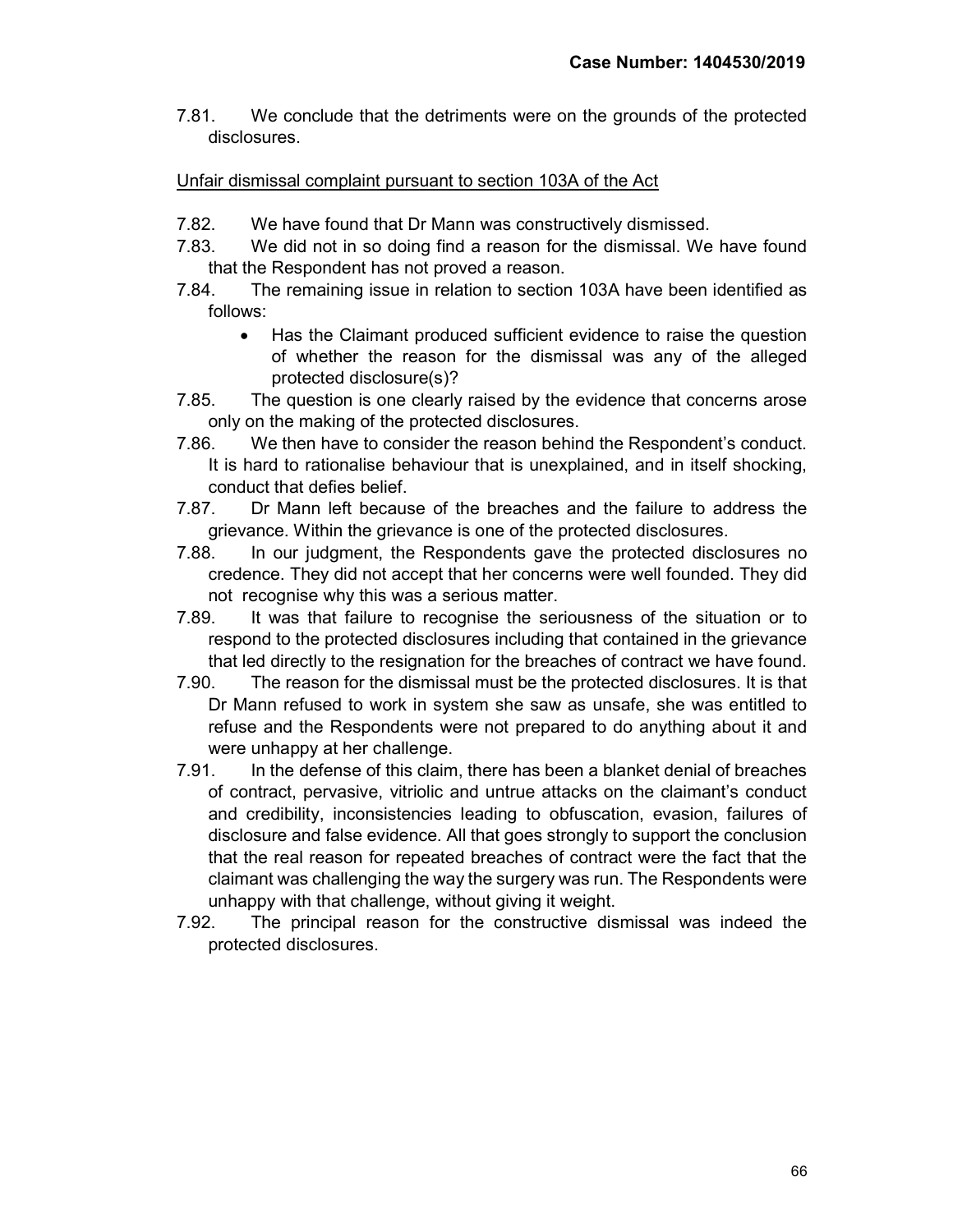7.81. We conclude that the detriments were on the grounds of the protected disclosures.

Unfair dismissal complaint pursuant to section 103A of the Act

7.82. We have found that Dr Mann was constructively dismissed.

7.83. We did not in so doing find a reason for the dismissal. We have found that the Respondent has not proved a reason.

7.84. The remaining issue in relation to section 103A have been identified as follows:

- Has the Claimant produced sufficient evidence to raise the question of whether the reason for the dismissal was any of the alleged protected disclosure(s)?

7.85. The question is one clearly raised by the evidence that concerns arose only on the making of the protected disclosures.

7.86. We then have to consider the reason behind the Respondent's conduct. It is hard to rationalise behaviour that is unexplained, and in itself shocking, conduct that defies belief.

7.87. Dr Mann left because of the breaches and the failure to address the grievance. Within the grievance is one of the protected disclosures.

7.88. In our judgment, the Respondents gave the protected disclosures no credence. They did not accept that her concerns were well founded. They did not recognise why this was a serious matter.

7.89. It was that failure to recognise the seriousness of the situation or to respond to the protected disclosures including that contained in the grievance that led directly to the resignation for the breaches of contract we have found.

7.90. The reason for the dismissal must be the protected disclosures. It is that Dr Mann refused to work in system she saw as unsafe, she was entitled to refuse and the Respondents were not prepared to do anything about it and were unhappy at her challenge.

7.91. In the defense of this claim, there has been a blanket denial of breaches of contract, pervasive, vitriolic and untrue attacks on the claimant's conduct and credibility, inconsistencies leading to obfuscation, evasion, failures of disclosure and false evidence. All that goes strongly to support the conclusion that the real reason for repeated breaches of contract were the fact that the claimant was challenging the way the surgery was run. The Respondents were unhappy with that challenge, without giving it weight.

7.92. The principal reason for the constructive dismissal was indeed the protected disclosures.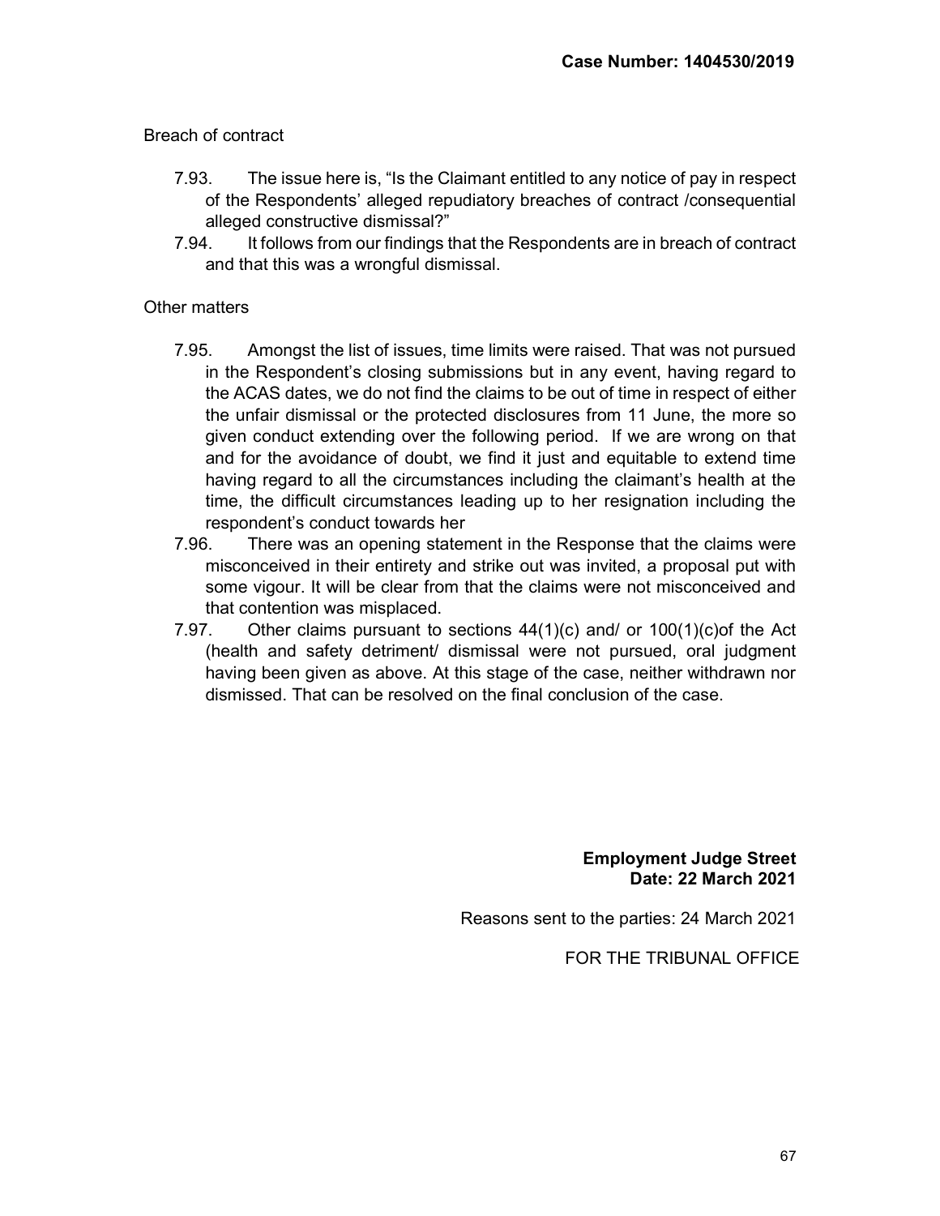Breach of contract

7.93. The issue here is, "Is the Claimant entitled to any notice of pay in respect of the Respondents' alleged repudiatory breaches of contract /consequential alleged constructive dismissal?"

7.94. It follows from our findings that the Respondents are in breach of contract and that this was a wrongful dismissal.

Other matters

7.95. Amongst the list of issues, time limits were raised. That was not pursued in the Respondent's closing submissions but in any event, having regard to the ACAS dates, we do not find the claims to be out of time in respect of either the unfair dismissal or the protected disclosures from 11 June, the more so given conduct extending over the following period. If we are wrong on that and for the avoidance of doubt, we find it just and equitable to extend time having regard to all the circumstances including the claimant's health at the time, the difficult circumstances leading up to her resignation including the respondent's conduct towards her

7.96. There was an opening statement in the Response that the claims were misconceived in their entirety and strike out was invited, a proposal put with some vigour. It will be clear from that the claims were not misconceived and that contention was misplaced.

7.97. Other claims pursuant to sections 44(1)(c) and/ or 100(1)(c)of the Act (health and safety detriment/ dismissal were not pursued, oral judgment having been given as above. At this stage of the case, neither withdrawn nor dismissed. That can be resolved on the final conclusion of the case.

**Employment Judge Street**
**Date: 22 March 2021**

Reasons sent to the parties: 24 March 2021

FOR THE TRIBUNAL OFFICE